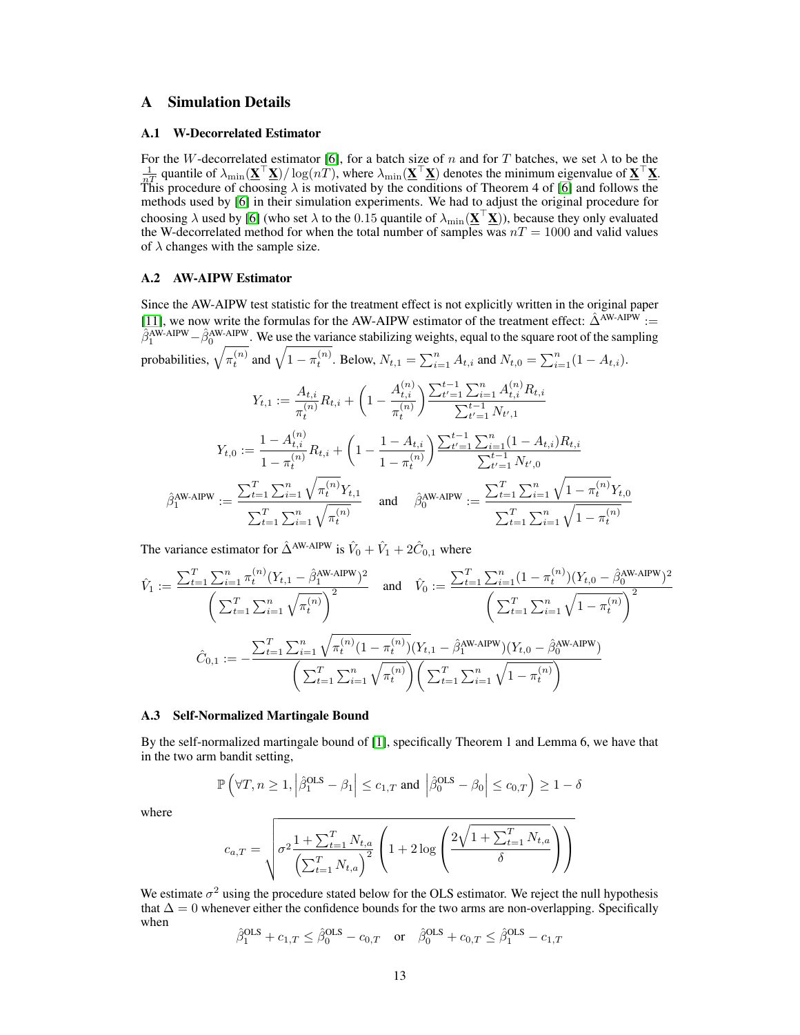## A Simulation Details

### A.1 W-Decorrelated Estimator

For the $W$-decorrelated estimator [6], for a batch size of $n$ and for $T$ batches, we set $\lambda$ to be the $\frac{1}{nT}$ quantile of $\lambda_{\min}(\underline{\mathbf{X}}^\top \underline{\mathbf{X}}) / \log(nT)$, where $\lambda_{\min}(\underline{\mathbf{X}}^\top \underline{\mathbf{X}})$ denotes the minimum eigenvalue of $\underline{\mathbf{X}}^\top \underline{\mathbf{X}}$. This procedure of choosing $\lambda$ is motivated by the conditions of Theorem 4 of [6] and follows the methods used by [6] in their simulation experiments. We had to adjust the original procedure for choosing $\lambda$ used by [6] (who set $\lambda$ to the 0.15 quantile of $\lambda_{\min}(\underline{\mathbf{X}}^\top \underline{\mathbf{X}})$), because they only evaluated the W-decorrelated method for when the total number of samples was $nT = 1000$ and valid values of $\lambda$ changes with the sample size.

### A.2 AW-AIPW Estimator

Since the AW-AIPW test statistic for the treatment effect is not explicitly written in the original paper [11], we now write the formulas for the AW-AIPW estimator of the treatment effect: $\hat{\Delta}^{\text{AW-AIPW}} := \hat{\beta}_1^{\text{AW-AIPW}} - \hat{\beta}_0^{\text{AW-AIPW}}$. We use the variance stabilizing weights, equal to the square root of the sampling probabilities, $\sqrt{\pi_t^{(n)}}$ and $\sqrt{1 - \pi_t^{(n)}}$. Below, $N_{t,1} = \sum_{i=1}^n A_{t,i}$ and $N_{t,0} = \sum_{i=1}^n (1 - A_{t,i})$.

$$
Y_{t,1} := \frac{A_{t,i}}{\pi_t^{(n)}} R_{t,i} + \left(1 - \frac{A_{t,i}^{(n)}}{\pi_t^{(n)}}\right) \frac{\sum_{t'=1}^{t-1} \sum_{i=1}^n A_{t,i}^{(n)} R_{t,i}}{\sum_{t'=1}^{t-1} N_{t',1}}
$$

$$
Y_{t,0} := \frac{1 - A_{t,i}^{(n)}}{1 - \pi_t^{(n)}} R_{t,i} + \left(1 - \frac{1 - A_{t,i}}{1 - \pi_t^{(n)}}\right) \frac{\sum_{t'=1}^{t-1} \sum_{i=1}^n (1 - A_{t,i}) R_{t,i}}{\sum_{t'=1}^{t-1} N_{t',0}}
$$

$$
\hat{\beta}_1^{\text{AW-AIPW}} := \frac{\sum_{t=1}^T \sum_{i=1}^n \sqrt{\pi_t^{(n)}} Y_{t,1}}{\sum_{t=1}^T \sum_{i=1}^n \sqrt{\pi_t^{(n)}}} \quad \text{and} \quad \hat{\beta}_0^{\text{AW-AIPW}} := \frac{\sum_{t=1}^T \sum_{i=1}^n \sqrt{1 - \pi_t^{(n)}} Y_{t,0}}{\sum_{t=1}^T \sum_{i=1}^n \sqrt{1 - \pi_t^{(n)}}}
$$

The variance estimator for $\hat{\Delta}^{\text{AW-AIPW}}$ is $\hat{V}_0 + \hat{V}_1 + 2\hat{C}_{0,1}$ where

$$
\hat{V}_1 := \frac{\sum_{t=1}^T \sum_{i=1}^n \pi_t^{(n)} (Y_{t,1} - \hat{\beta}_1^{\text{AW-AIPW}})^2}{\left(\sum_{t=1}^T \sum_{i=1}^n \sqrt{\pi_t^{(n)}}\right)^2} \quad \text{and} \quad \hat{V}_0 := \frac{\sum_{t=1}^T \sum_{i=1}^n (1 - \pi_t^{(n)}) (Y_{t,0} - \hat{\beta}_0^{\text{AW-AIPW}})^2}{\left(\sum_{t=1}^T \sum_{i=1}^n \sqrt{1 - \pi_t^{(n)}}\right)^2}
$$

$$
\hat{C}_{0,1} := -\frac{\sum_{t=1}^T \sum_{i=1}^n \sqrt{\pi_t^{(n)} (1 - \pi_t^{(n)})} (Y_{t,1} - \hat{\beta}_1^{\text{AW-AIPW}})(Y_{t,0} - \hat{\beta}_0^{\text{AW-AIPW}})}{\left(\sum_{t=1}^T \sum_{i=1}^n \sqrt{\pi_t^{(n)}}\right) \left(\sum_{t=1}^T \sum_{i=1}^n \sqrt{1 - \pi_t^{(n)}}\right)}
$$

### A.3 Self-Normalized Martingale Bound

By the self-normalized martingale bound of [1], specifically Theorem 1 and Lemma 6, we have that in the two arm bandit setting,

$$
\mathbb{P}\left(\forall T, n \geq 1, \left|\hat{\beta}_1^{\text{OLS}} - \beta_1\right| \leq c_{1,T} \text{ and } \left|\hat{\beta}_0^{\text{OLS}} - \beta_0\right| \leq c_{0,T}\right) \geq 1 - \delta
$$

where

$$
c_{a,T} = \sqrt{\sigma^2 \frac{1 + \sum_{t=1}^T N_{t,a}}{\left(\sum_{t=1}^T N_{t,a}\right)^2} \left(1 + 2\log\left(\frac{2\sqrt{1 + \sum_{t=1}^T N_{t,a}}}{\delta}\right)\right)}
$$

We estimate $\sigma^2$ using the procedure stated below for the OLS estimator. We reject the null hypothesis that $\Delta = 0$ whenever either the confidence bounds for the two arms are non-overlapping. Specifically when

$$
\hat{\beta}_1^{\text{OLS}} + c_{1,T} \leq \hat{\beta}_0^{\text{OLS}} - c_{0,T} \quad \text{or} \quad \hat{\beta}_0^{\text{OLS}} + c_{0,T} \leq \hat{\beta}_1^{\text{OLS}} - c_{1,T}
$$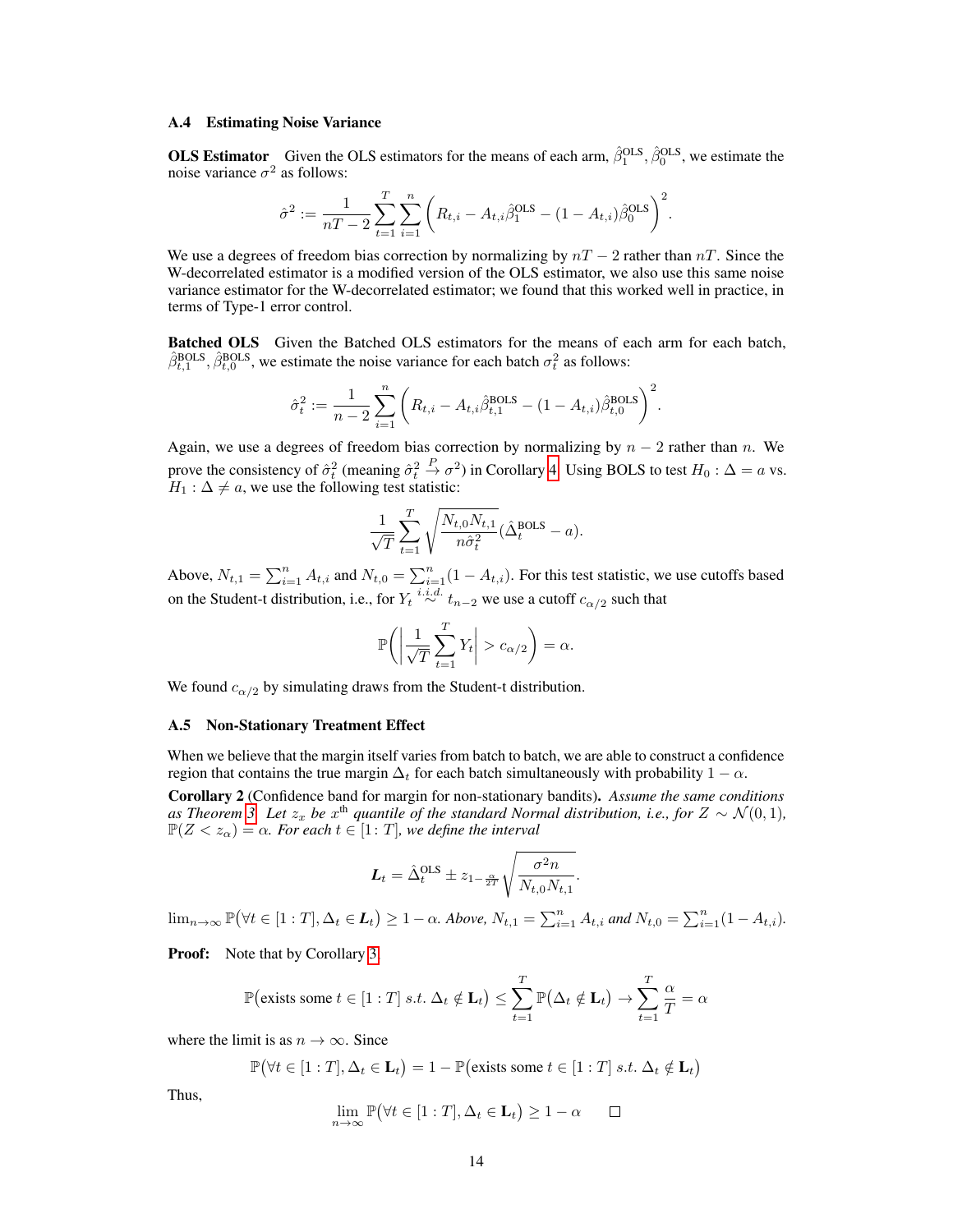### A.4 Estimating Noise Variance

**OLS Estimator** Given the OLS estimators for the means of each arm, $\hat{\beta}_1^{\text{OLS}}, \hat{\beta}_0^{\text{OLS}}$, we estimate the noise variance $\sigma^2$ as follows:

$$\hat{\sigma}^2 := \frac{1}{nT-2} \sum_{t=1}^{T} \sum_{i=1}^{n} \left( R_{t,i} - A_{t,i}\hat{\beta}_1^{\text{OLS}} - (1 - A_{t,i})\hat{\beta}_0^{\text{OLS}} \right)^2.$$

We use a degrees of freedom bias correction by normalizing by $nT - 2$ rather than $nT$. Since the W-decorrelated estimator is a modified version of the OLS estimator, we also use this same noise variance estimator for the W-decorrelated estimator; we found that this worked well in practice, in terms of Type-1 error control.

**Batched OLS** Given the Batched OLS estimators for the means of each arm for each batch, $\hat{\beta}_{t,1}^{\text{BOLS}}, \hat{\beta}_{t,0}^{\text{BOLS}}$, we estimate the noise variance for each batch $\sigma_t^2$ as follows:

$$\hat{\sigma}_t^2 := \frac{1}{n-2} \sum_{i=1}^{n} \left( R_{t,i} - A_{t,i}\hat{\beta}_{t,1}^{\text{BOLS}} - (1 - A_{t,i})\hat{\beta}_{t,0}^{\text{BOLS}} \right)^2.$$

Again, we use a degrees of freedom bias correction by normalizing by $n - 2$ rather than $n$. We prove the consistency of $\hat{\sigma}_t^2$ (meaning $\hat{\sigma}_t^2 \xrightarrow{P} \sigma^2$) in Corollary 4. Using BOLS to test $H_0 : \Delta = a$ vs. $H_1 : \Delta \neq a$, we use the following test statistic:

$$\frac{1}{\sqrt{T}} \sum_{t=1}^{T} \sqrt{\frac{N_{t,0}N_{t,1}}{n\hat{\sigma}_t^2}} (\hat{\Delta}_t^{\text{BOLS}} - a).$$

Above, $N_{t,1} = \sum_{i=1}^{n} A_{t,i}$ and $N_{t,0} = \sum_{i=1}^{n}(1 - A_{t,i})$. For this test statistic, we use cutoffs based on the Student-t distribution, i.e., for $Y_t \overset{i.i.d.}{\sim} t_{n-2}$ we use a cutoff $c_{\alpha/2}$ such that

$$\mathbb{P}\left( \left| \frac{1}{\sqrt{T}} \sum_{t=1}^{T} Y_t \right| > c_{\alpha/2} \right) = \alpha.$$

We found $c_{\alpha/2}$ by simulating draws from the Student-t distribution.

### A.5 Non-Stationary Treatment Effect

When we believe that the margin itself varies from batch to batch, we are able to construct a confidence region that contains the true margin $\Delta_t$ for each batch simultaneously with probability $1 - \alpha$.

**Corollary 2** (Confidence band for margin for non-stationary bandits)**.** *Assume the same conditions as Theorem 3. Let $z_x$ be $x^{\text{th}}$ quantile of the standard Normal distribution, i.e., for $Z \sim \mathcal{N}(0, 1)$, $\mathbb{P}(Z < z_\alpha) = \alpha$. For each $t \in [1 : T]$, we define the interval*

$$\boldsymbol{L}_t = \hat{\Delta}_t^{\text{OLS}} \pm z_{1-\frac{\alpha}{2T}} \sqrt{\frac{\sigma^2 n}{N_{t,0}N_{t,1}}}.$$

$\lim_{n\to\infty} \mathbb{P}\big(\forall t \in [1 : T], \Delta_t \in \boldsymbol{L}_t\big) \geq 1 - \alpha$. *Above, $N_{t,1} = \sum_{i=1}^{n} A_{t,i}$ and $N_{t,0} = \sum_{i=1}^{n}(1 - A_{t,i})$.*

**Proof:** Note that by Corollary 3,

$$\mathbb{P}\big(\text{exists some } t \in [1 : T] \ s.t. \ \Delta_t \notin \mathbf{L}_t\big) \leq \sum_{t=1}^{T} \mathbb{P}\big(\Delta_t \notin \mathbf{L}_t\big) \to \sum_{t=1}^{T} \frac{\alpha}{T} = \alpha$$

where the limit is as $n \to \infty$. Since

$$\mathbb{P}\big(\forall t \in [1 : T], \Delta_t \in \mathbf{L}_t\big) = 1 - \mathbb{P}\big(\text{exists some } t \in [1 : T] \ s.t. \ \Delta_t \notin \mathbf{L}_t\big)$$

Thus,

$$\lim_{n\to\infty} \mathbb{P}\big(\forall t \in [1 : T], \Delta_t \in \mathbf{L}_t\big) \geq 1 - \alpha \qquad \square$$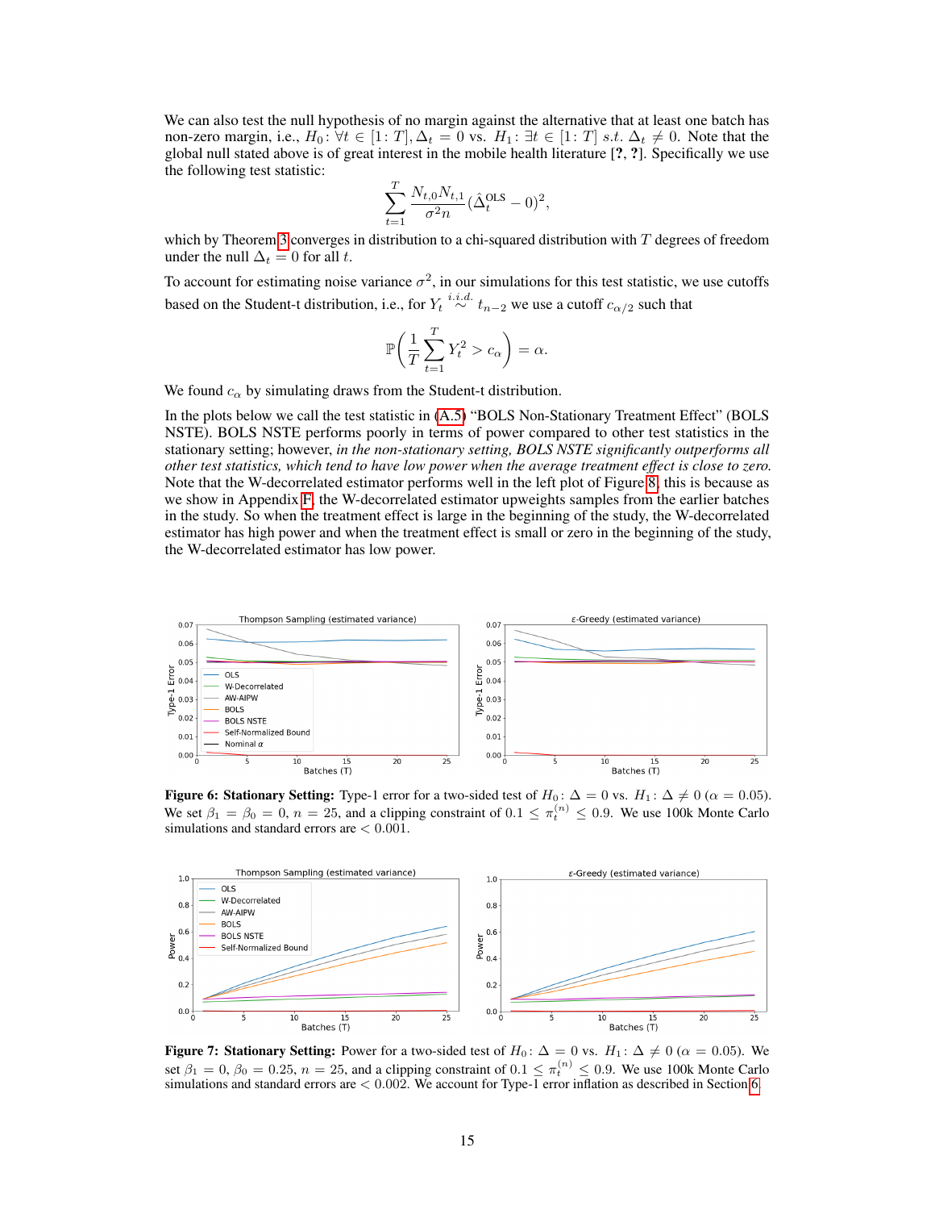We can also test the null hypothesis of no margin against the alternative that at least one batch has non-zero margin, i.e., $H_0 \colon \forall t \in [1\colon T], \Delta_t = 0$ vs. $H_1 \colon \exists t \in [1\colon T] \; s.t. \; \Delta_t \neq 0$. Note that the global null stated above is of great interest in the mobile health literature [?, ?]. Specifically we use the following test statistic:

$$\sum_{t=1}^{T} \frac{N_{t,0} N_{t,1}}{\sigma^2 n} (\hat{\Delta}_t^{\text{OLS}} - 0)^2,$$

which by Theorem 3 converges in distribution to a chi-squared distribution with $T$ degrees of freedom under the null $\Delta_t = 0$ for all $t$.

To account for estimating noise variance $\sigma^2$, in our simulations for this test statistic, we use cutoffs based on the Student-t distribution, i.e., for $Y_t \overset{i.i.d.}{\sim} t_{n-2}$ we use a cutoff $c_{\alpha/2}$ such that

$$\mathbb{P}\left( \frac{1}{T} \sum_{t=1}^{T} Y_t^2 > c_\alpha \right) = \alpha.$$

We found $c_\alpha$ by simulating draws from the Student-t distribution.

In the plots below we call the test statistic in (A.5) "BOLS Non-Stationary Treatment Effect" (BOLS NSTE). BOLS NSTE performs poorly in terms of power compared to other test statistics in the stationary setting; however, *in the non-stationary setting, BOLS NSTE significantly outperforms all other test statistics, which tend to have low power when the average treatment effect is close to zero.* Note that the W-decorrelated estimator performs well in the left plot of Figure 8, this is because as we show in Appendix F, the W-decorrelated estimator upweights samples from the earlier batches in the study. So when the treatment effect is large in the beginning of the study, the W-decorrelated estimator has high power and when the treatment effect is small or zero in the beginning of the study, the W-decorrelated estimator has low power.

**Figure 6: Stationary Setting:** Type-1 error for a two-sided test of $H_0 \colon \Delta = 0$ vs. $H_1 \colon \Delta \neq 0$ ($\alpha = 0.05$). We set $\beta_1 = \beta_0 = 0$, $n = 25$, and a clipping constraint of $0.1 \leq \pi_t^{(n)} \leq 0.9$. We use 100k Monte Carlo simulations and standard errors are $< 0.001$.

**Figure 7: Stationary Setting:** Power for a two-sided test of $H_0 \colon \Delta = 0$ vs. $H_1 \colon \Delta \neq 0$ ($\alpha = 0.05$). We set $\beta_1 = 0$, $\beta_0 = 0.25$, $n = 25$, and a clipping constraint of $0.1 \leq \pi_t^{(n)} \leq 0.9$. We use 100k Monte Carlo simulations and standard errors are $< 0.002$. We account for Type-1 error inflation as described in Section 6.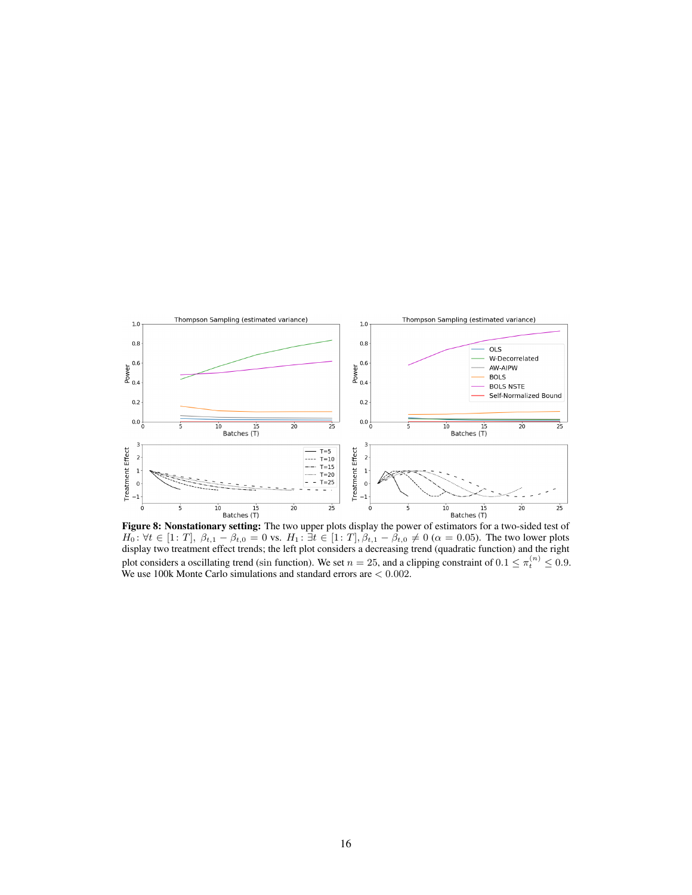**Figure 8: Nonstationary setting:** The two upper plots display the power of estimators for a two-sided test of $H_0\colon \forall t \in [1\colon T],\ \beta_{t,1} - \beta_{t,0} = 0$ vs. $H_1\colon \exists t \in [1\colon T], \beta_{t,1} - \beta_{t,0} \neq 0$ ($\alpha = 0.05$). The two lower plots display two treatment effect trends; the left plot considers a decreasing trend (quadratic function) and the right plot considers a oscillating trend (sin function). We set $n = 25$, and a clipping constraint of $0.1 \leq \pi_t^{(n)} \leq 0.9$. We use 100k Monte Carlo simulations and standard errors are $< 0.002$.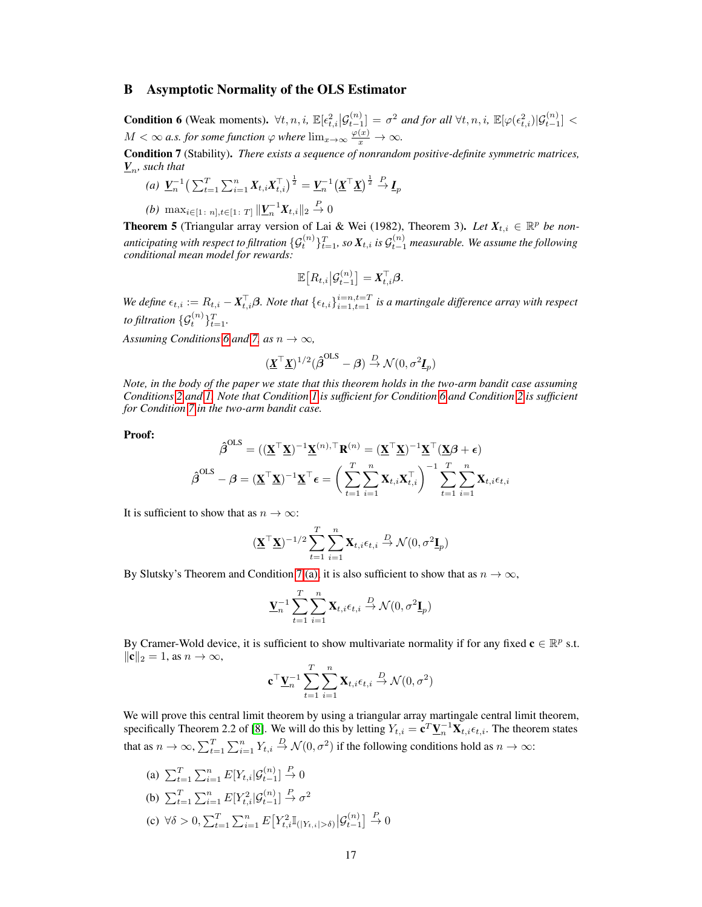## B Asymptotic Normality of the OLS Estimator

**Condition 6** (Weak moments). *$\forall t, n, i$, $\mathbb{E}[\epsilon_{t,i}^2 | \mathcal{G}_{t-1}^{(n)}] = \sigma^2$ and for all $\forall t, n, i$, $\mathbb{E}[\varphi(\epsilon_{t,i}^2) | \mathcal{G}_{t-1}^{(n)}] < M < \infty$ a.s. for some function $\varphi$ where $\lim_{x \to \infty} \frac{\varphi(x)}{x} \to \infty$.*

**Condition 7** (Stability). *There exists a sequence of nonrandom positive-definite symmetric matrices, $\underline{\boldsymbol{V}}_n$, such that*

*(a) $\underline{\boldsymbol{V}}_n^{-1} \left( \sum_{t=1}^T \sum_{i=1}^n \boldsymbol{X}_{t,i} \boldsymbol{X}_{t,i}^\top \right)^{\frac{1}{2}} = \underline{\boldsymbol{V}}_n^{-1} \left( \underline{\boldsymbol{X}}^\top \underline{\boldsymbol{X}} \right)^{\frac{1}{2}} \xrightarrow{P} \underline{\boldsymbol{I}}_p$*

*(b) $\max_{i \in [1:\, n], t \in [1:\, T]} \| \underline{\boldsymbol{V}}_n^{-1} \boldsymbol{X}_{t,i} \|_2 \xrightarrow{P} 0$*

**Theorem 5** (Triangular array version of Lai & Wei (1982), Theorem 3). *Let $\boldsymbol{X}_{t,i} \in \mathbb{R}^p$ be non-anticipating with respect to filtration $\{\mathcal{G}_t^{(n)}\}_{t=1}^T$, so $\boldsymbol{X}_{t,i}$ is $\mathcal{G}_{t-1}^{(n)}$ measurable. We assume the following conditional mean model for rewards:*

$$\mathbb{E}\big[R_{t,i} | \mathcal{G}_{t-1}^{(n)}\big] = \boldsymbol{X}_{t,i}^\top \boldsymbol{\beta}.$$

*We define $\epsilon_{t,i} := R_{t,i} - \boldsymbol{X}_{t,i}^\top \boldsymbol{\beta}$. Note that $\{\epsilon_{t,i}\}_{i=1,t=1}^{i=n,t=T}$ is a martingale difference array with respect to filtration $\{\mathcal{G}_t^{(n)}\}_{t=1}^T$.*

*Assuming Conditions 6 and 7, as $n \to \infty$,*

$$(\underline{\boldsymbol{X}}^\top \underline{\boldsymbol{X}})^{1/2} (\hat{\boldsymbol{\beta}}^{\text{OLS}} - \boldsymbol{\beta}) \xrightarrow{D} \mathcal{N}(0, \sigma^2 \underline{\boldsymbol{I}}_p)$$

*Note, in the body of the paper we state that this theorem holds in the two-arm bandit case assuming Conditions 2 and 1. Note that Condition 1 is sufficient for Condition 6 and Condition 2 is sufficient for Condition 7 in the two-arm bandit case.*

**Proof:**

$$\hat{\boldsymbol{\beta}}^{\text{OLS}} = ((\underline{\mathbf{X}}^\top \underline{\mathbf{X}})^{-1} \underline{\mathbf{X}}^{(n),\top} \mathbf{R}^{(n)} = (\underline{\mathbf{X}}^\top \underline{\mathbf{X}})^{-1} \underline{\mathbf{X}}^\top (\underline{\mathbf{X}} \boldsymbol{\beta} + \boldsymbol{\epsilon})$$

$$\hat{\boldsymbol{\beta}}^{\text{OLS}} - \boldsymbol{\beta} = (\underline{\mathbf{X}}^\top \underline{\mathbf{X}})^{-1} \underline{\mathbf{X}}^\top \boldsymbol{\epsilon} = \left( \sum_{t=1}^T \sum_{i=1}^n \mathbf{X}_{t,i} \mathbf{X}_{t,i}^\top \right)^{-1} \sum_{t=1}^T \sum_{i=1}^n \mathbf{X}_{t,i} \epsilon_{t,i}$$

It is sufficient to show that as $n \to \infty$:

$$(\underline{\mathbf{X}}^\top \underline{\mathbf{X}})^{-1/2} \sum_{t=1}^T \sum_{i=1}^n \mathbf{X}_{t,i} \epsilon_{t,i} \xrightarrow{D} \mathcal{N}(0, \sigma^2 \underline{\mathbf{I}}_p)$$

By Slutsky's Theorem and Condition 7 (a), it is also sufficient to show that as $n \to \infty$,

$$\underline{\mathbf{V}}_n^{-1} \sum_{t=1}^T \sum_{i=1}^n \mathbf{X}_{t,i} \epsilon_{t,i} \xrightarrow{D} \mathcal{N}(0, \sigma^2 \underline{\mathbf{I}}_p)$$

By Cramer-Wold device, it is sufficient to show multivariate normality if for any fixed $\mathbf{c} \in \mathbb{R}^p$ s.t. $\|\mathbf{c}\|_2 = 1$, as $n \to \infty$,

$$\mathbf{c}^\top \underline{\mathbf{V}}_n^{-1} \sum_{t=1}^T \sum_{i=1}^n \mathbf{X}_{t,i} \epsilon_{t,i} \xrightarrow{D} \mathcal{N}(0, \sigma^2)$$

We will prove this central limit theorem by using a triangular array martingale central limit theorem, specifically Theorem 2.2 of [8]. We will do this by letting $Y_{t,i} = \mathbf{c}^T \underline{\mathbf{V}}_n^{-1} \mathbf{X}_{t,i} \epsilon_{t,i}$. The theorem states that as $n \to \infty$, $\sum_{t=1}^T \sum_{i=1}^n Y_{t,i} \xrightarrow{D} \mathcal{N}(0, \sigma^2)$ if the following conditions hold as $n \to \infty$:

(a) $\sum_{t=1}^T \sum_{i=1}^n E[Y_{t,i} | \mathcal{G}_{t-1}^{(n)}] \xrightarrow{P} 0$

(b) $\sum_{t=1}^T \sum_{i=1}^n E[Y_{t,i}^2 | \mathcal{G}_{t-1}^{(n)}] \xrightarrow{P} \sigma^2$

(c) $\forall \delta > 0, \sum_{t=1}^T \sum_{i=1}^n E\big[Y_{t,i}^2 \mathbb{I}_{(|Y_{t,i}| > \delta)} \big| \mathcal{G}_{t-1}^{(n)}\big] \xrightarrow{P} 0$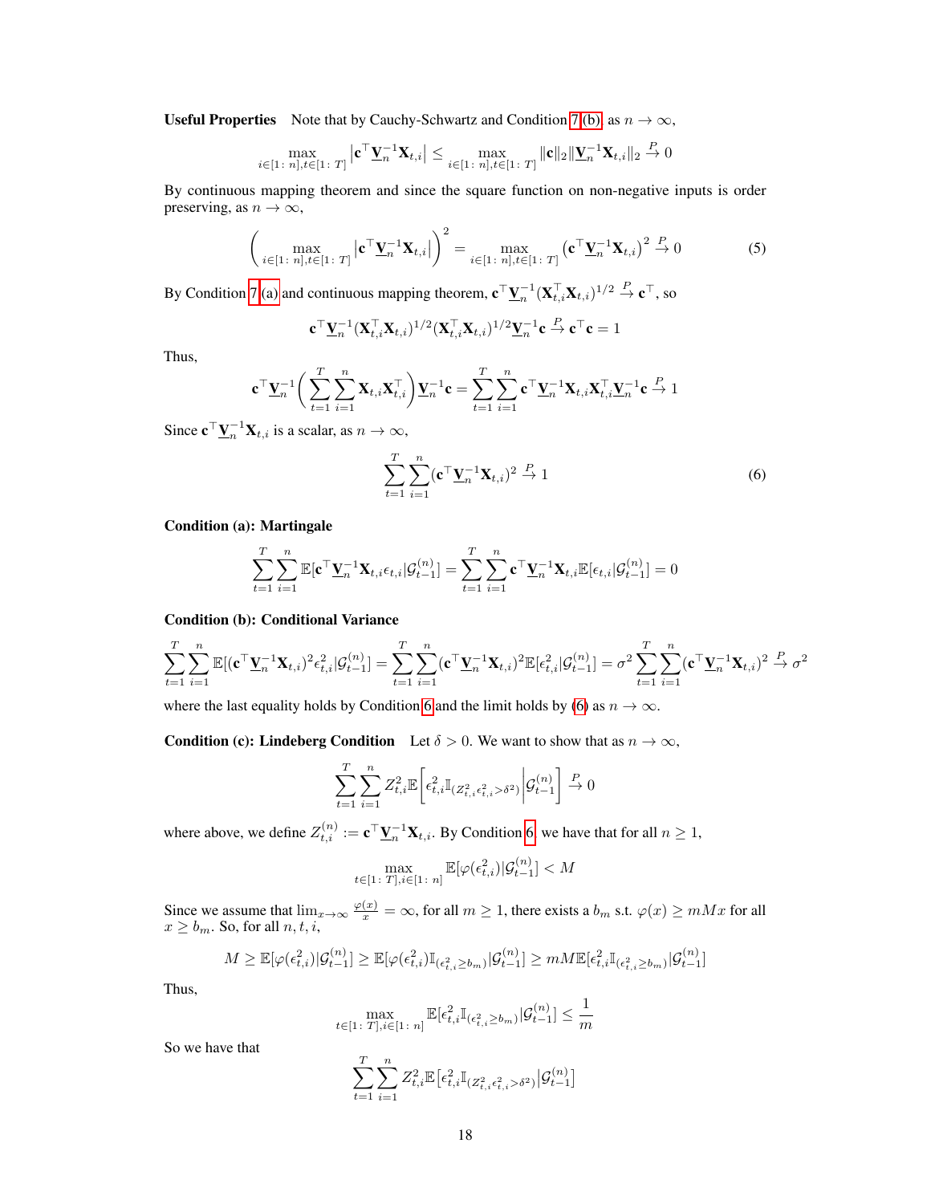**Useful Properties** Note that by Cauchy-Schwartz and Condition 7 (b), as $n \to \infty$,

$$\max_{i \in [1:\,n], t \in [1:\,T]} \left| \mathbf{c}^\top \underline{\mathbf{V}}_n^{-1} \mathbf{X}_{t,i} \right| \leq \max_{i \in [1:\,n], t \in [1:\,T]} \|\mathbf{c}\|_2 \|\underline{\mathbf{V}}_n^{-1} \mathbf{X}_{t,i}\|_2 \xrightarrow{P} 0$$

By continuous mapping theorem and since the square function on non-negative inputs is order preserving, as $n \to \infty$,

$$\left( \max_{i \in [1:\,n], t \in [1:\,T]} \left| \mathbf{c}^\top \underline{\mathbf{V}}_n^{-1} \mathbf{X}_{t,i} \right| \right)^2 = \max_{i \in [1:\,n], t \in [1:\,T]} \left( \mathbf{c}^\top \underline{\mathbf{V}}_n^{-1} \mathbf{X}_{t,i} \right)^2 \xrightarrow{P} 0 \tag{5}$$

By Condition 7 (a) and continuous mapping theorem, $\mathbf{c}^\top \underline{\mathbf{V}}_n^{-1} (\mathbf{X}_{t,i}^\top \mathbf{X}_{t,i})^{1/2} \xrightarrow{P} \mathbf{c}^\top$, so

$$\mathbf{c}^\top \underline{\mathbf{V}}_n^{-1} (\mathbf{X}_{t,i}^\top \mathbf{X}_{t,i})^{1/2} (\mathbf{X}_{t,i}^\top \mathbf{X}_{t,i})^{1/2} \underline{\mathbf{V}}_n^{-1} \mathbf{c} \xrightarrow{P} \mathbf{c}^\top \mathbf{c} = 1$$

Thus,

$$\mathbf{c}^\top \underline{\mathbf{V}}_n^{-1} \left( \sum_{t=1}^T \sum_{i=1}^n \mathbf{X}_{t,i} \mathbf{X}_{t,i}^\top \right) \underline{\mathbf{V}}_n^{-1} \mathbf{c} = \sum_{t=1}^T \sum_{i=1}^n \mathbf{c}^\top \underline{\mathbf{V}}_n^{-1} \mathbf{X}_{t,i} \mathbf{X}_{t,i}^\top \underline{\mathbf{V}}_n^{-1} \mathbf{c} \xrightarrow{P} 1$$

Since $\mathbf{c}^\top \underline{\mathbf{V}}_n^{-1} \mathbf{X}_{t,i}$ is a scalar, as $n \to \infty$,

$$\sum_{t=1}^T \sum_{i=1}^n (\mathbf{c}^\top \underline{\mathbf{V}}_n^{-1} \mathbf{X}_{t,i})^2 \xrightarrow{P} 1 \tag{6}$$

**Condition (a): Martingale**

$$\sum_{t=1}^T \sum_{i=1}^n \mathbb{E}[\mathbf{c}^\top \underline{\mathbf{V}}_n^{-1} \mathbf{X}_{t,i} \epsilon_{t,i} | \mathcal{G}_{t-1}^{(n)}] = \sum_{t=1}^T \sum_{i=1}^n \mathbf{c}^\top \underline{\mathbf{V}}_n^{-1} \mathbf{X}_{t,i} \mathbb{E}[\epsilon_{t,i} | \mathcal{G}_{t-1}^{(n)}] = 0$$

**Condition (b): Conditional Variance**

$$\sum_{t=1}^T \sum_{i=1}^n \mathbb{E}[(\mathbf{c}^\top \underline{\mathbf{V}}_n^{-1} \mathbf{X}_{t,i})^2 \epsilon_{t,i}^2 | \mathcal{G}_{t-1}^{(n)}] = \sum_{t=1}^T \sum_{i=1}^n (\mathbf{c}^\top \underline{\mathbf{V}}_n^{-1} \mathbf{X}_{t,i})^2 \mathbb{E}[\epsilon_{t,i}^2 | \mathcal{G}_{t-1}^{(n)}] = \sigma^2 \sum_{t=1}^T \sum_{i=1}^n (\mathbf{c}^\top \underline{\mathbf{V}}_n^{-1} \mathbf{X}_{t,i})^2 \xrightarrow{P} \sigma^2$$

where the last equality holds by Condition 6 and the limit holds by (6) as $n \to \infty$.

**Condition (c): Lindeberg Condition** Let $\delta > 0$. We want to show that as $n \to \infty$,

$$\sum_{t=1}^T \sum_{i=1}^n Z_{t,i}^2 \mathbb{E}\left[ \epsilon_{t,i}^2 \mathbb{I}_{(Z_{t,i}^2 \epsilon_{t,i}^2 > \delta^2)} \middle| \mathcal{G}_{t-1}^{(n)} \right] \xrightarrow{P} 0$$

where above, we define $Z_{t,i}^{(n)} := \mathbf{c}^\top \underline{\mathbf{V}}_n^{-1} \mathbf{X}_{t,i}$. By Condition 6, we have that for all $n \geq 1$,

$$\max_{t \in [1:\,T], i \in [1:\,n]} \mathbb{E}[\varphi(\epsilon_{t,i}^2) | \mathcal{G}_{t-1}^{(n)}] < M$$

Since we assume that $\lim_{x \to \infty} \frac{\varphi(x)}{x} = \infty$, for all $m \geq 1$, there exists a $b_m$ s.t. $\varphi(x) \geq mMx$ for all $x \geq b_m$. So, for all $n, t, i$,

$$M \geq \mathbb{E}[\varphi(\epsilon_{t,i}^2) | \mathcal{G}_{t-1}^{(n)}] \geq \mathbb{E}[\varphi(\epsilon_{t,i}^2) \mathbb{I}_{(\epsilon_{t,i}^2 \geq b_m)} | \mathcal{G}_{t-1}^{(n)}] \geq mM \mathbb{E}[\epsilon_{t,i}^2 \mathbb{I}_{(\epsilon_{t,i}^2 \geq b_m)} | \mathcal{G}_{t-1}^{(n)}]$$

Thus,

$$\max_{t \in [1:\,T], i \in [1:\,n]} \mathbb{E}[\epsilon_{t,i}^2 \mathbb{I}_{(\epsilon_{t,i}^2 \geq b_m)} | \mathcal{G}_{t-1}^{(n)}] \leq \frac{1}{m}$$

So we have that

$$\sum_{t=1}^T \sum_{i=1}^n Z_{t,i}^2 \mathbb{E}\left[ \epsilon_{t,i}^2 \mathbb{I}_{(Z_{t,i}^2 \epsilon_{t,i}^2 > \delta^2)} \middle| \mathcal{G}_{t-1}^{(n)} \right]$$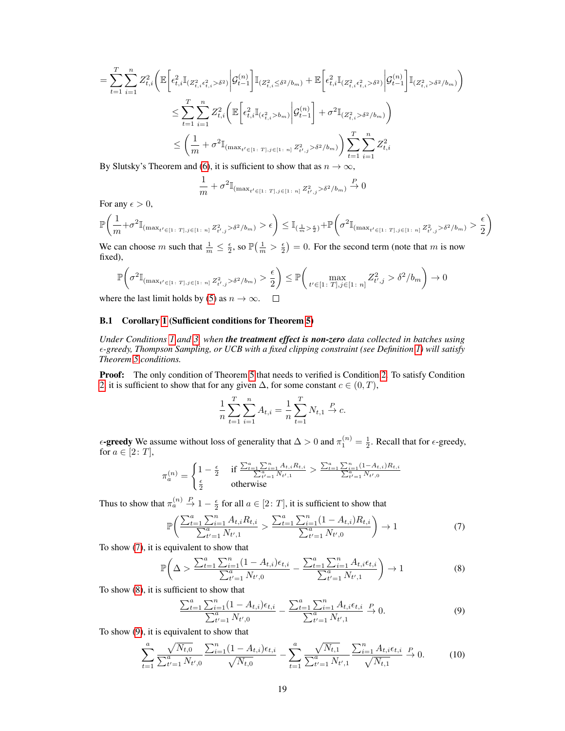$$= \sum_{t=1}^{T} \sum_{i=1}^{n} Z_{t,i}^2 \left( \mathbb{E}\left[ \epsilon_{t,i}^2 \mathbb{I}_{(Z_{t,i}^2 \epsilon_{t,i}^2 > \delta^2)} \middle| \mathcal{G}_{t-1}^{(n)} \right] \mathbb{I}_{(Z_{t,i}^2 \leq \delta^2 / b_m)} + \mathbb{E}\left[ \epsilon_{t,i}^2 \mathbb{I}_{(Z_{t,i}^2 \epsilon_{t,i}^2 > \delta^2)} \middle| \mathcal{G}_{t-1}^{(n)} \right] \mathbb{I}_{(Z_{t,i}^2 > \delta^2 / b_m)} \right)$$

$$\leq \sum_{t=1}^{T} \sum_{i=1}^{n} Z_{t,i}^2 \left( \mathbb{E}\left[ \epsilon_{t,i}^2 \mathbb{I}_{(\epsilon_{t,i}^2 > b_m)} \middle| \mathcal{G}_{t-1}^{(n)} \right] + \sigma^2 \mathbb{I}_{(Z_{t,i}^2 > \delta^2 / b_m)} \right)$$

$$\leq \left( \frac{1}{m} + \sigma^2 \mathbb{I}_{(\max_{t' \in [1:\, T], j \in [1:\, n]} Z_{t',j}^2 > \delta^2 / b_m)} \right) \sum_{t=1}^{T} \sum_{i=1}^{n} Z_{t,i}^2$$

By Slutsky's Theorem and (6), it is sufficient to show that as $n \to \infty$,

$$\frac{1}{m} + \sigma^2 \mathbb{I}_{(\max_{t' \in [1:\, T], j \in [1:\, n]} Z_{t',j}^2 > \delta^2 / b_m)} \xrightarrow{P} 0$$

For any $\epsilon > 0$,

$$\mathbb{P}\left( \frac{1}{m} + \sigma^2 \mathbb{I}_{(\max_{t' \in [1:\, T], j \in [1:\, n]} Z_{t',j}^2 > \delta^2 / b_m)} > \epsilon \right) \leq \mathbb{I}_{(\frac{1}{m} > \frac{\epsilon}{2})} + \mathbb{P}\left( \sigma^2 \mathbb{I}_{(\max_{t' \in [1:\, T], j \in [1:\, n]} Z_{t',j}^2 > \delta^2 / b_m)} > \frac{\epsilon}{2} \right)$$

We can choose $m$ such that $\frac{1}{m} \leq \frac{\epsilon}{2}$, so $\mathbb{P}\big(\frac{1}{m} > \frac{\epsilon}{2}\big) = 0$. For the second term (note that $m$ is now fixed),

$$\mathbb{P}\left( \sigma^2 \mathbb{I}_{(\max_{t' \in [1:\, T], j \in [1:\, n]} Z_{t',j}^2 > \delta^2 / b_m)} > \frac{\epsilon}{2} \right) \leq \mathbb{P}\left( \max_{t' \in [1:\, T], j \in [1:\, n]} Z_{t',j}^2 > \delta^2 / b_m \right) \to 0$$

where the last limit holds by (5) as $n \to \infty$. $\square$

### B.1 Corollary 1 (Sufficient conditions for Theorem 5)

*Under Conditions 1 and 3, when* ***the treatment effect is non-zero*** *data collected in batches using $\epsilon$-greedy, Thompson Sampling, or UCB with a fixed clipping constraint (see Definition 1) will satisfy Theorem 5 conditions.*

**Proof:** The only condition of Theorem 5 that needs to verified is Condition 2. To satisfy Condition 2, it is sufficient to show that for any given $\Delta$, for some constant $c \in (0, T)$,

$$\frac{1}{n} \sum_{t=1}^{T} \sum_{i=1}^{n} A_{t,i} = \frac{1}{n} \sum_{t=1}^{T} N_{t,1} \xrightarrow{P} c.$$

**$\epsilon$-greedy** We assume without loss of generality that $\Delta > 0$ and $\pi_1^{(n)} = \frac{1}{2}$. Recall that for $\epsilon$-greedy, for $a \in [2\colon T]$,

$$\pi_a^{(n)} = \begin{cases} 1 - \frac{\epsilon}{2} & \text{if } \frac{\sum_{t=1}^{a} \sum_{i=1}^{n} A_{t,i} R_{t,i}}{\sum_{t'=1}^{a} N_{t',1}} > \frac{\sum_{t=1}^{a} \sum_{i=1}^{n} (1 - A_{t,i}) R_{t,i}}{\sum_{t'=1}^{a} N_{t',0}} \\ \frac{\epsilon}{2} & \text{otherwise} \end{cases}$$

Thus to show that $\pi_a^{(n)} \xrightarrow{P} 1 - \frac{\epsilon}{2}$ for all $a \in [2\colon T]$, it is sufficient to show that

$$\mathbb{P}\left( \frac{\sum_{t=1}^{a} \sum_{i=1}^{n} A_{t,i} R_{t,i}}{\sum_{t'=1}^{a} N_{t',1}} > \frac{\sum_{t=1}^{a} \sum_{i=1}^{n} (1 - A_{t,i}) R_{t,i}}{\sum_{t'=1}^{a} N_{t',0}} \right) \to 1 \tag{7}$$

To show (7), it is equivalent to show that

$$\mathbb{P}\left( \Delta > \frac{\sum_{t=1}^{a} \sum_{i=1}^{n} (1 - A_{t,i}) \epsilon_{t,i}}{\sum_{t'=1}^{a} N_{t',0}} - \frac{\sum_{t=1}^{a} \sum_{i=1}^{n} A_{t,i} \epsilon_{t,i}}{\sum_{t'=1}^{a} N_{t',1}} \right) \to 1 \tag{8}$$

To show (8), it is sufficient to show that

$$\frac{\sum_{t=1}^{a} \sum_{i=1}^{n} (1 - A_{t,i}) \epsilon_{t,i}}{\sum_{t'=1}^{a} N_{t',0}} - \frac{\sum_{t=1}^{a} \sum_{i=1}^{n} A_{t,i} \epsilon_{t,i}}{\sum_{t'=1}^{a} N_{t',1}} \xrightarrow{P} 0. \tag{9}$$

To show (9), it is equivalent to show that

$$\sum_{t=1}^{a} \frac{\sqrt{N_{t,0}}}{\sum_{t'=1}^{a} N_{t',0}} \frac{\sum_{i=1}^{n} (1 - A_{t,i}) \epsilon_{t,i}}{\sqrt{N_{t,0}}} - \sum_{t=1}^{a} \frac{\sqrt{N_{t,1}}}{\sum_{t'=1}^{a} N_{t',1}} \frac{\sum_{i=1}^{n} A_{t,i} \epsilon_{t,i}}{\sqrt{N_{t,1}}} \xrightarrow{P} 0. \tag{10}$$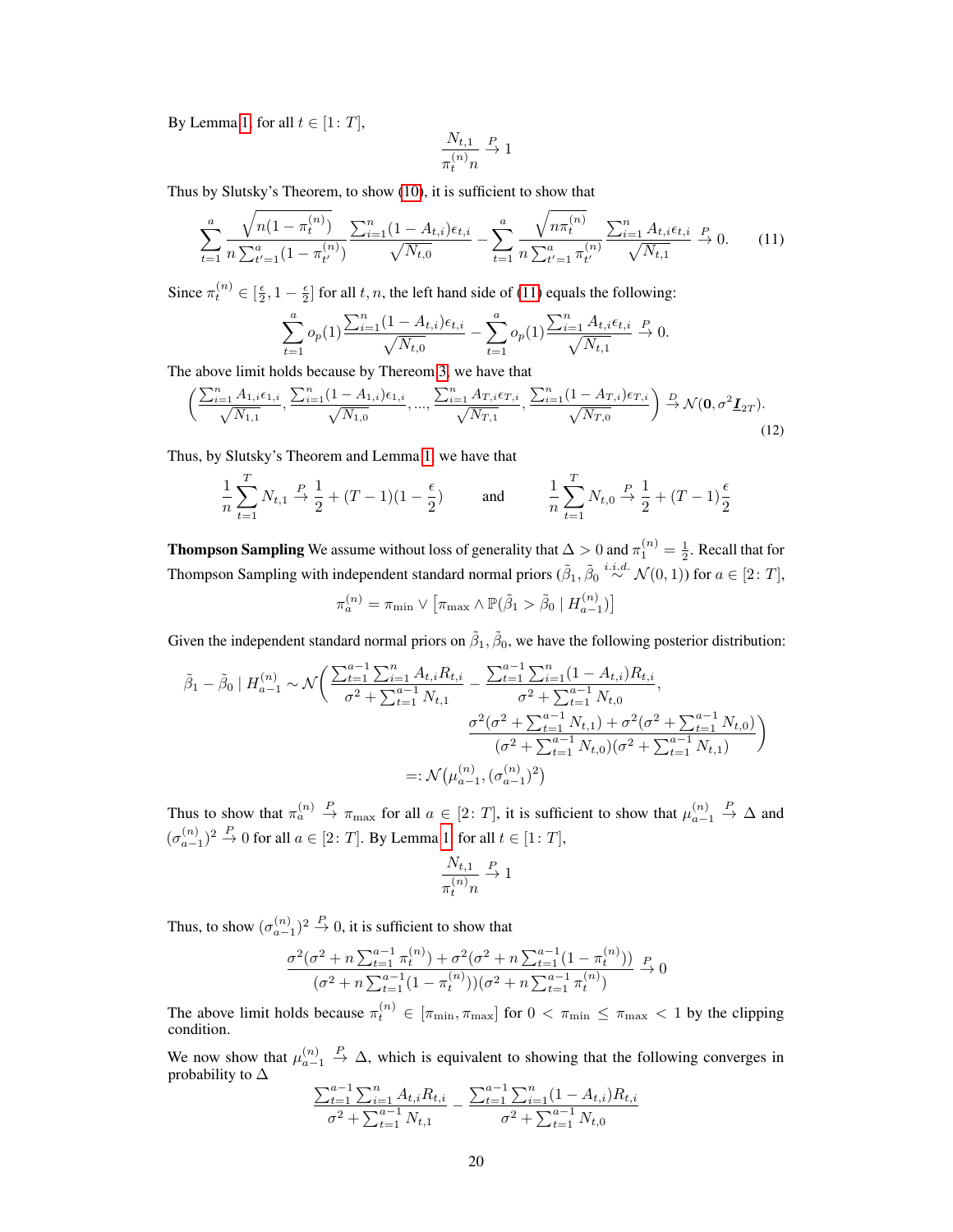By Lemma 1, for all $t \in [1\colon T]$,

$$\frac{N_{t,1}}{\pi_t^{(n)} n} \xrightarrow{P} 1$$

Thus by Slutsky's Theorem, to show (10), it is sufficient to show that

$$\sum_{t=1}^{a} \frac{\sqrt{n(1-\pi_t^{(n)})}}{n \sum_{t'=1}^{a}(1-\pi_{t'}^{(n)})} \frac{\sum_{i=1}^n (1-A_{t,i})\epsilon_{t,i}}{\sqrt{N_{t,0}}} - \sum_{t=1}^{a} \frac{\sqrt{n\pi_t^{(n)}}}{n \sum_{t'=1}^{a} \pi_{t'}^{(n)}} \frac{\sum_{i=1}^n A_{t,i}\epsilon_{t,i}}{\sqrt{N_{t,1}}} \xrightarrow{P} 0. \tag{11}$$

Since $\pi_t^{(n)} \in [\frac{\epsilon}{2}, 1-\frac{\epsilon}{2}]$ for all $t, n$, the left hand side of (11) equals the following:

$$\sum_{t=1}^{a} o_p(1) \frac{\sum_{i=1}^n (1-A_{t,i})\epsilon_{t,i}}{\sqrt{N_{t,0}}} - \sum_{t=1}^{a} o_p(1) \frac{\sum_{i=1}^n A_{t,i}\epsilon_{t,i}}{\sqrt{N_{t,1}}} \xrightarrow{P} 0.$$

The above limit holds because by Thereom 3, we have that

$$\left( \frac{\sum_{i=1}^n A_{1,i}\epsilon_{1,i}}{\sqrt{N_{1,1}}}, \frac{\sum_{i=1}^n (1-A_{1,i})\epsilon_{1,i}}{\sqrt{N_{1,0}}}, ..., \frac{\sum_{i=1}^n A_{T,i}\epsilon_{T,i}}{\sqrt{N_{T,1}}}, \frac{\sum_{i=1}^n (1-A_{T,i})\epsilon_{T,i}}{\sqrt{N_{T,0}}} \right) \xrightarrow{D} \mathcal{N}(\mathbf{0}, \sigma^2 \underline{\boldsymbol{I}}_{2T}). \tag{12}$$

Thus, by Slutsky's Theorem and Lemma 1, we have that

$$\frac{1}{n}\sum_{t=1}^{T} N_{t,1} \xrightarrow{P} \frac{1}{2} + (T-1)(1-\frac{\epsilon}{2}) \qquad \text{and} \qquad \frac{1}{n}\sum_{t=1}^{T} N_{t,0} \xrightarrow{P} \frac{1}{2} + (T-1)\frac{\epsilon}{2}$$

**Thompson Sampling** We assume without loss of generality that $\Delta > 0$ and $\pi_1^{(n)} = \frac{1}{2}$. Recall that for Thompson Sampling with independent standard normal priors ($\tilde{\beta}_1, \tilde{\beta}_0 \overset{i.i.d.}{\sim} \mathcal{N}(0,1)$) for $a \in [2\colon T]$,

$$\pi_a^{(n)} = \pi_{\min} \vee \left[ \pi_{\max} \wedge \mathbb{P}(\tilde{\beta}_1 > \tilde{\beta}_0 \mid H_{a-1}^{(n)}) \right]$$

Given the independent standard normal priors on $\tilde{\beta}_1, \tilde{\beta}_0$, we have the following posterior distribution:

$$\begin{aligned}
\tilde{\beta}_1 - \tilde{\beta}_0 \mid H_{a-1}^{(n)} \sim \mathcal{N}\bigg( &\frac{\sum_{t=1}^{a-1}\sum_{i=1}^n A_{t,i}R_{t,i}}{\sigma^2 + \sum_{t=1}^{a-1} N_{t,1}} - \frac{\sum_{t=1}^{a-1}\sum_{i=1}^n (1-A_{t,i})R_{t,i}}{\sigma^2 + \sum_{t=1}^{a-1} N_{t,0}}, \\
&\frac{\sigma^2(\sigma^2 + \sum_{t=1}^{a-1} N_{t,1}) + \sigma^2(\sigma^2 + \sum_{t=1}^{a-1} N_{t,0})}{(\sigma^2 + \sum_{t=1}^{a-1} N_{t,0})(\sigma^2 + \sum_{t=1}^{a-1} N_{t,1})} \bigg) \\
=: &\,\mathcal{N}\big(\mu_{a-1}^{(n)}, (\sigma_{a-1}^{(n)})^2\big)
\end{aligned}$$

Thus to show that $\pi_a^{(n)} \xrightarrow{P} \pi_{\max}$ for all $a \in [2\colon T]$, it is sufficient to show that $\mu_{a-1}^{(n)} \xrightarrow{P} \Delta$ and $(\sigma_{a-1}^{(n)})^2 \xrightarrow{P} 0$ for all $a \in [2\colon T]$. By Lemma 1, for all $t \in [1\colon T]$,

$$\frac{N_{t,1}}{\pi_t^{(n)} n} \xrightarrow{P} 1$$

Thus, to show $(\sigma_{a-1}^{(n)})^2 \xrightarrow{P} 0$, it is sufficient to show that

$$\frac{\sigma^2(\sigma^2 + n\sum_{t=1}^{a-1} \pi_t^{(n)}) + \sigma^2(\sigma^2 + n\sum_{t=1}^{a-1}(1-\pi_t^{(n)}))}{(\sigma^2 + n\sum_{t=1}^{a-1}(1-\pi_t^{(n)}))(\sigma^2 + n\sum_{t=1}^{a-1}\pi_t^{(n)})} \xrightarrow{P} 0$$

The above limit holds because $\pi_t^{(n)} \in [\pi_{\min}, \pi_{\max}]$ for $0 < \pi_{\min} \leq \pi_{\max} < 1$ by the clipping condition.

We now show that $\mu_{a-1}^{(n)} \xrightarrow{P} \Delta$, which is equivalent to showing that the following converges in probability to $\Delta$

$$\frac{\sum_{t=1}^{a-1}\sum_{i=1}^n A_{t,i}R_{t,i}}{\sigma^2 + \sum_{t=1}^{a-1} N_{t,1}} - \frac{\sum_{t=1}^{a-1}\sum_{i=1}^n (1-A_{t,i})R_{t,i}}{\sigma^2 + \sum_{t=1}^{a-1} N_{t,0}}$$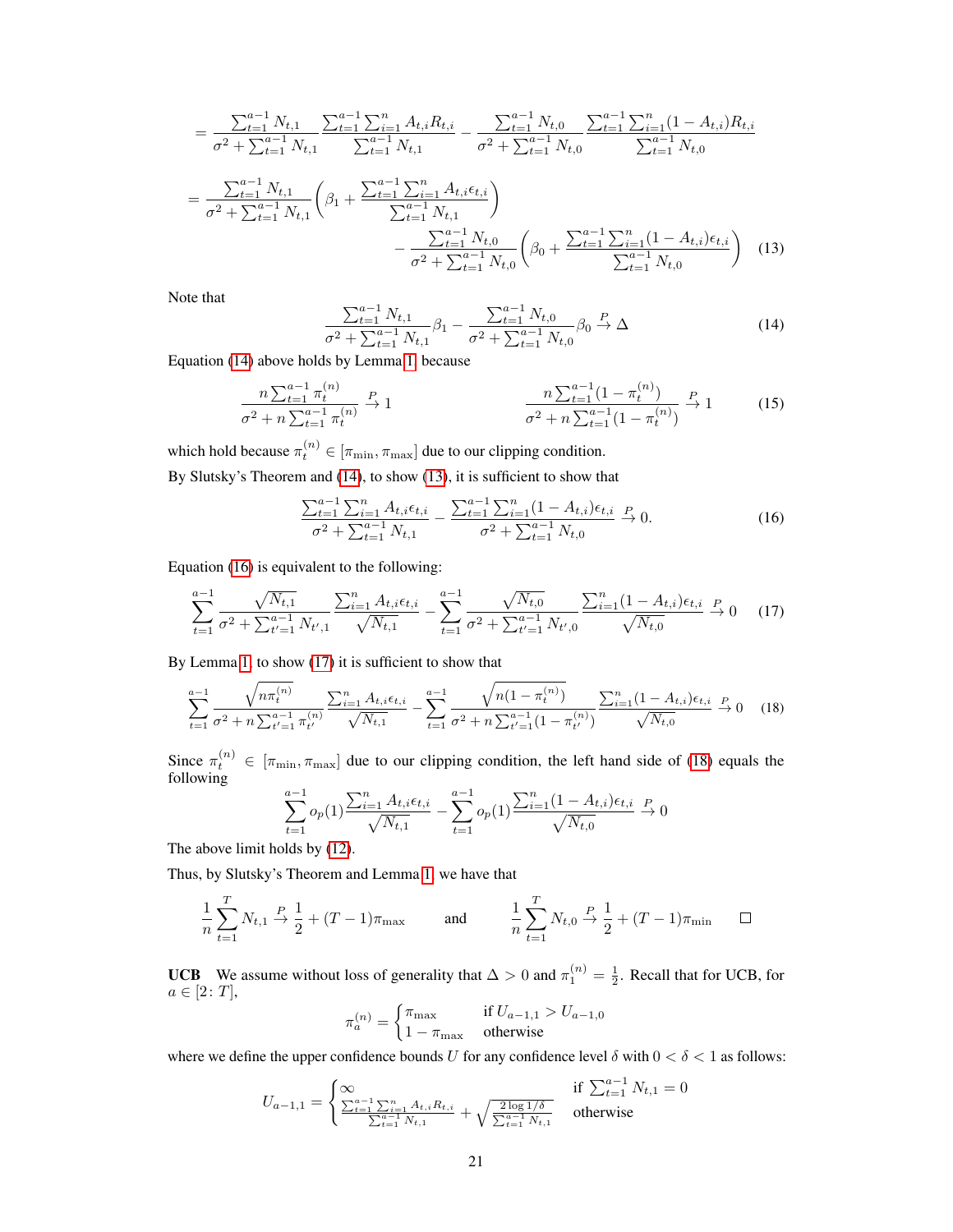$$= \frac{\sum_{t=1}^{a-1} N_{t,1}}{\sigma^2 + \sum_{t=1}^{a-1} N_{t,1}} \frac{\sum_{t=1}^{a-1} \sum_{i=1}^{n} A_{t,i} R_{t,i}}{\sum_{t=1}^{a-1} N_{t,1}} - \frac{\sum_{t=1}^{a-1} N_{t,0}}{\sigma^2 + \sum_{t=1}^{a-1} N_{t,0}} \frac{\sum_{t=1}^{a-1} \sum_{i=1}^{n} (1 - A_{t,i}) R_{t,i}}{\sum_{t=1}^{a-1} N_{t,0}}$$

$$= \frac{\sum_{t=1}^{a-1} N_{t,1}}{\sigma^2 + \sum_{t=1}^{a-1} N_{t,1}} \left( \beta_1 + \frac{\sum_{t=1}^{a-1} \sum_{i=1}^{n} A_{t,i} \epsilon_{t,i}}{\sum_{t=1}^{a-1} N_{t,1}} \right) - \frac{\sum_{t=1}^{a-1} N_{t,0}}{\sigma^2 + \sum_{t=1}^{a-1} N_{t,0}} \left( \beta_0 + \frac{\sum_{t=1}^{a-1} \sum_{i=1}^{n} (1 - A_{t,i}) \epsilon_{t,i}}{\sum_{t=1}^{a-1} N_{t,0}} \right) \quad (13)$$

Note that

$$\frac{\sum_{t=1}^{a-1} N_{t,1}}{\sigma^2 + \sum_{t=1}^{a-1} N_{t,1}} \beta_1 - \frac{\sum_{t=1}^{a-1} N_{t,0}}{\sigma^2 + \sum_{t=1}^{a-1} N_{t,0}} \beta_0 \xrightarrow{P} \Delta \quad (14)$$

Equation (14) above holds by Lemma 1 because

$$\frac{n \sum_{t=1}^{a-1} \pi_t^{(n)}}{\sigma^2 + n \sum_{t=1}^{a-1} \pi_t^{(n)}} \xrightarrow{P} 1 \qquad \frac{n \sum_{t=1}^{a-1} (1 - \pi_t^{(n)})}{\sigma^2 + n \sum_{t=1}^{a-1} (1 - \pi_t^{(n)})} \xrightarrow{P} 1 \quad (15)$$

which hold because $\pi_t^{(n)} \in [\pi_{\min}, \pi_{\max}]$ due to our clipping condition.

By Slutsky's Theorem and (14), to show (13), it is sufficient to show that

$$\frac{\sum_{t=1}^{a-1} \sum_{i=1}^{n} A_{t,i} \epsilon_{t,i}}{\sigma^2 + \sum_{t=1}^{a-1} N_{t,1}} - \frac{\sum_{t=1}^{a-1} \sum_{i=1}^{n} (1 - A_{t,i}) \epsilon_{t,i}}{\sigma^2 + \sum_{t=1}^{a-1} N_{t,0}} \xrightarrow{P} 0. \quad (16)$$

Equation (16) is equivalent to the following:

$$\sum_{t=1}^{a-1} \frac{\sqrt{N_{t,1}}}{\sigma^2 + \sum_{t'=1}^{a-1} N_{t',1}} \frac{\sum_{i=1}^{n} A_{t,i} \epsilon_{t,i}}{\sqrt{N_{t,1}}} - \sum_{t=1}^{a-1} \frac{\sqrt{N_{t,0}}}{\sigma^2 + \sum_{t'=1}^{a-1} N_{t',0}} \frac{\sum_{i=1}^{n} (1 - A_{t,i}) \epsilon_{t,i}}{\sqrt{N_{t,0}}} \xrightarrow{P} 0 \quad (17)$$

By Lemma 1, to show (17) it is sufficient to show that

$$\sum_{t=1}^{a-1} \frac{\sqrt{n \pi_t^{(n)}}}{\sigma^2 + n \sum_{t'=1}^{a-1} \pi_{t'}^{(n)}} \frac{\sum_{i=1}^{n} A_{t,i} \epsilon_{t,i}}{\sqrt{N_{t,1}}} - \sum_{t=1}^{a-1} \frac{\sqrt{n(1 - \pi_t^{(n)})}}{\sigma^2 + n \sum_{t'=1}^{a-1} (1 - \pi_{t'}^{(n)})} \frac{\sum_{i=1}^{n} (1 - A_{t,i}) \epsilon_{t,i}}{\sqrt{N_{t,0}}} \xrightarrow{P} 0 \quad (18)$$

Since $\pi_t^{(n)} \in [\pi_{\min}, \pi_{\max}]$ due to our clipping condition, the left hand side of (18) equals the following

$$\sum_{t=1}^{a-1} o_p(1) \frac{\sum_{i=1}^{n} A_{t,i} \epsilon_{t,i}}{\sqrt{N_{t,1}}} - \sum_{t=1}^{a-1} o_p(1) \frac{\sum_{i=1}^{n} (1 - A_{t,i}) \epsilon_{t,i}}{\sqrt{N_{t,0}}} \xrightarrow{P} 0$$

The above limit holds by (12).

Thus, by Slutsky's Theorem and Lemma 1, we have that

$$\frac{1}{n} \sum_{t=1}^{T} N_{t,1} \xrightarrow{P} \frac{1}{2} + (T-1)\pi_{\max} \qquad \text{and} \qquad \frac{1}{n} \sum_{t=1}^{T} N_{t,0} \xrightarrow{P} \frac{1}{2} + (T-1)\pi_{\min} \qquad \square$$

**UCB** We assume without loss of generality that $\Delta > 0$ and $\pi_1^{(n)} = \frac{1}{2}$. Recall that for UCB, for $a \in [2 \colon T]$,

$$\pi_a^{(n)} = \begin{cases} \pi_{\max} & \text{if } U_{a-1,1} > U_{a-1,0} \\ 1 - \pi_{\max} & \text{otherwise} \end{cases}$$

where we define the upper confidence bounds $U$ for any confidence level $\delta$ with $0 < \delta < 1$ as follows:

$$U_{a-1,1} = \begin{cases} \infty & \text{if } \sum_{t=1}^{a-1} N_{t,1} = 0 \\ \frac{\sum_{t=1}^{a-1} \sum_{i=1}^{n} A_{t,i} R_{t,i}}{\sum_{t=1}^{a-1} N_{t,1}} + \sqrt{\frac{2 \log 1/\delta}{\sum_{t=1}^{a-1} N_{t,1}}} & \text{otherwise} \end{cases}$$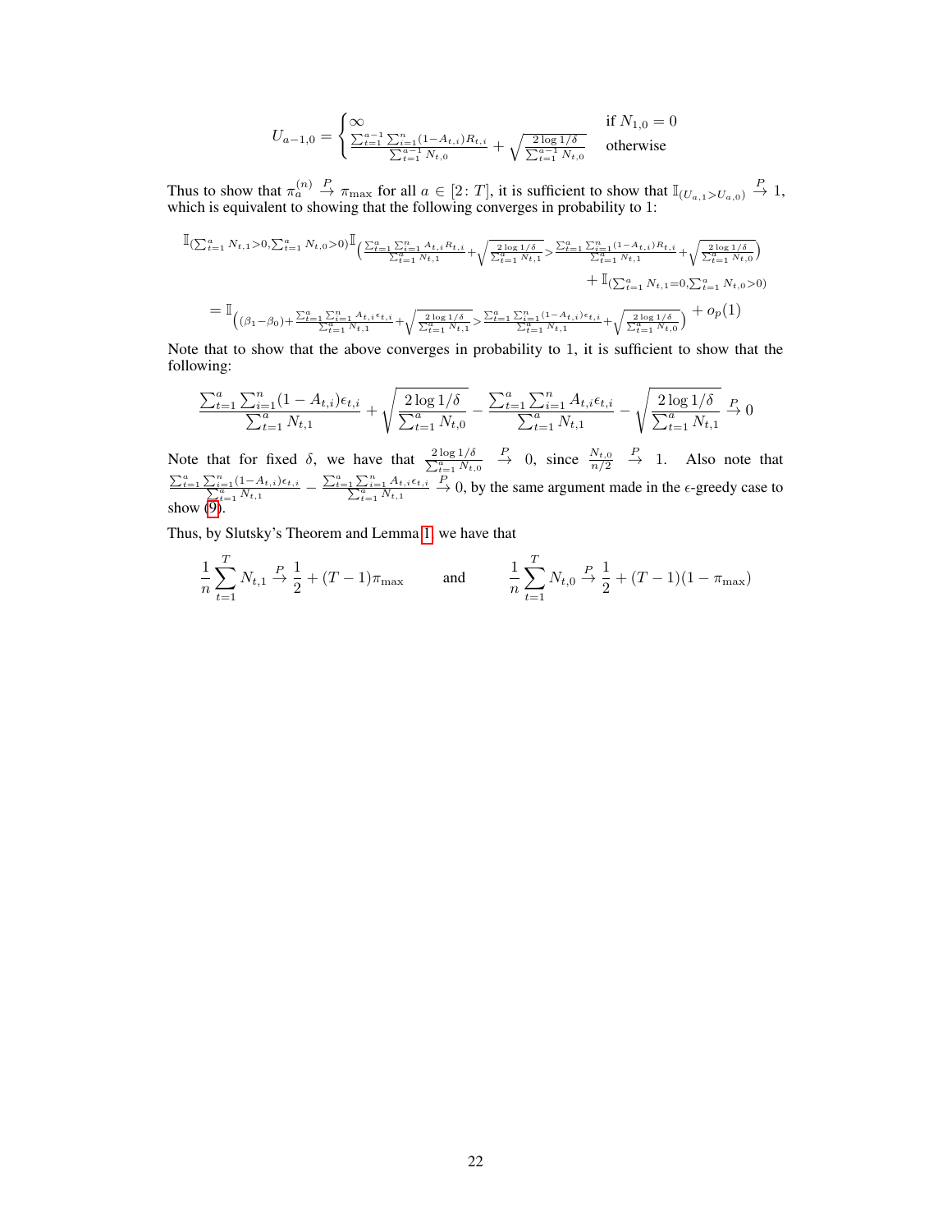$$U_{a-1,0} = \begin{cases} \infty & \text{if } N_{1,0} = 0 \\ \frac{\sum_{t=1}^{a-1} \sum_{i=1}^{n} (1-A_{t,i}) R_{t,i}}{\sum_{t=1}^{a-1} N_{t,0}} + \sqrt{\frac{2 \log 1/\delta}{\sum_{t=1}^{a-1} N_{t,0}}} & \text{otherwise} \end{cases}$$

Thus to show that $\pi_a^{(n)} \xrightarrow{P} \pi_{\max}$ for all $a \in [2\colon T]$, it is sufficient to show that $\mathbb{I}_{(U_{a,1} > U_{a,0})} \xrightarrow{P} 1$, which is equivalent to showing that the following converges in probability to 1:

$$\mathbb{I}_{(\sum_{t=1}^{a} N_{t,1} > 0, \sum_{t=1}^{a} N_{t,0} > 0)} \mathbb{I}_{\left( \frac{\sum_{t=1}^{a} \sum_{i=1}^{n} A_{t,i} R_{t,i}}{\sum_{t=1}^{a} N_{t,1}} + \sqrt{\frac{2 \log 1/\delta}{\sum_{t=1}^{a} N_{t,1}}} > \frac{\sum_{t=1}^{a} \sum_{i=1}^{n} (1-A_{t,i}) R_{t,i}}{\sum_{t=1}^{a} N_{t,1}} + \sqrt{\frac{2 \log 1/\delta}{\sum_{t=1}^{a} N_{t,0}}} \right)}$$
$$+ \mathbb{I}_{(\sum_{t=1}^{a} N_{t,1} = 0, \sum_{t=1}^{a} N_{t,0} > 0)}$$
$$= \mathbb{I}_{\left( (\beta_1 - \beta_0) + \frac{\sum_{t=1}^{a} \sum_{i=1}^{n} A_{t,i} \epsilon_{t,i}}{\sum_{t=1}^{a} N_{t,1}} + \sqrt{\frac{2 \log 1/\delta}{\sum_{t=1}^{a} N_{t,1}}} > \frac{\sum_{t=1}^{a} \sum_{i=1}^{n} (1-A_{t,i}) \epsilon_{t,i}}{\sum_{t=1}^{a} N_{t,1}} + \sqrt{\frac{2 \log 1/\delta}{\sum_{t=1}^{a} N_{t,0}}} \right)} + o_p(1)$$

Note that to show that the above converges in probability to 1, it is sufficient to show that the following:

$$\frac{\sum_{t=1}^{a} \sum_{i=1}^{n} (1-A_{t,i}) \epsilon_{t,i}}{\sum_{t=1}^{a} N_{t,1}} + \sqrt{\frac{2 \log 1/\delta}{\sum_{t=1}^{a} N_{t,0}}} - \frac{\sum_{t=1}^{a} \sum_{i=1}^{n} A_{t,i} \epsilon_{t,i}}{\sum_{t=1}^{a} N_{t,1}} - \sqrt{\frac{2 \log 1/\delta}{\sum_{t=1}^{a} N_{t,1}}} \xrightarrow{P} 0$$

Note that for fixed $\delta$, we have that $\frac{2 \log 1/\delta}{\sum_{t=1}^{a} N_{t,0}} \xrightarrow{P} 0$, since $\frac{N_{t,0}}{n/2} \xrightarrow{P} 1$. Also note that $\frac{\sum_{t=1}^{a} \sum_{i=1}^{n} (1-A_{t,i}) \epsilon_{t,i}}{\sum_{t=1}^{a} N_{t,1}} - \frac{\sum_{t=1}^{a} \sum_{i=1}^{n} A_{t,i} \epsilon_{t,i}}{\sum_{t=1}^{a} N_{t,1}} \xrightarrow{P} 0$, by the same argument made in the $\epsilon$-greedy case to show (9).

Thus, by Slutsky's Theorem and Lemma 1, we have that

$$\frac{1}{n} \sum_{t=1}^{T} N_{t,1} \xrightarrow{P} \frac{1}{2} + (T-1)\pi_{\max} \qquad \text{and} \qquad \frac{1}{n} \sum_{t=1}^{T} N_{t,0} \xrightarrow{P} \frac{1}{2} + (T-1)(1-\pi_{\max})$$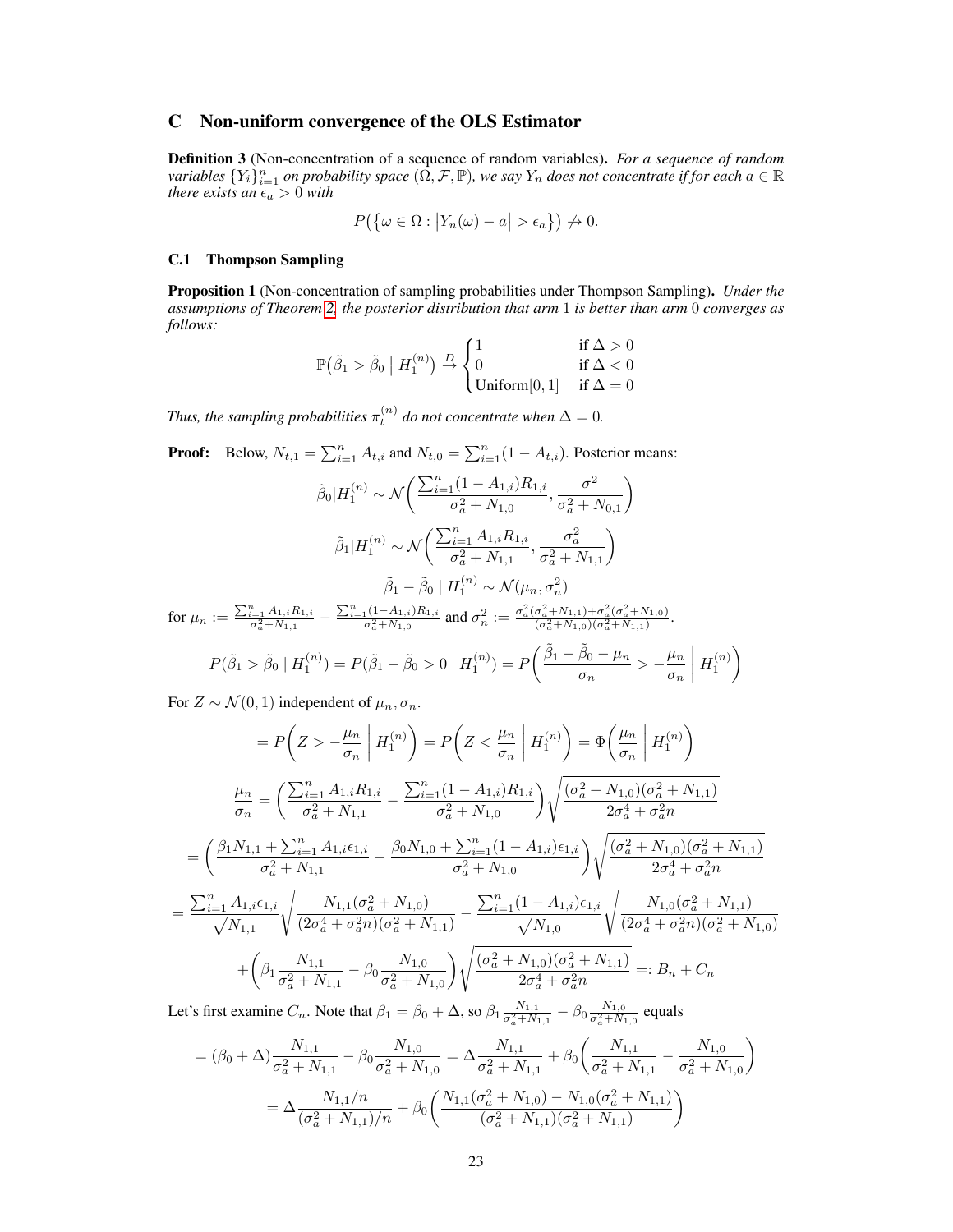# C Non-uniform convergence of the OLS Estimator

**Definition 3** (Non-concentration of a sequence of random variables)**.** *For a sequence of random variables $\{Y_i\}_{i=1}^n$ on probability space $(\Omega, \mathcal{F}, \mathbb{P})$, we say $Y_n$ does not concentrate if for each $a \in \mathbb{R}$ there exists an $\epsilon_a > 0$ with*

$$P\big(\{\omega \in \Omega : \big|Y_n(\omega) - a\big| > \epsilon_a\}\big) \not\to 0.$$

## C.1 Thompson Sampling

**Proposition 1** (Non-concentration of sampling probabilities under Thompson Sampling)**.** *Under the assumptions of Theorem 2, the posterior distribution that arm 1 is better than arm 0 converges as follows:*

$$\mathbb{P}\big(\tilde{\beta}_1 > \tilde{\beta}_0 \mid H_1^{(n)}\big) \xrightarrow{D} \begin{cases} 1 & \text{if } \Delta > 0 \\ 0 & \text{if } \Delta < 0 \\ \text{Uniform}[0,1] & \text{if } \Delta = 0 \end{cases}$$

*Thus, the sampling probabilities $\pi_t^{(n)}$ do not concentrate when $\Delta = 0$.*

**Proof:** Below, $N_{t,1} = \sum_{i=1}^n A_{t,i}$ and $N_{t,0} = \sum_{i=1}^n (1 - A_{t,i})$. Posterior means:

$$\tilde{\beta}_0 | H_1^{(n)} \sim \mathcal{N}\bigg( \frac{\sum_{i=1}^n (1 - A_{1,i}) R_{1,i}}{\sigma_a^2 + N_{1,0}}, \frac{\sigma^2}{\sigma_a^2 + N_{0,1}} \bigg)$$

$$\tilde{\beta}_1 | H_1^{(n)} \sim \mathcal{N}\bigg( \frac{\sum_{i=1}^n A_{1,i} R_{1,i}}{\sigma_a^2 + N_{1,1}}, \frac{\sigma_a^2}{\sigma_a^2 + N_{1,1}} \bigg)$$

$$\tilde{\beta}_1 - \tilde{\beta}_0 \mid H_1^{(n)} \sim \mathcal{N}(\mu_n, \sigma_n^2)$$

for $\mu_n := \frac{\sum_{i=1}^n A_{1,i} R_{1,i}}{\sigma_a^2 + N_{1,1}} - \frac{\sum_{i=1}^n (1-A_{1,i}) R_{1,i}}{\sigma_a^2 + N_{1,0}}$ and $\sigma_n^2 := \frac{\sigma_a^2(\sigma_a^2 + N_{1,1}) + \sigma_a^2(\sigma_a^2 + N_{1,0})}{(\sigma_a^2 + N_{1,0})(\sigma_a^2 + N_{1,1})}$.

$$P(\tilde{\beta}_1 > \tilde{\beta}_0 \mid H_1^{(n)}) = P(\tilde{\beta}_1 - \tilde{\beta}_0 > 0 \mid H_1^{(n)}) = P\bigg( \frac{\tilde{\beta}_1 - \tilde{\beta}_0 - \mu_n}{\sigma_n} > -\frac{\mu_n}{\sigma_n} \bigg| H_1^{(n)} \bigg)$$

For $Z \sim \mathcal{N}(0,1)$ independent of $\mu_n, \sigma_n$.

$$= P\bigg( Z > -\frac{\mu_n}{\sigma_n} \bigg| H_1^{(n)} \bigg) = P\bigg( Z < \frac{\mu_n}{\sigma_n} \bigg| H_1^{(n)} \bigg) = \Phi\bigg( \frac{\mu_n}{\sigma_n} \bigg| H_1^{(n)} \bigg)$$

$$\frac{\mu_n}{\sigma_n} = \bigg( \frac{\sum_{i=1}^n A_{1,i} R_{1,i}}{\sigma_a^2 + N_{1,1}} - \frac{\sum_{i=1}^n (1-A_{1,i}) R_{1,i}}{\sigma_a^2 + N_{1,0}} \bigg) \sqrt{\frac{(\sigma_a^2 + N_{1,0})(\sigma_a^2 + N_{1,1})}{2\sigma_a^4 + \sigma_a^2 n}}$$

$$= \bigg( \frac{\beta_1 N_{1,1} + \sum_{i=1}^n A_{1,i} \epsilon_{1,i}}{\sigma_a^2 + N_{1,1}} - \frac{\beta_0 N_{1,0} + \sum_{i=1}^n (1-A_{1,i}) \epsilon_{1,i}}{\sigma_a^2 + N_{1,0}} \bigg) \sqrt{\frac{(\sigma_a^2 + N_{1,0})(\sigma_a^2 + N_{1,1})}{2\sigma_a^4 + \sigma_a^2 n}}$$

$$= \frac{\sum_{i=1}^n A_{1,i} \epsilon_{1,i}}{\sqrt{N_{1,1}}} \sqrt{\frac{N_{1,1}(\sigma_a^2 + N_{1,0})}{(2\sigma_a^4 + \sigma_a^2 n)(\sigma_a^2 + N_{1,1})}} - \frac{\sum_{i=1}^n (1-A_{1,i}) \epsilon_{1,i}}{\sqrt{N_{1,0}}} \sqrt{\frac{N_{1,0}(\sigma_a^2 + N_{1,1})}{(2\sigma_a^4 + \sigma_a^2 n)(\sigma_a^2 + N_{1,0})}}$$

$$+ \bigg( \beta_1 \frac{N_{1,1}}{\sigma_a^2 + N_{1,1}} - \beta_0 \frac{N_{1,0}}{\sigma_a^2 + N_{1,0}} \bigg) \sqrt{\frac{(\sigma_a^2 + N_{1,0})(\sigma_a^2 + N_{1,1})}{2\sigma_a^4 + \sigma_a^2 n}} =: B_n + C_n$$

Let's first examine $C_n$. Note that $\beta_1 = \beta_0 + \Delta$, so $\beta_1 \frac{N_{1,1}}{\sigma_a^2 + N_{1,1}} - \beta_0 \frac{N_{1,0}}{\sigma_a^2 + N_{1,0}}$ equals

$$= (\beta_0 + \Delta) \frac{N_{1,1}}{\sigma_a^2 + N_{1,1}} - \beta_0 \frac{N_{1,0}}{\sigma_a^2 + N_{1,0}} = \Delta \frac{N_{1,1}}{\sigma_a^2 + N_{1,1}} + \beta_0 \bigg( \frac{N_{1,1}}{\sigma_a^2 + N_{1,1}} - \frac{N_{1,0}}{\sigma_a^2 + N_{1,0}} \bigg)$$

$$= \Delta \frac{N_{1,1}/n}{(\sigma_a^2 + N_{1,1})/n} + \beta_0 \bigg( \frac{N_{1,1}(\sigma_a^2 + N_{1,0}) - N_{1,0}(\sigma_a^2 + N_{1,1})}{(\sigma_a^2 + N_{1,1})(\sigma_a^2 + N_{1,1})} \bigg)$$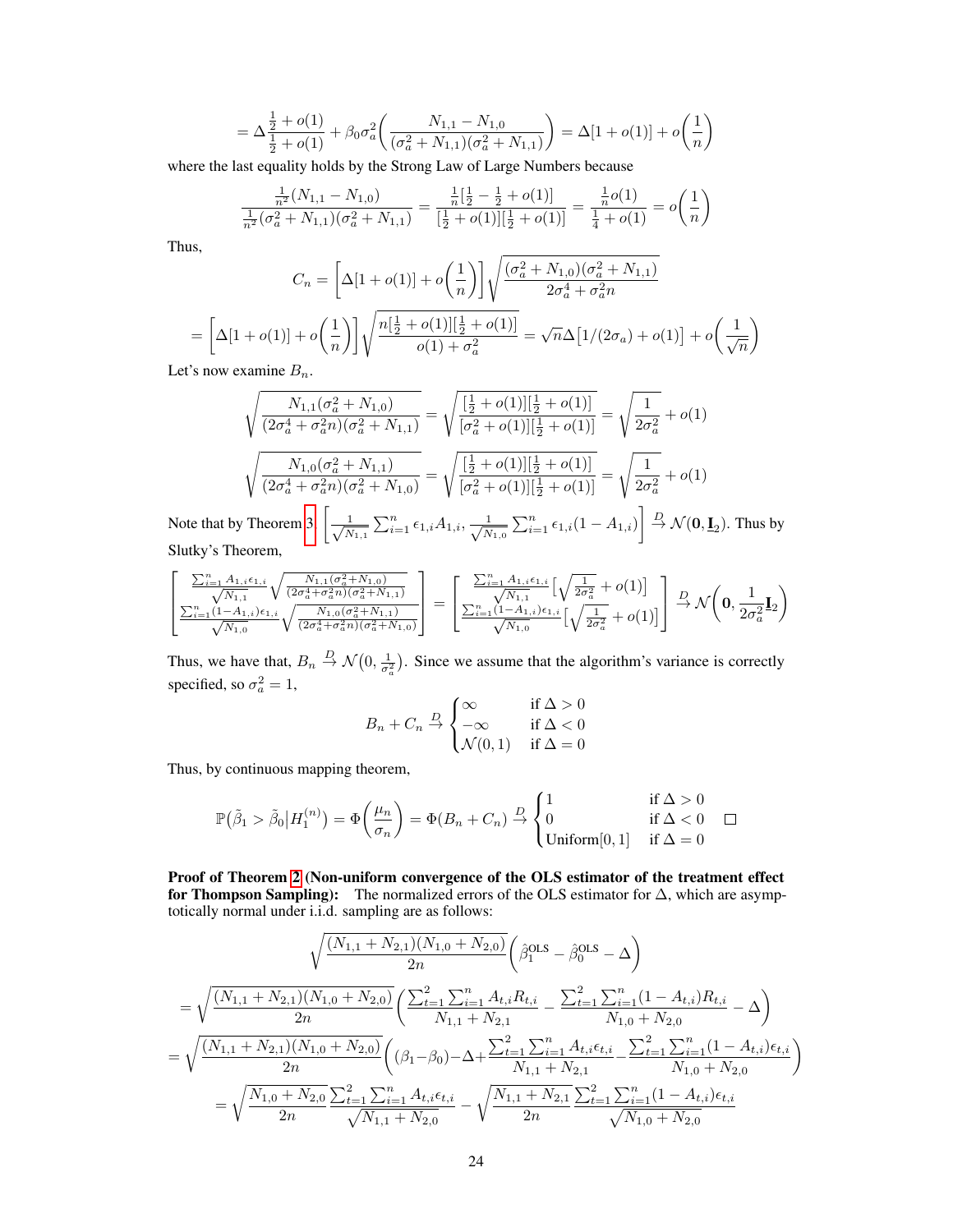$$= \Delta \frac{\frac{1}{2} + o(1)}{\frac{1}{2} + o(1)} + \beta_0 \sigma_a^2 \left( \frac{N_{1,1} - N_{1,0}}{(\sigma_a^2 + N_{1,1})(\sigma_a^2 + N_{1,1})} \right) = \Delta[1 + o(1)] + o\left(\frac{1}{n}\right)$$

where the last equality holds by the Strong Law of Large Numbers because

$$\frac{\frac{1}{n^2}(N_{1,1} - N_{1,0})}{\frac{1}{n^2}(\sigma_a^2 + N_{1,1})(\sigma_a^2 + N_{1,1})} = \frac{\frac{1}{n}[\frac{1}{2} - \frac{1}{2} + o(1)]}{[\frac{1}{2} + o(1)][\frac{1}{2} + o(1)]} = \frac{\frac{1}{n} o(1)}{\frac{1}{4} + o(1)} = o\left(\frac{1}{n}\right)$$

Thus,

$$C_n = \left[ \Delta[1 + o(1)] + o\left(\frac{1}{n}\right) \right] \sqrt{\frac{(\sigma_a^2 + N_{1,0})(\sigma_a^2 + N_{1,1})}{2\sigma_a^4 + \sigma_a^2 n}}$$

$$= \left[ \Delta[1 + o(1)] + o\left(\frac{1}{n}\right) \right] \sqrt{\frac{n[\frac{1}{2} + o(1)][\frac{1}{2} + o(1)]}{o(1) + \sigma_a^2}} = \sqrt{n}\Delta\big[1/(2\sigma_a) + o(1)\big] + o\left(\frac{1}{\sqrt{n}}\right)$$

Let's now examine $B_n$.

$$\sqrt{\frac{N_{1,1}(\sigma_a^2 + N_{1,0})}{(2\sigma_a^4 + \sigma_a^2 n)(\sigma_a^2 + N_{1,1})}} = \sqrt{\frac{[\frac{1}{2} + o(1)][\frac{1}{2} + o(1)]}{[\sigma_a^2 + o(1)][\frac{1}{2} + o(1)]}} = \sqrt{\frac{1}{2\sigma_a^2}} + o(1)$$

$$\sqrt{\frac{N_{1,0}(\sigma_a^2 + N_{1,1})}{(2\sigma_a^4 + \sigma_a^2 n)(\sigma_a^2 + N_{1,0})}} = \sqrt{\frac{[\frac{1}{2} + o(1)][\frac{1}{2} + o(1)]}{[\sigma_a^2 + o(1)][\frac{1}{2} + o(1)]}} = \sqrt{\frac{1}{2\sigma_a^2}} + o(1)$$

Note that by Theorem 3 $\left[ \frac{1}{\sqrt{N_{1,1}}} \sum_{i=1}^n \epsilon_{1,i} A_{1,i}, \frac{1}{\sqrt{N_{1,0}}} \sum_{i=1}^n \epsilon_{1,i}(1 - A_{1,i}) \right] \xrightarrow{D} \mathcal{N}(\mathbf{0}, \underline{\mathbf{I}}_2)$. Thus by Slutky's Theorem,

$$\begin{bmatrix} \frac{\sum_{i=1}^n A_{1,i}\epsilon_{1,i}}{\sqrt{N_{1,1}}} \sqrt{\frac{N_{1,1}(\sigma_a^2 + N_{1,0})}{(2\sigma_a^4 + \sigma_a^2 n)(\sigma_a^2 + N_{1,1})}} \\ \frac{\sum_{i=1}^n (1 - A_{1,i})\epsilon_{1,i}}{\sqrt{N_{1,0}}} \sqrt{\frac{N_{1,0}(\sigma_a^2 + N_{1,1})}{(2\sigma_a^4 + \sigma_a^2 n)(\sigma_a^2 + N_{1,0})}} \end{bmatrix} = \begin{bmatrix} \frac{\sum_{i=1}^n A_{1,i}\epsilon_{1,i}}{\sqrt{N_{1,1}}} \big[ \sqrt{\frac{1}{2\sigma_a^2}} + o(1) \big] \\ \frac{\sum_{i=1}^n (1 - A_{1,i})\epsilon_{1,i}}{\sqrt{N_{1,0}}} \big[ \sqrt{\frac{1}{2\sigma_a^2}} + o(1) \big] \end{bmatrix} \xrightarrow{D} \mathcal{N}\left( \mathbf{0}, \frac{1}{2\sigma_a^2} \underline{\mathbf{I}}_2 \right)$$

Thus, we have that, $B_n \xrightarrow{D} \mathcal{N}\big(0, \frac{1}{\sigma_a^2}\big)$. Since we assume that the algorithm's variance is correctly specified, so $\sigma_a^2 = 1$,

$$B_n + C_n \xrightarrow{D} \begin{cases} \infty & \text{if } \Delta > 0 \\ -\infty & \text{if } \Delta < 0 \\ \mathcal{N}(0, 1) & \text{if } \Delta = 0 \end{cases}$$

Thus, by continuous mapping theorem,

$$\mathbb{P}\big(\tilde{\beta}_1 > \tilde{\beta}_0 \big| H_1^{(n)}\big) = \Phi\left(\frac{\mu_n}{\sigma_n}\right) = \Phi(B_n + C_n) \xrightarrow{D} \begin{cases} 1 & \text{if } \Delta > 0 \\ 0 & \text{if } \Delta < 0 \\ \text{Uniform}[0, 1] & \text{if } \Delta = 0 \end{cases} \quad \square$$

**Proof of Theorem 2 (Non-uniform convergence of the OLS estimator of the treatment effect for Thompson Sampling):** The normalized errors of the OLS estimator for $\Delta$, which are asymptotically normal under i.i.d. sampling are as follows:

$$\sqrt{\frac{(N_{1,1} + N_{2,1})(N_{1,0} + N_{2,0})}{2n}} \left( \hat{\beta}_1^{\text{OLS}} - \hat{\beta}_0^{\text{OLS}} - \Delta \right)$$

$$= \sqrt{\frac{(N_{1,1} + N_{2,1})(N_{1,0} + N_{2,0})}{2n}} \left( \frac{\sum_{t=1}^2 \sum_{i=1}^n A_{t,i} R_{t,i}}{N_{1,1} + N_{2,1}} - \frac{\sum_{t=1}^2 \sum_{i=1}^n (1 - A_{t,i}) R_{t,i}}{N_{1,0} + N_{2,0}} - \Delta \right)$$

$$= \sqrt{\frac{(N_{1,1} + N_{2,1})(N_{1,0} + N_{2,0})}{2n}} \left( (\beta_1 - \beta_0) - \Delta + \frac{\sum_{t=1}^2 \sum_{i=1}^n A_{t,i}\epsilon_{t,i}}{N_{1,1} + N_{2,1}} - \frac{\sum_{t=1}^2 \sum_{i=1}^n (1 - A_{t,i})\epsilon_{t,i}}{N_{1,0} + N_{2,0}} \right)$$

$$= \sqrt{\frac{N_{1,0} + N_{2,0}}{2n}} \frac{\sum_{t=1}^2 \sum_{i=1}^n A_{t,i}\epsilon_{t,i}}{\sqrt{N_{1,1} + N_{2,0}}} - \sqrt{\frac{N_{1,1} + N_{2,1}}{2n}} \frac{\sum_{t=1}^2 \sum_{i=1}^n (1 - A_{t,i})\epsilon_{t,i}}{\sqrt{N_{1,0} + N_{2,0}}}$$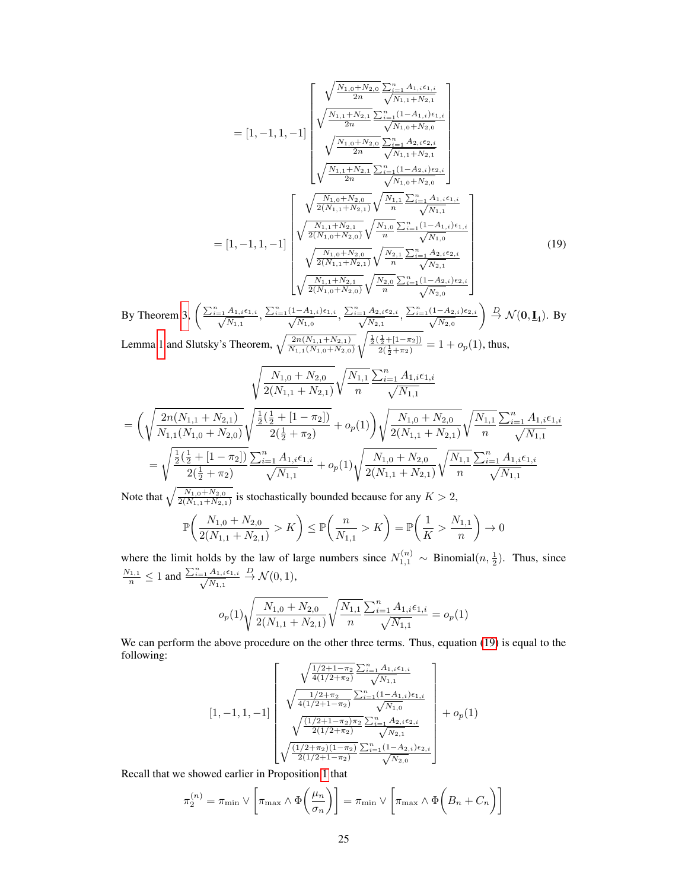$$= [1, -1, 1, -1] \begin{bmatrix} \sqrt{\frac{N_{1,0}+N_{2,0}}{2n}} \frac{\sum_{i=1}^n A_{1,i}\epsilon_{1,i}}{\sqrt{N_{1,1}+N_{2,1}}} \\ \sqrt{\frac{N_{1,1}+N_{2,1}}{2n}} \frac{\sum_{i=1}^n (1-A_{1,i})\epsilon_{1,i}}{\sqrt{N_{1,0}+N_{2,0}}} \\ \sqrt{\frac{N_{1,0}+N_{2,0}}{2n}} \frac{\sum_{i=1}^n A_{2,i}\epsilon_{2,i}}{\sqrt{N_{1,1}+N_{2,1}}} \\ \sqrt{\frac{N_{1,1}+N_{2,1}}{2n}} \frac{\sum_{i=1}^n (1-A_{2,i})\epsilon_{2,i}}{\sqrt{N_{1,0}+N_{2,0}}} \end{bmatrix}$$

$$= [1, -1, 1, -1] \begin{bmatrix} \sqrt{\frac{N_{1,0}+N_{2,0}}{2(N_{1,1}+N_{2,1})}} \sqrt{\frac{N_{1,1}}{n}} \frac{\sum_{i=1}^n A_{1,i}\epsilon_{1,i}}{\sqrt{N_{1,1}}} \\ \sqrt{\frac{N_{1,1}+N_{2,1}}{2(N_{1,0}+N_{2,0})}} \sqrt{\frac{N_{1,0}}{n}} \frac{\sum_{i=1}^n (1-A_{1,i})\epsilon_{1,i}}{\sqrt{N_{1,0}}} \\ \sqrt{\frac{N_{1,0}+N_{2,0}}{2(N_{1,1}+N_{2,1})}} \sqrt{\frac{N_{2,1}}{n}} \frac{\sum_{i=1}^n A_{2,i}\epsilon_{2,i}}{\sqrt{N_{2,1}}} \\ \sqrt{\frac{N_{1,1}+N_{2,1}}{2(N_{1,0}+N_{2,0})}} \sqrt{\frac{N_{2,0}}{n}} \frac{\sum_{i=1}^n (1-A_{2,i})\epsilon_{2,i}}{\sqrt{N_{2,0}}} \end{bmatrix} \tag{19}$$

By Theorem 3, $\left( \frac{\sum_{i=1}^n A_{1,i}\epsilon_{1,i}}{\sqrt{N_{1,1}}}, \frac{\sum_{i=1}^n (1-A_{1,i})\epsilon_{1,i}}{\sqrt{N_{1,0}}}, \frac{\sum_{i=1}^n A_{2,i}\epsilon_{2,i}}{\sqrt{N_{2,1}}}, \frac{\sum_{i=1}^n (1-A_{2,i})\epsilon_{2,i}}{\sqrt{N_{2,0}}} \right) \xrightarrow{D} \mathcal{N}(\mathbf{0}, \underline{\mathbf{I}}_4)$. By Lemma 1 and Slutsky's Theorem, $\sqrt{\frac{2n(N_{1,1}+N_{2,1})}{N_{1,1}(N_{1,0}+N_{2,0})}} \sqrt{\frac{\frac{1}{2}(\frac{1}{2}+[1-\pi_2])}{2(\frac{1}{2}+\pi_2)}} = 1 + o_p(1)$, thus,

$$\sqrt{\frac{N_{1,0}+N_{2,0}}{2(N_{1,1}+N_{2,1})}} \sqrt{\frac{N_{1,1}}{n}} \frac{\sum_{i=1}^n A_{1,i}\epsilon_{1,i}}{\sqrt{N_{1,1}}}$$

$$= \left( \sqrt{\frac{2n(N_{1,1}+N_{2,1})}{N_{1,1}(N_{1,0}+N_{2,0})}} \sqrt{\frac{\frac{1}{2}(\frac{1}{2}+[1-\pi_2])}{2(\frac{1}{2}+\pi_2)}} + o_p(1) \right) \sqrt{\frac{N_{1,0}+N_{2,0}}{2(N_{1,1}+N_{2,1})}} \sqrt{\frac{N_{1,1}}{n}} \frac{\sum_{i=1}^n A_{1,i}\epsilon_{1,i}}{\sqrt{N_{1,1}}}$$

$$= \sqrt{\frac{\frac{1}{2}(\frac{1}{2}+[1-\pi_2])}{2(\frac{1}{2}+\pi_2)}} \frac{\sum_{i=1}^n A_{1,i}\epsilon_{1,i}}{\sqrt{N_{1,1}}} + o_p(1) \sqrt{\frac{N_{1,0}+N_{2,0}}{2(N_{1,1}+N_{2,1})}} \sqrt{\frac{N_{1,1}}{n}} \frac{\sum_{i=1}^n A_{1,i}\epsilon_{1,i}}{\sqrt{N_{1,1}}}$$

Note that $\sqrt{\frac{N_{1,0}+N_{2,0}}{2(N_{1,1}+N_{2,1})}}$ is stochastically bounded because for any $K > 2$,

$$\mathbb{P}\left( \frac{N_{1,0}+N_{2,0}}{2(N_{1,1}+N_{2,1})} > K \right) \leq \mathbb{P}\left( \frac{n}{N_{1,1}} > K \right) = \mathbb{P}\left( \frac{1}{K} > \frac{N_{1,1}}{n} \right) \to 0$$

where the limit holds by the law of large numbers since $N_{1,1}^{(n)} \sim \text{Binomial}(n, \frac{1}{2})$. Thus, since $\frac{N_{1,1}}{n} \leq 1$ and $\frac{\sum_{i=1}^n A_{1,i}\epsilon_{1,i}}{\sqrt{N_{1,1}}} \xrightarrow{D} \mathcal{N}(0, 1)$,

$$o_p(1) \sqrt{\frac{N_{1,0}+N_{2,0}}{2(N_{1,1}+N_{2,1})}} \sqrt{\frac{N_{1,1}}{n}} \frac{\sum_{i=1}^n A_{1,i}\epsilon_{1,i}}{\sqrt{N_{1,1}}} = o_p(1)$$

We can perform the above procedure on the other three terms. Thus, equation (19) is equal to the following:

$$[1, -1, 1, -1] \begin{bmatrix} \sqrt{\frac{1/2+1-\pi_2}{4(1/2+\pi_2)}} \frac{\sum_{i=1}^n A_{1,i}\epsilon_{1,i}}{\sqrt{N_{1,1}}} \\ \sqrt{\frac{1/2+\pi_2}{4(1/2+1-\pi_2)}} \frac{\sum_{i=1}^n (1-A_{1,i})\epsilon_{1,i}}{\sqrt{N_{1,0}}} \\ \sqrt{\frac{(1/2+1-\pi_2)\pi_2}{2(1/2+\pi_2)}} \frac{\sum_{i=1}^n A_{2,i}\epsilon_{2,i}}{\sqrt{N_{2,1}}} \\ \sqrt{\frac{(1/2+\pi_2)(1-\pi_2)}{2(1/2+1-\pi_2)}} \frac{\sum_{i=1}^n (1-A_{2,i})\epsilon_{2,i}}{\sqrt{N_{2,0}}} \end{bmatrix} + o_p(1)$$

Recall that we showed earlier in Proposition 1 that

$$\pi_2^{(n)} = \pi_{\min} \vee \left[ \pi_{\max} \wedge \Phi\left( \frac{\mu_n}{\sigma_n} \right) \right] = \pi_{\min} \vee \left[ \pi_{\max} \wedge \Phi\left( B_n + C_n \right) \right]$$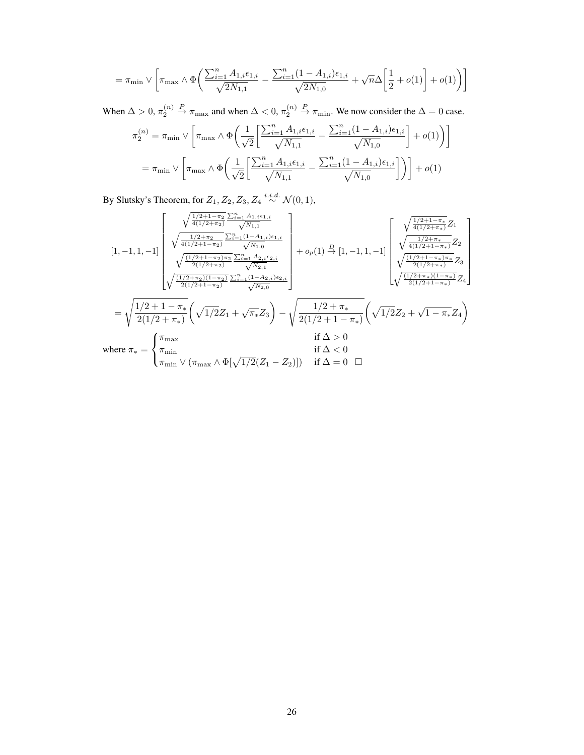$$= \pi_{\min} \vee \left[ \pi_{\max} \wedge \Phi\bigg( \frac{\sum_{i=1}^n A_{1,i}\epsilon_{1,i}}{\sqrt{2N_{1,1}}} - \frac{\sum_{i=1}^n (1-A_{1,i})\epsilon_{1,i}}{\sqrt{2N_{1,0}}} + \sqrt{n}\Delta\bigg[\frac{1}{2} + o(1)\bigg] + o(1) \bigg) \right]$$

When $\Delta > 0$, $\pi_2^{(n)} \xrightarrow{P} \pi_{\max}$ and when $\Delta < 0$, $\pi_2^{(n)} \xrightarrow{P} \pi_{\min}$. We now consider the $\Delta = 0$ case.

$$\pi_2^{(n)} = \pi_{\min} \vee \left[ \pi_{\max} \wedge \Phi\bigg( \frac{1}{\sqrt{2}} \bigg[ \frac{\sum_{i=1}^n A_{1,i}\epsilon_{1,i}}{\sqrt{N_{1,1}}} - \frac{\sum_{i=1}^n (1-A_{1,i})\epsilon_{1,i}}{\sqrt{N_{1,0}}} \bigg] + o(1) \bigg) \right]$$

$$= \pi_{\min} \vee \left[ \pi_{\max} \wedge \Phi\bigg( \frac{1}{\sqrt{2}} \bigg[ \frac{\sum_{i=1}^n A_{1,i}\epsilon_{1,i}}{\sqrt{N_{1,1}}} - \frac{\sum_{i=1}^n (1-A_{1,i})\epsilon_{1,i}}{\sqrt{N_{1,0}}} \bigg] \bigg) \right] + o(1)$$

By Slutsky's Theorem, for $Z_1, Z_2, Z_3, Z_4 \overset{i.i.d.}{\sim} \mathcal{N}(0,1)$,

$$[1,-1,1,-1] \begin{bmatrix} \sqrt{\frac{1/2+1-\pi_2}{4(1/2+\pi_2)}} \frac{\sum_{i=1}^n A_{1,i}\epsilon_{1,i}}{\sqrt{N_{1,1}}} \\ \sqrt{\frac{1/2+\pi_2}{4(1/2+1-\pi_2)}} \frac{\sum_{i=1}^n (1-A_{1,i})\epsilon_{1,i}}{\sqrt{N_{1,0}}} \\ \sqrt{\frac{(1/2+1-\pi_2)\pi_2}{2(1/2+\pi_2)}} \frac{\sum_{i=1}^n A_{2,i}\epsilon_{2,i}}{\sqrt{N_{2,1}}} \\ \sqrt{\frac{(1/2+\pi_2)(1-\pi_2)}{2(1/2+1-\pi_2)}} \frac{\sum_{i=1}^n (1-A_{2,i})\epsilon_{2,i}}{\sqrt{N_{2,0}}} \end{bmatrix} + o_p(1) \xrightarrow{D} [1,-1,1,-1] \begin{bmatrix} \sqrt{\frac{1/2+1-\pi_*}{4(1/2+\pi_*)}} Z_1 \\ \sqrt{\frac{1/2+\pi_*}{4(1/2+1-\pi_*)}} Z_2 \\ \sqrt{\frac{(1/2+1-\pi_*)\pi_*}{2(1/2+\pi_*)}} Z_3 \\ \sqrt{\frac{(1/2+\pi_*)(1-\pi_*)}{2(1/2+1-\pi_*)}} Z_4 \end{bmatrix}$$

$$= \sqrt{\frac{1/2+1-\pi_*}{2(1/2+\pi_*)}} \bigg( \sqrt{1/2} Z_1 + \sqrt{\pi_*} Z_3 \bigg) - \sqrt{\frac{1/2+\pi_*}{2(1/2+1-\pi_*)}} \bigg( \sqrt{1/2} Z_2 + \sqrt{1-\pi_*} Z_4 \bigg)$$

where $\pi_* = \begin{cases} \pi_{\max} & \text{if } \Delta > 0 \\ \pi_{\min} & \text{if } \Delta < 0 \\ \pi_{\min} \vee (\pi_{\max} \wedge \Phi[\sqrt{1/2}(Z_1 - Z_2)]) & \text{if } \Delta = 0 \end{cases}$ $\square$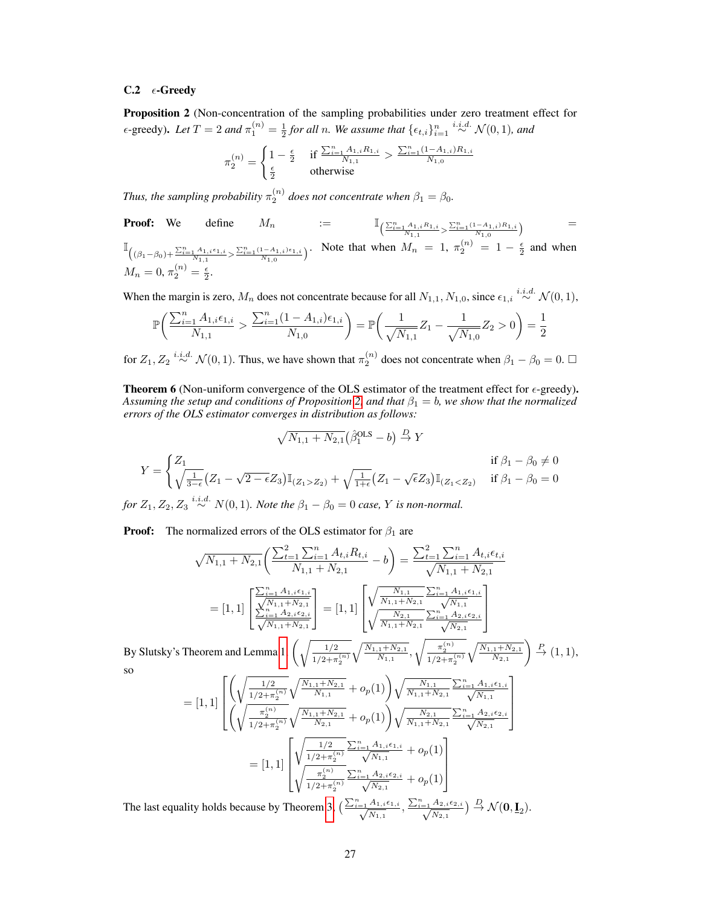### C.2 $\epsilon$-Greedy

**Proposition 2** (Non-concentration of the sampling probabilities under zero treatment effect for $\epsilon$-greedy)**.** *Let $T = 2$ and $\pi_1^{(n)} = \frac{1}{2}$ for all $n$. We assume that $\{\epsilon_{t,i}\}_{i=1}^n \overset{i.i.d.}{\sim} \mathcal{N}(0, 1)$, and*

$$
\pi_2^{(n)} = \begin{cases} 1 - \frac{\epsilon}{2} & \text{if } \frac{\sum_{i=1}^n A_{1,i} R_{1,i}}{N_{1,1}} > \frac{\sum_{i=1}^n (1-A_{1,i}) R_{1,i}}{N_{1,0}} \\ \frac{\epsilon}{2} & \text{otherwise} \end{cases}
$$

*Thus, the sampling probability $\pi_2^{(n)}$ does not concentrate when $\beta_1 = \beta_0$.*

**Proof:** We define $M_n := \mathbb{I}_{\left( \frac{\sum_{i=1}^n A_{1,i} R_{1,i}}{N_{1,1}} > \frac{\sum_{i=1}^n (1-A_{1,i}) R_{1,i}}{N_{1,0}} \right)} = \mathbb{I}_{\left( (\beta_1 - \beta_0) + \frac{\sum_{i=1}^n A_{1,i} \epsilon_{1,i}}{N_{1,1}} > \frac{\sum_{i=1}^n (1-A_{1,i}) \epsilon_{1,i}}{N_{1,0}} \right)}$. Note that when $M_n = 1$, $\pi_2^{(n)} = 1 - \frac{\epsilon}{2}$ and when $M_n = 0$, $\pi_2^{(n)} = \frac{\epsilon}{2}$.

When the margin is zero, $M_n$ does not concentrate because for all $N_{1,1}, N_{1,0}$, since $\epsilon_{1,i} \overset{i.i.d.}{\sim} \mathcal{N}(0, 1)$,

$$
\mathbb{P}\left( \frac{\sum_{i=1}^n A_{1,i} \epsilon_{1,i}}{N_{1,1}} > \frac{\sum_{i=1}^n (1 - A_{1,i}) \epsilon_{1,i}}{N_{1,0}} \right) = \mathbb{P}\left( \frac{1}{\sqrt{N_{1,1}}} Z_1 - \frac{1}{\sqrt{N_{1,0}}} Z_2 > 0 \right) = \frac{1}{2}
$$

for $Z_1, Z_2 \overset{i.i.d.}{\sim} \mathcal{N}(0, 1)$. Thus, we have shown that $\pi_2^{(n)}$ does not concentrate when $\beta_1 - \beta_0 = 0$. $\square$

**Theorem 6** (Non-uniform convergence of the OLS estimator of the treatment effect for $\epsilon$-greedy)**.** *Assuming the setup and conditions of Proposition 2, and that $\beta_1 = b$, we show that the normalized errors of the OLS estimator converges in distribution as follows:*

$$
\sqrt{N_{1,1} + N_{2,1}} \big( \hat{\beta}_1^{\text{OLS}} - b \big) \xrightarrow{D} Y
$$

$$
Y = \begin{cases} Z_1 & \text{if } \beta_1 - \beta_0 \neq 0 \\ \sqrt{\frac{1}{3-\epsilon}} \big( Z_1 - \sqrt{2-\epsilon} Z_3 \big) \mathbb{I}_{(Z_1 > Z_2)} + \sqrt{\frac{1}{1+\epsilon}} \big( Z_1 - \sqrt{\epsilon} Z_3 \big) \mathbb{I}_{(Z_1 < Z_2)} & \text{if } \beta_1 - \beta_0 = 0 \end{cases}
$$

*for $Z_1, Z_2, Z_3 \overset{i.i.d.}{\sim} N(0, 1)$. Note the $\beta_1 - \beta_0 = 0$ case, $Y$ is non-normal.*

**Proof:** The normalized errors of the OLS estimator for $\beta_1$ are

$$
\sqrt{N_{1,1} + N_{2,1}} \left( \frac{\sum_{t=1}^2 \sum_{i=1}^n A_{t,i} R_{t,i}}{N_{1,1} + N_{2,1}} - b \right) = \frac{\sum_{t=1}^2 \sum_{i=1}^n A_{t,i} \epsilon_{t,i}}{\sqrt{N_{1,1} + N_{2,1}}}
$$

$$
= [1, 1] \begin{bmatrix} \frac{\sum_{i=1}^n A_{1,i} \epsilon_{1,i}}{\sqrt{N_{1,1} + N_{2,1}}} \\ \frac{\sum_{i=1}^n A_{2,i} \epsilon_{2,i}}{\sqrt{N_{1,1} + N_{2,1}}} \end{bmatrix} = [1, 1] \begin{bmatrix} \sqrt{\frac{N_{1,1}}{N_{1,1} + N_{2,1}}} \frac{\sum_{i=1}^n A_{1,i} \epsilon_{1,i}}{\sqrt{N_{1,1}}} \\ \sqrt{\frac{N_{2,1}}{N_{1,1} + N_{2,1}}} \frac{\sum_{i=1}^n A_{2,i} \epsilon_{2,i}}{\sqrt{N_{2,1}}} \end{bmatrix}
$$

By Slutsky's Theorem and Lemma 1 $\left( \sqrt{\frac{1/2}{1/2 + \pi_2^{(n)}}} \sqrt{\frac{N_{1,1} + N_{2,1}}{N_{1,1}}}, \sqrt{\frac{\pi_2^{(n)}}{1/2 + \pi_2^{(n)}}} \sqrt{\frac{N_{1,1} + N_{2,1}}{N_{2,1}}} \right) \xrightarrow{P} (1, 1)$, so

$$
= [1, 1] \begin{bmatrix} \left( \sqrt{\frac{1/2}{1/2 + \pi_2^{(n)}}} \sqrt{\frac{N_{1,1} + N_{2,1}}{N_{1,1}}} + o_p(1) \right) \sqrt{\frac{N_{1,1}}{N_{1,1} + N_{2,1}}} \frac{\sum_{i=1}^n A_{1,i} \epsilon_{1,i}}{\sqrt{N_{1,1}}} \\ \left( \sqrt{\frac{\pi_2^{(n)}}{1/2 + \pi_2^{(n)}}} \sqrt{\frac{N_{1,1} + N_{2,1}}{N_{2,1}}} + o_p(1) \right) \sqrt{\frac{N_{2,1}}{N_{1,1} + N_{2,1}}} \frac{\sum_{i=1}^n A_{2,i} \epsilon_{2,i}}{\sqrt{N_{2,1}}} \end{bmatrix}
$$

$$
= [1, 1] \begin{bmatrix} \sqrt{\frac{1/2}{1/2 + \pi_2^{(n)}}} \frac{\sum_{i=1}^n A_{1,i} \epsilon_{1,i}}{\sqrt{N_{1,1}}} + o_p(1) \\ \sqrt{\frac{\pi_2^{(n)}}{1/2 + \pi_2^{(n)}}} \frac{\sum_{i=1}^n A_{2,i} \epsilon_{2,i}}{\sqrt{N_{2,1}}} + o_p(1) \end{bmatrix}
$$

The last equality holds because by Theorem 3, $\left( \frac{\sum_{i=1}^n A_{1,i} \epsilon_{1,i}}{\sqrt{N_{1,1}}}, \frac{\sum_{i=1}^n A_{2,i} \epsilon_{2,i}}{\sqrt{N_{2,1}}} \right) \xrightarrow{D} \mathcal{N}(\mathbf{0}, \underline{\mathbf{I}}_2)$.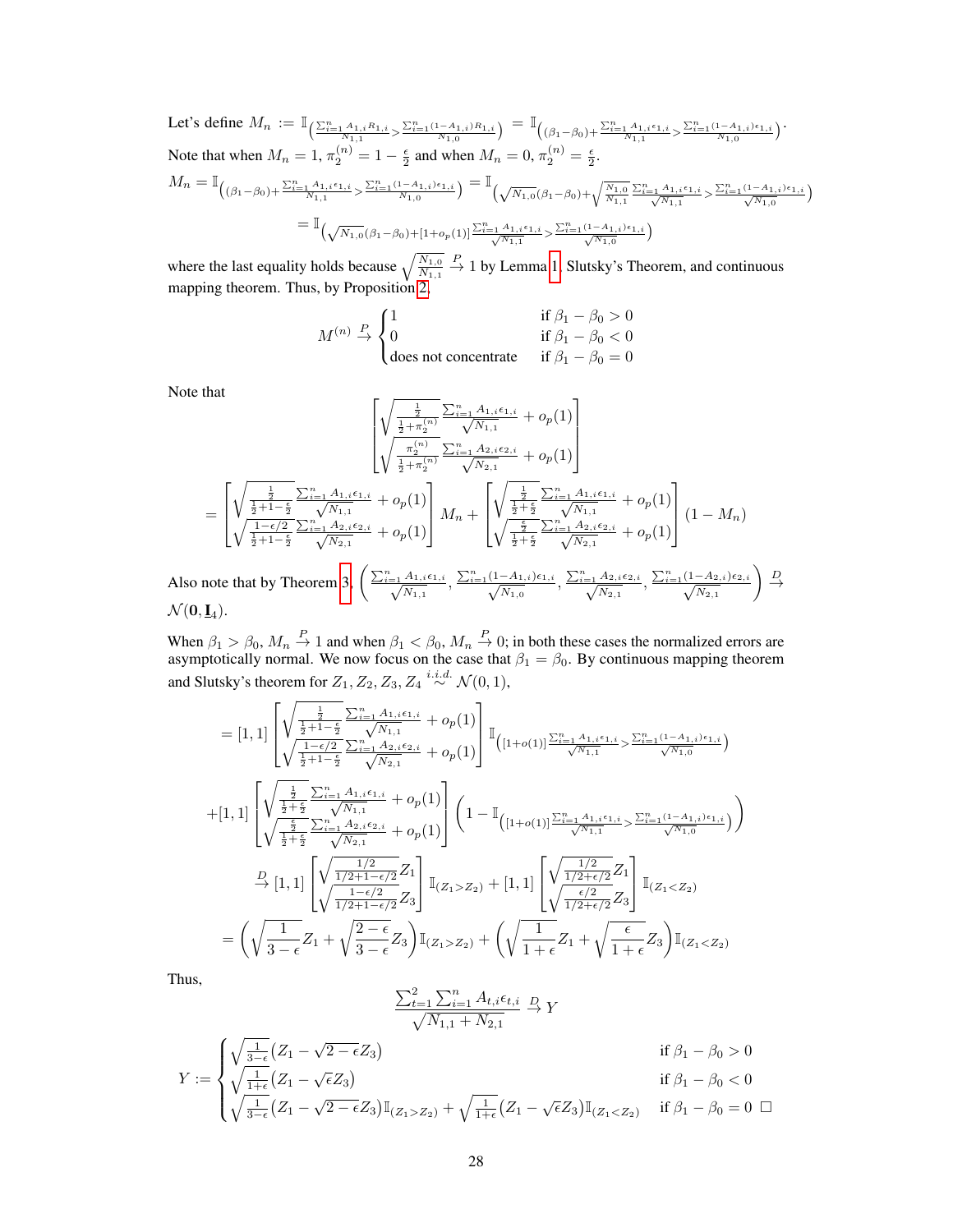Let's define $M_n := \mathbb{I}_{\left( \frac{\sum_{i=1}^n A_{1,i} R_{1,i}}{N_{1,1}} > \frac{\sum_{i=1}^n (1-A_{1,i}) R_{1,i}}{N_{1,0}} \right)} = \mathbb{I}_{\left( (\beta_1 - \beta_0) + \frac{\sum_{i=1}^n A_{1,i} \epsilon_{1,i}}{N_{1,1}} > \frac{\sum_{i=1}^n (1-A_{1,i}) \epsilon_{1,i}}{N_{1,0}} \right)}$.

Note that when $M_n = 1$, $\pi_2^{(n)} = 1 - \frac{\epsilon}{2}$ and when $M_n = 0$, $\pi_2^{(n)} = \frac{\epsilon}{2}$.

$$M_n = \mathbb{I}_{\left( (\beta_1 - \beta_0) + \frac{\sum_{i=1}^n A_{1,i} \epsilon_{1,i}}{N_{1,1}} > \frac{\sum_{i=1}^n (1-A_{1,i}) \epsilon_{1,i}}{N_{1,0}} \right)} = \mathbb{I}_{\left( \sqrt{N_{1,0}}(\beta_1 - \beta_0) + \sqrt{\frac{N_{1,0}}{N_{1,1}}} \frac{\sum_{i=1}^n A_{1,i} \epsilon_{1,i}}{\sqrt{N_{1,1}}} > \frac{\sum_{i=1}^n (1-A_{1,i}) \epsilon_{1,i}}{\sqrt{N_{1,0}}} \right)}$$

$$= \mathbb{I}_{\left( \sqrt{N_{1,0}}(\beta_1 - \beta_0) + [1 + o_p(1)] \frac{\sum_{i=1}^n A_{1,i} \epsilon_{1,i}}{\sqrt{N_{1,1}}} > \frac{\sum_{i=1}^n (1-A_{1,i}) \epsilon_{1,i}}{\sqrt{N_{1,0}}} \right)}$$

where the last equality holds because $\sqrt{\frac{N_{1,0}}{N_{1,1}}} \xrightarrow{P} 1$ by Lemma 1, Slutsky's Theorem, and continuous mapping theorem. Thus, by Proposition 2,

$$M^{(n)} \xrightarrow{P} \begin{cases} 1 & \text{if } \beta_1 - \beta_0 > 0 \\ 0 & \text{if } \beta_1 - \beta_0 < 0 \\ \text{does not concentrate} & \text{if } \beta_1 - \beta_0 = 0 \end{cases}$$

Note that

$$\begin{bmatrix} \sqrt{\frac{\frac{1}{2}}{\frac{1}{2} + \pi_2^{(n)}}} \frac{\sum_{i=1}^n A_{1,i} \epsilon_{1,i}}{\sqrt{N_{1,1}}} + o_p(1) \\ \sqrt{\frac{\pi_2^{(n)}}{\frac{1}{2} + \pi_2^{(n)}}} \frac{\sum_{i=1}^n A_{2,i} \epsilon_{2,i}}{\sqrt{N_{2,1}}} + o_p(1) \end{bmatrix}$$

$$= \begin{bmatrix} \sqrt{\frac{\frac{1}{2}}{\frac{1}{2} + 1 - \frac{\epsilon}{2}}} \frac{\sum_{i=1}^n A_{1,i} \epsilon_{1,i}}{\sqrt{N_{1,1}}} + o_p(1) \\ \sqrt{\frac{1 - \epsilon/2}{\frac{1}{2} + 1 - \frac{\epsilon}{2}}} \frac{\sum_{i=1}^n A_{2,i} \epsilon_{2,i}}{\sqrt{N_{2,1}}} + o_p(1) \end{bmatrix} M_n + \begin{bmatrix} \sqrt{\frac{\frac{1}{2}}{\frac{1}{2} + \frac{\epsilon}{2}}} \frac{\sum_{i=1}^n A_{1,i} \epsilon_{1,i}}{\sqrt{N_{1,1}}} + o_p(1) \\ \sqrt{\frac{\frac{\epsilon}{2}}{\frac{1}{2} + \frac{\epsilon}{2}}} \frac{\sum_{i=1}^n A_{2,i} \epsilon_{2,i}}{\sqrt{N_{2,1}}} + o_p(1) \end{bmatrix} (1 - M_n)$$

Also note that by Theorem 3, $\left( \frac{\sum_{i=1}^n A_{1,i} \epsilon_{1,i}}{\sqrt{N_{1,1}}}, \frac{\sum_{i=1}^n (1-A_{1,i}) \epsilon_{1,i}}{\sqrt{N_{1,0}}}, \frac{\sum_{i=1}^n A_{2,i} \epsilon_{2,i}}{\sqrt{N_{2,1}}}, \frac{\sum_{i=1}^n (1-A_{2,i}) \epsilon_{2,i}}{\sqrt{N_{2,1}}} \right) \xrightarrow{D} \mathcal{N}(\mathbf{0}, \underline{\mathbf{I}}_4)$.

When $\beta_1 > \beta_0$, $M_n \xrightarrow{P} 1$ and when $\beta_1 < \beta_0$, $M_n \xrightarrow{P} 0$; in both these cases the normalized errors are asymptotically normal. We now focus on the case that $\beta_1 = \beta_0$. By continuous mapping theorem and Slutsky's theorem for $Z_1, Z_2, Z_3, Z_4 \overset{i.i.d.}{\sim} \mathcal{N}(0, 1)$,

$$= [1, 1] \begin{bmatrix} \sqrt{\frac{\frac{1}{2}}{\frac{1}{2} + 1 - \frac{\epsilon}{2}}} \frac{\sum_{i=1}^n A_{1,i} \epsilon_{1,i}}{\sqrt{N_{1,1}}} + o_p(1) \\ \sqrt{\frac{1 - \epsilon/2}{\frac{1}{2} + 1 - \frac{\epsilon}{2}}} \frac{\sum_{i=1}^n A_{2,i} \epsilon_{2,i}}{\sqrt{N_{2,1}}} + o_p(1) \end{bmatrix} \mathbb{I}_{\left( [1 + o(1)] \frac{\sum_{i=1}^n A_{1,i} \epsilon_{1,i}}{\sqrt{N_{1,1}}} > \frac{\sum_{i=1}^n (1-A_{1,i}) \epsilon_{1,i}}{\sqrt{N_{1,0}}} \right)}$$

$$+ [1, 1] \begin{bmatrix} \sqrt{\frac{\frac{1}{2}}{\frac{1}{2} + \frac{\epsilon}{2}}} \frac{\sum_{i=1}^n A_{1,i} \epsilon_{1,i}}{\sqrt{N_{1,1}}} + o_p(1) \\ \sqrt{\frac{\frac{\epsilon}{2}}{\frac{1}{2} + \frac{\epsilon}{2}}} \frac{\sum_{i=1}^n A_{2,i} \epsilon_{2,i}}{\sqrt{N_{2,1}}} + o_p(1) \end{bmatrix} \left( 1 - \mathbb{I}_{\left( [1 + o(1)] \frac{\sum_{i=1}^n A_{1,i} \epsilon_{1,i}}{\sqrt{N_{1,1}}} > \frac{\sum_{i=1}^n (1-A_{1,i}) \epsilon_{1,i}}{\sqrt{N_{1,0}}} \right)} \right)$$

$$\xrightarrow{D} [1, 1] \begin{bmatrix} \sqrt{\frac{1/2}{1/2 + 1 - \epsilon/2}} Z_1 \\ \sqrt{\frac{1 - \epsilon/2}{1/2 + 1 - \epsilon/2}} Z_3 \end{bmatrix} \mathbb{I}_{(Z_1 > Z_2)} + [1, 1] \begin{bmatrix} \sqrt{\frac{1/2}{1/2 + \epsilon/2}} Z_1 \\ \sqrt{\frac{\epsilon/2}{1/2 + \epsilon/2}} Z_3 \end{bmatrix} \mathbb{I}_{(Z_1 < Z_2)}$$

$$= \left( \sqrt{\frac{1}{3 - \epsilon}} Z_1 + \sqrt{\frac{2 - \epsilon}{3 - \epsilon}} Z_3 \right) \mathbb{I}_{(Z_1 > Z_2)} + \left( \sqrt{\frac{1}{1 + \epsilon}} Z_1 + \sqrt{\frac{\epsilon}{1 + \epsilon}} Z_3 \right) \mathbb{I}_{(Z_1 < Z_2)}$$

Thus,

$$\frac{\sum_{t=1}^2 \sum_{i=1}^n A_{t,i} \epsilon_{t,i}}{\sqrt{N_{1,1} + N_{2,1}}} \xrightarrow{D} Y$$

$$Y := \begin{cases} \sqrt{\frac{1}{3 - \epsilon}} (Z_1 - \sqrt{2 - \epsilon} Z_3) & \text{if } \beta_1 - \beta_0 > 0 \\ \sqrt{\frac{1}{1 + \epsilon}} (Z_1 - \sqrt{\epsilon} Z_3) & \text{if } \beta_1 - \beta_0 < 0 \\ \sqrt{\frac{1}{3 - \epsilon}} (Z_1 - \sqrt{2 - \epsilon} Z_3) \mathbb{I}_{(Z_1 > Z_2)} + \sqrt{\frac{1}{1 + \epsilon}} (Z_1 - \sqrt{\epsilon} Z_3) \mathbb{I}_{(Z_1 < Z_2)} & \text{if } \beta_1 - \beta_0 = 0 \end{cases} \quad \square$$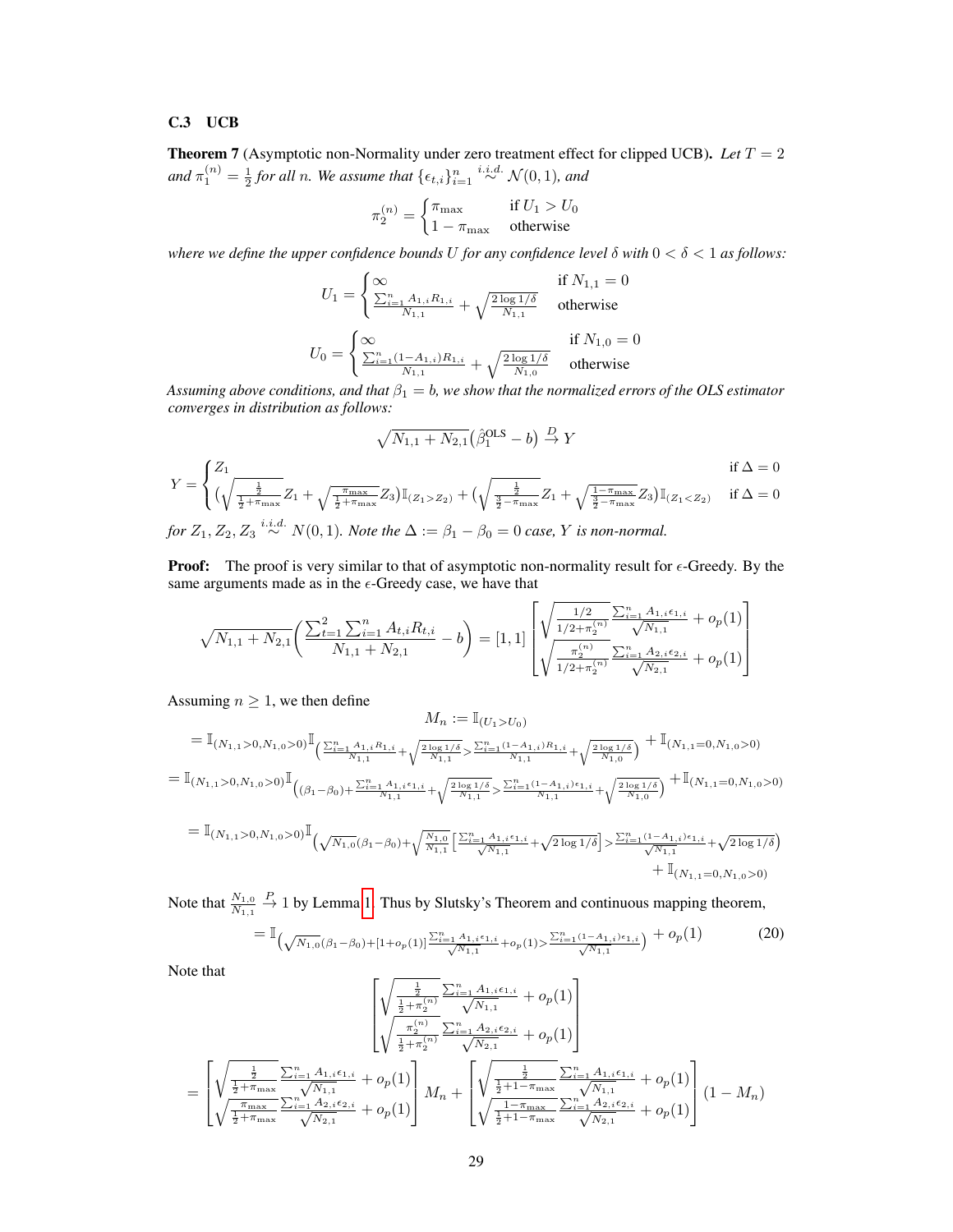### C.3 UCB

**Theorem 7** (Asymptotic non-Normality under zero treatment effect for clipped UCB)**.** *Let $T = 2$ and $\pi_1^{(n)} = \frac{1}{2}$ for all $n$. We assume that $\{\epsilon_{t,i}\}_{i=1}^n \overset{i.i.d.}{\sim} \mathcal{N}(0, 1)$, and*

$$
\pi_2^{(n)} = \begin{cases} \pi_{\max} & \text{if } U_1 > U_0 \\ 1 - \pi_{\max} & \text{otherwise} \end{cases}
$$

*where we define the upper confidence bounds $U$ for any confidence level $\delta$ with $0 < \delta < 1$ as follows:*

$$
U_1 = \begin{cases} \infty & \text{if } N_{1,1} = 0 \\ \frac{\sum_{i=1}^n A_{1,i} R_{1,i}}{N_{1,1}} + \sqrt{\frac{2 \log 1/\delta}{N_{1,1}}} & \text{otherwise} \end{cases}
$$

$$
U_0 = \begin{cases} \infty & \text{if } N_{1,0} = 0 \\ \frac{\sum_{i=1}^n (1 - A_{1,i}) R_{1,i}}{N_{1,1}} + \sqrt{\frac{2 \log 1/\delta}{N_{1,0}}} & \text{otherwise} \end{cases}
$$

*Assuming above conditions, and that $\beta_1 = b$, we show that the normalized errors of the OLS estimator converges in distribution as follows:*

$$
\sqrt{N_{1,1} + N_{2,1}} \big( \hat{\beta}_1^{\text{OLS}} - b \big) \xrightarrow{D} Y
$$

$$
Y = \begin{cases} Z_1 & \text{if } \Delta = 0 \\ \Big( \sqrt{\frac{\frac{1}{2}}{\frac{1}{2} + \pi_{\max}}} Z_1 + \sqrt{\frac{\pi_{\max}}{\frac{1}{2} + \pi_{\max}}} Z_3 \Big) \mathbb{I}_{(Z_1 > Z_2)} + \Big( \sqrt{\frac{\frac{1}{2}}{\frac{3}{2} - \pi_{\max}}} Z_1 + \sqrt{\frac{1 - \pi_{\max}}{\frac{3}{2} - \pi_{\max}}} Z_3 \Big) \mathbb{I}_{(Z_1 < Z_2)} & \text{if } \Delta = 0 \end{cases}
$$

*for $Z_1, Z_2, Z_3 \overset{i.i.d.}{\sim} N(0, 1)$. Note the $\Delta := \beta_1 - \beta_0 = 0$ case, $Y$ is non-normal.*

**Proof:** The proof is very similar to that of asymptotic non-normality result for $\epsilon$-Greedy. By the same arguments made as in the $\epsilon$-Greedy case, we have that

$$
\sqrt{N_{1,1} + N_{2,1}} \left( \frac{\sum_{t=1}^2 \sum_{i=1}^n A_{t,i} R_{t,i}}{N_{1,1} + N_{2,1}} - b \right) = [1, 1] \begin{bmatrix} \sqrt{\frac{1/2}{1/2 + \pi_2^{(n)}}} \frac{\sum_{i=1}^n A_{1,i} \epsilon_{1,i}}{\sqrt{N_{1,1}}} + o_p(1) \\ \sqrt{\frac{\pi_2^{(n)}}{1/2 + \pi_2^{(n)}}} \frac{\sum_{i=1}^n A_{2,i} \epsilon_{2,i}}{\sqrt{N_{2,1}}} + o_p(1) \end{bmatrix}
$$

Assuming $n \geq 1$, we then define

$$
M_n := \mathbb{I}_{(U_1 > U_0)}
$$

$$
= \mathbb{I}_{(N_{1,1} > 0, N_{1,0} > 0)} \mathbb{I}_{\left( \frac{\sum_{i=1}^n A_{1,i} R_{1,i}}{N_{1,1}} + \sqrt{\frac{2 \log 1/\delta}{N_{1,1}}} > \frac{\sum_{i=1}^n (1 - A_{1,i}) R_{1,i}}{N_{1,1}} + \sqrt{\frac{2 \log 1/\delta}{N_{1,0}}} \right)} + \mathbb{I}_{(N_{1,1} = 0, N_{1,0} > 0)}
$$

$$
= \mathbb{I}_{(N_{1,1} > 0, N_{1,0} > 0)} \mathbb{I}_{\left( (\beta_1 - \beta_0) + \frac{\sum_{i=1}^n A_{1,i} \epsilon_{1,i}}{N_{1,1}} + \sqrt{\frac{2 \log 1/\delta}{N_{1,1}}} > \frac{\sum_{i=1}^n (1 - A_{1,i}) \epsilon_{1,i}}{N_{1,1}} + \sqrt{\frac{2 \log 1/\delta}{N_{1,0}}} \right)} + \mathbb{I}_{(N_{1,1} = 0, N_{1,0} > 0)}
$$

$$
= \mathbb{I}_{(N_{1,1} > 0, N_{1,0} > 0)} \mathbb{I}_{\left( \sqrt{N_{1,0}} (\beta_1 - \beta_0) + \sqrt{\frac{N_{1,0}}{N_{1,1}}} \left[ \frac{\sum_{i=1}^n A_{1,i} \epsilon_{1,i}}{\sqrt{N_{1,1}}} + \sqrt{2 \log 1/\delta} \right] > \frac{\sum_{i=1}^n (1 - A_{1,i}) \epsilon_{1,i}}{\sqrt{N_{1,1}}} + \sqrt{2 \log 1/\delta} \right)} + \mathbb{I}_{(N_{1,1} = 0, N_{1,0} > 0)}
$$

Note that $\frac{N_{1,0}}{N_{1,1}} \xrightarrow{P} 1$ by Lemma 1. Thus by Slutsky's Theorem and continuous mapping theorem,

$$
= \mathbb{I}_{\left( \sqrt{N_{1,0}} (\beta_1 - \beta_0) + [1 + o_p(1)] \frac{\sum_{i=1}^n A_{1,i} \epsilon_{1,i}}{\sqrt{N_{1,1}}} + o_p(1) > \frac{\sum_{i=1}^n (1 - A_{1,i}) \epsilon_{1,i}}{\sqrt{N_{1,1}}} \right)} + o_p(1) \tag{20}
$$

Note that

$$
\begin{bmatrix} \sqrt{\frac{\frac{1}{2}}{\frac{1}{2} + \pi_2^{(n)}}} \frac{\sum_{i=1}^n A_{1,i} \epsilon_{1,i}}{\sqrt{N_{1,1}}} + o_p(1) \\ \sqrt{\frac{\pi_2^{(n)}}{\frac{1}{2} + \pi_2^{(n)}}} \frac{\sum_{i=1}^n A_{2,i} \epsilon_{2,i}}{\sqrt{N_{2,1}}} + o_p(1) \end{bmatrix}
$$

$$
= \begin{bmatrix} \sqrt{\frac{\frac{1}{2}}{\frac{1}{2} + \pi_{\max}}} \frac{\sum_{i=1}^n A_{1,i} \epsilon_{1,i}}{\sqrt{N_{1,1}}} + o_p(1) \\ \sqrt{\frac{\pi_{\max}}{\frac{1}{2} + \pi_{\max}}} \frac{\sum_{i=1}^n A_{2,i} \epsilon_{2,i}}{\sqrt{N_{2,1}}} + o_p(1) \end{bmatrix} M_n + \begin{bmatrix} \sqrt{\frac{\frac{1}{2}}{\frac{1}{2} + 1 - \pi_{\max}}} \frac{\sum_{i=1}^n A_{1,i} \epsilon_{1,i}}{\sqrt{N_{1,1}}} + o_p(1) \\ \sqrt{\frac{1 - \pi_{\max}}{\frac{1}{2} + 1 - \pi_{\max}}} \frac{\sum_{i=1}^n A_{2,i} \epsilon_{2,i}}{\sqrt{N_{2,1}}} + o_p(1) \end{bmatrix} (1 - M_n)
$$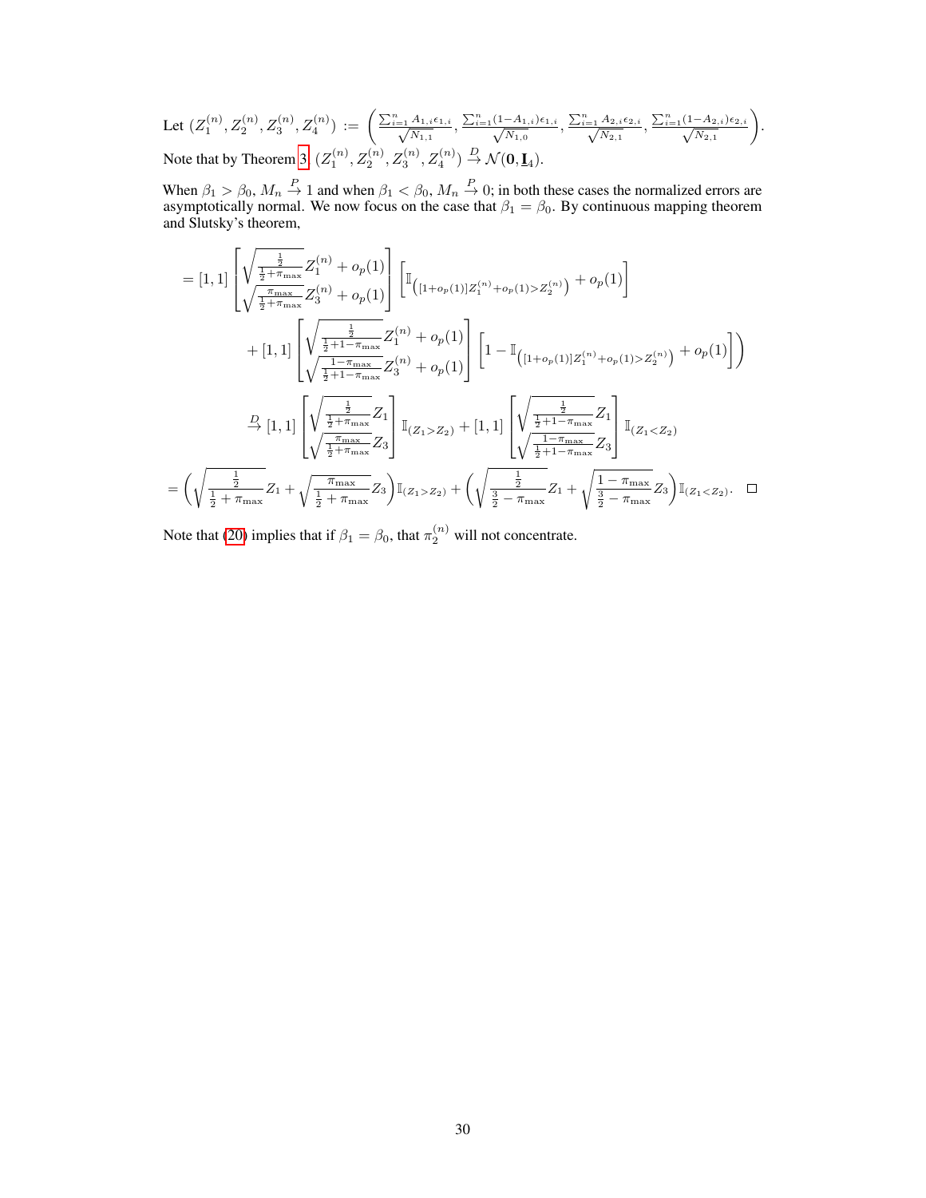Let $(Z_1^{(n)}, Z_2^{(n)}, Z_3^{(n)}, Z_4^{(n)}) := \left( \frac{\sum_{i=1}^n A_{1,i}\epsilon_{1,i}}{\sqrt{N_{1,1}}}, \frac{\sum_{i=1}^n (1-A_{1,i})\epsilon_{1,i}}{\sqrt{N_{1,0}}}, \frac{\sum_{i=1}^n A_{2,i}\epsilon_{2,i}}{\sqrt{N_{2,1}}}, \frac{\sum_{i=1}^n (1-A_{2,i})\epsilon_{2,i}}{\sqrt{N_{2,1}}} \right)$.
Note that by Theorem 3 $(Z_1^{(n)}, Z_2^{(n)}, Z_3^{(n)}, Z_4^{(n)}) \xrightarrow{D} \mathcal{N}(\mathbf{0}, \underline{\mathbf{I}}_4)$.

When $\beta_1 > \beta_0$, $M_n \xrightarrow{P} 1$ and when $\beta_1 < \beta_0$, $M_n \xrightarrow{P} 0$; in both these cases the normalized errors are asymptotically normal. We now focus on the case that $\beta_1 = \beta_0$. By continuous mapping theorem and Slutsky's theorem,

$$
\begin{aligned}
&= [1, 1] \begin{bmatrix} \sqrt{\frac{\frac{1}{2}}{\frac{1}{2}+\pi_{\max}}} Z_1^{(n)} + o_p(1) \\ \sqrt{\frac{\pi_{\max}}{\frac{1}{2}+\pi_{\max}}} Z_3^{(n)} + o_p(1) \end{bmatrix} \left[ \mathbb{I}_{\left( [1+o_p(1)] Z_1^{(n)} + o_p(1) > Z_2^{(n)} \right)} + o_p(1) \right] \\
&\quad + [1, 1] \begin{bmatrix} \sqrt{\frac{\frac{1}{2}}{\frac{1}{2}+1-\pi_{\max}}} Z_1^{(n)} + o_p(1) \\ \sqrt{\frac{1-\pi_{\max}}{\frac{1}{2}+1-\pi_{\max}}} Z_3^{(n)} + o_p(1) \end{bmatrix} \left[ 1 - \mathbb{I}_{\left( [1+o_p(1)] Z_1^{(n)} + o_p(1) > Z_2^{(n)} \right)} + o_p(1) \right] \Bigg) \\
&\xrightarrow{D} [1, 1] \begin{bmatrix} \sqrt{\frac{\frac{1}{2}}{\frac{1}{2}+\pi_{\max}}} Z_1 \\ \sqrt{\frac{\pi_{\max}}{\frac{1}{2}+\pi_{\max}}} Z_3 \end{bmatrix} \mathbb{I}_{(Z_1 > Z_2)} + [1, 1] \begin{bmatrix} \sqrt{\frac{\frac{1}{2}}{\frac{1}{2}+1-\pi_{\max}}} Z_1 \\ \sqrt{\frac{1-\pi_{\max}}{\frac{1}{2}+1-\pi_{\max}}} Z_3 \end{bmatrix} \mathbb{I}_{(Z_1 < Z_2)} \\
&= \left( \sqrt{\frac{\frac{1}{2}}{\frac{1}{2}+\pi_{\max}}} Z_1 + \sqrt{\frac{\pi_{\max}}{\frac{1}{2}+\pi_{\max}}} Z_3 \right) \mathbb{I}_{(Z_1 > Z_2)} + \left( \sqrt{\frac{\frac{1}{2}}{\frac{3}{2}-\pi_{\max}}} Z_1 + \sqrt{\frac{1-\pi_{\max}}{\frac{3}{2}-\pi_{\max}}} Z_3 \right) \mathbb{I}_{(Z_1 < Z_2)}. \quad \square
\end{aligned}
$$

Note that (20) implies that if $\beta_1 = \beta_0$, that $\pi_2^{(n)}$ will not concentrate.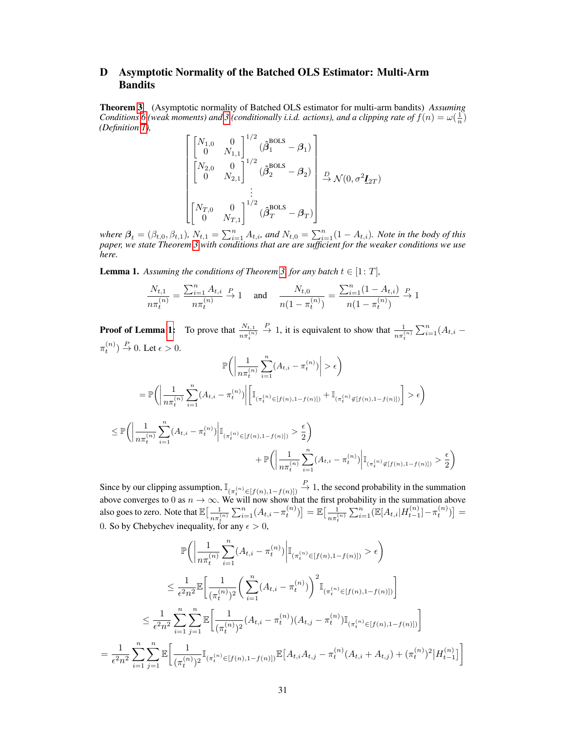# D Asymptotic Normality of the Batched OLS Estimator: Multi-Arm Bandits

**Theorem 3** (Asymptotic normality of Batched OLS estimator for multi-arm bandits) *Assuming Conditions 6 (weak moments) and 3 (conditionally i.i.d. actions), and a clipping rate of $f(n) = \omega(\frac{1}{n})$ (Definition 1),*

$$
\begin{bmatrix}
\begin{bmatrix} N_{1,0} & 0 \\ 0 & N_{1,1} \end{bmatrix}^{1/2} (\hat{\boldsymbol{\beta}}_1^{\text{BOLS}} - \boldsymbol{\beta}_1) \\
\begin{bmatrix} N_{2,0} & 0 \\ 0 & N_{2,1} \end{bmatrix}^{1/2} (\hat{\boldsymbol{\beta}}_2^{\text{BOLS}} - \boldsymbol{\beta}_2) \\
\vdots \\
\begin{bmatrix} N_{T,0} & 0 \\ 0 & N_{T,1} \end{bmatrix}^{1/2} (\hat{\boldsymbol{\beta}}_T^{\text{BOLS}} - \boldsymbol{\beta}_T)
\end{bmatrix}
\xrightarrow{D} \mathcal{N}(0, \sigma^2 \underline{\boldsymbol{I}}_{2T})
$$

*where $\boldsymbol{\beta}_t = (\beta_{t,0}, \beta_{t,1})$, $N_{t,1} = \sum_{i=1}^n A_{t,i}$, and $N_{t,0} = \sum_{i=1}^n (1 - A_{t,i})$. Note in the body of this paper, we state Theorem 3 with conditions that are are sufficient for the weaker conditions we use here.*

**Lemma 1.** *Assuming the conditions of Theorem 3, for any batch $t \in [1\colon T]$,*

$$
\frac{N_{t,1}}{n\pi_t^{(n)}} = \frac{\sum_{i=1}^n A_{t,i}}{n\pi_t^{(n)}} \xrightarrow{P} 1 \quad \text{and} \quad \frac{N_{t,0}}{n(1-\pi_t^{(n)})} = \frac{\sum_{i=1}^n (1 - A_{t,i})}{n(1-\pi_t^{(n)})} \xrightarrow{P} 1
$$

**Proof of Lemma 1:** To prove that $\frac{N_{t,1}}{n\pi_t^{(n)}} \xrightarrow{P} 1$, it is equivalent to show that $\frac{1}{n\pi_t^{(n)}} \sum_{i=1}^n (A_{t,i} - \pi_t^{(n)}) \xrightarrow{P} 0$. Let $\epsilon > 0$.

$$
\mathbb{P}\bigg( \bigg| \frac{1}{n\pi_t^{(n)}} \sum_{i=1}^n (A_{t,i} - \pi_t^{(n)}) \bigg| > \epsilon \bigg)
$$

$$
= \mathbb{P}\bigg( \bigg| \frac{1}{n\pi_t^{(n)}} \sum_{i=1}^n (A_{t,i} - \pi_t^{(n)}) \bigg| \Big[ \mathbb{I}_{(\pi_t^{(n)} \in [f(n), 1-f(n)])} + \mathbb{I}_{(\pi_t^{(n)} \notin [f(n), 1-f(n)])} \Big] > \epsilon \bigg)
$$

$$
\leq \mathbb{P}\bigg( \bigg| \frac{1}{n\pi_t^{(n)}} \sum_{i=1}^n (A_{t,i} - \pi_t^{(n)}) \bigg| \mathbb{I}_{(\pi_t^{(n)} \in [f(n), 1-f(n)])} > \frac{\epsilon}{2} \bigg)
+ \mathbb{P}\bigg( \bigg| \frac{1}{n\pi_t^{(n)}} \sum_{i=1}^n (A_{t,i} - \pi_t^{(n)}) \bigg| \mathbb{I}_{(\pi_t^{(n)} \notin [f(n), 1-f(n)])} > \frac{\epsilon}{2} \bigg)
$$

Since by our clipping assumption, $\mathbb{I}_{(\pi_t^{(n)} \in [f(n), 1-f(n)])} \xrightarrow{P} 1$, the second probability in the summation above converges to 0 as $n \to \infty$. We will now show that the first probability in the summation above also goes to zero. Note that $\mathbb{E}\big[ \frac{1}{n\pi_t^{(n)}} \sum_{i=1}^n (A_{t,i} - \pi_t^{(n)}) \big] = \mathbb{E}\big[ \frac{1}{n\pi_t^{(n)}} \sum_{i=1}^n (\mathbb{E}[A_{t,i} | H_{t-1}^{(n)}] - \pi_t^{(n)}) \big] = 0$. So by Chebychev inequality, for any $\epsilon > 0$,

$$
\mathbb{P}\bigg( \bigg| \frac{1}{n\pi_t^{(n)}} \sum_{i=1}^n (A_{t,i} - \pi_t^{(n)}) \bigg| \mathbb{I}_{(\pi_t^{(n)} \in [f(n), 1-f(n)])} > \epsilon \bigg)
$$

$$
\leq \frac{1}{\epsilon^2 n^2} \mathbb{E}\bigg[ \frac{1}{(\pi_t^{(n)})^2} \bigg( \sum_{i=1}^n (A_{t,i} - \pi_t^{(n)}) \bigg)^2 \mathbb{I}_{(\pi_t^{(n)} \in [f(n), 1-f(n)])} \bigg]
$$

$$
\leq \frac{1}{\epsilon^2 n^2} \sum_{i=1}^n \sum_{j=1}^n \mathbb{E}\bigg[ \frac{1}{(\pi_t^{(n)})^2} (A_{t,i} - \pi_t^{(n)})(A_{t,j} - \pi_t^{(n)}) \mathbb{I}_{(\pi_t^{(n)} \in [f(n), 1-f(n)])} \bigg]
$$

$$
= \frac{1}{\epsilon^2 n^2} \sum_{i=1}^n \sum_{j=1}^n \mathbb{E}\bigg[ \frac{1}{(\pi_t^{(n)})^2} \mathbb{I}_{(\pi_t^{(n)} \in [f(n), 1-f(n)])} \mathbb{E}\big[ A_{t,i} A_{t,j} - \pi_t^{(n)} (A_{t,i} + A_{t,j}) + (\pi_t^{(n)})^2 \big| H_{t-1}^{(n)} \big] \bigg]
$$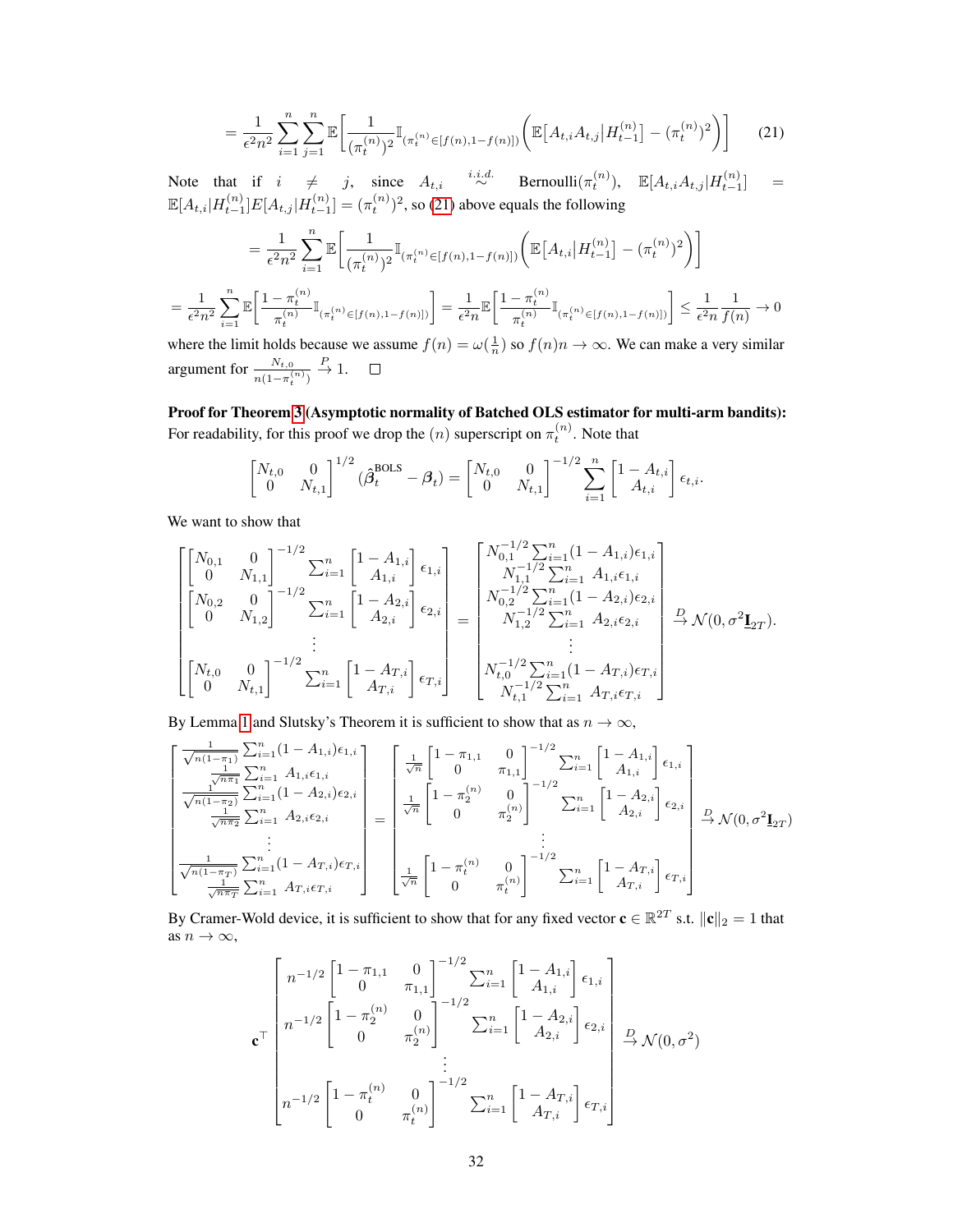$$= \frac{1}{\epsilon^2 n^2} \sum_{i=1}^n \sum_{j=1}^n \mathbb{E}\bigg[ \frac{1}{(\pi_t^{(n)})^2} \mathbb{I}_{(\pi_t^{(n)} \in [f(n), 1-f(n)])} \bigg( \mathbb{E}\big[ A_{t,i} A_{t,j} \big| H_{t-1}^{(n)} \big] - (\pi_t^{(n)})^2 \bigg) \bigg] \tag{21}$$

Note that if $i \neq j$, since $A_{t,i} \overset{i.i.d.}{\sim}$ Bernoulli$(\pi_t^{(n)})$, $\mathbb{E}[A_{t,i} A_{t,j} | H_{t-1}^{(n)}] = \mathbb{E}[A_{t,i} | H_{t-1}^{(n)}] E[A_{t,j} | H_{t-1}^{(n)}] = (\pi_t^{(n)})^2$, so (21) above equals the following

$$= \frac{1}{\epsilon^2 n^2} \sum_{i=1}^n \mathbb{E}\bigg[ \frac{1}{(\pi_t^{(n)})^2} \mathbb{I}_{(\pi_t^{(n)} \in [f(n), 1-f(n)])} \bigg( \mathbb{E}\big[ A_{t,i} \big| H_{t-1}^{(n)} \big] - (\pi_t^{(n)})^2 \bigg) \bigg]$$

$$= \frac{1}{\epsilon^2 n^2} \sum_{i=1}^n \mathbb{E}\bigg[ \frac{1 - \pi_t^{(n)}}{\pi_t^{(n)}} \mathbb{I}_{(\pi_t^{(n)} \in [f(n), 1-f(n)])} \bigg] = \frac{1}{\epsilon^2 n} \mathbb{E}\bigg[ \frac{1 - \pi_t^{(n)}}{\pi_t^{(n)}} \mathbb{I}_{(\pi_t^{(n)} \in [f(n), 1-f(n)])} \bigg] \leq \frac{1}{\epsilon^2 n} \frac{1}{f(n)} \to 0$$

where the limit holds because we assume $f(n) = \omega(\frac{1}{n})$ so $f(n)n \to \infty$. We can make a very similar argument for $\frac{N_{t,0}}{n(1-\pi_t^{(n)})} \xrightarrow{P} 1$. $\square$

**Proof for Theorem 3 (Asymptotic normality of Batched OLS estimator for multi-arm bandits):** For readability, for this proof we drop the $(n)$ superscript on $\pi_t^{(n)}$. Note that

$$\begin{bmatrix} N_{t,0} & 0 \\ 0 & N_{t,1} \end{bmatrix}^{1/2} (\hat{\boldsymbol{\beta}}_t^{\text{BOLS}} - \boldsymbol{\beta}_t) = \begin{bmatrix} N_{t,0} & 0 \\ 0 & N_{t,1} \end{bmatrix}^{-1/2} \sum_{i=1}^n \begin{bmatrix} 1 - A_{t,i} \\ A_{t,i} \end{bmatrix} \epsilon_{t,i}.$$

We want to show that

$$\begin{bmatrix} \begin{bmatrix} N_{0,1} & 0 \\ 0 & N_{1,1} \end{bmatrix}^{-1/2} \sum_{i=1}^n \begin{bmatrix} 1 - A_{1,i} \\ A_{1,i} \end{bmatrix} \epsilon_{1,i} \\ \begin{bmatrix} N_{0,2} & 0 \\ 0 & N_{1,2} \end{bmatrix}^{-1/2} \sum_{i=1}^n \begin{bmatrix} 1 - A_{2,i} \\ A_{2,i} \end{bmatrix} \epsilon_{2,i} \\ \vdots \\ \begin{bmatrix} N_{t,0} & 0 \\ 0 & N_{t,1} \end{bmatrix}^{-1/2} \sum_{i=1}^n \begin{bmatrix} 1 - A_{T,i} \\ A_{T,i} \end{bmatrix} \epsilon_{T,i} \end{bmatrix} = \begin{bmatrix} N_{0,1}^{-1/2} \sum_{i=1}^n (1 - A_{1,i}) \epsilon_{1,i} \\ N_{1,1}^{-1/2} \sum_{i=1}^n A_{1,i} \epsilon_{1,i} \\ N_{0,2}^{-1/2} \sum_{i=1}^n (1 - A_{2,i}) \epsilon_{2,i} \\ N_{1,2}^{-1/2} \sum_{i=1}^n A_{2,i} \epsilon_{2,i} \\ \vdots \\ N_{t,0}^{-1/2} \sum_{i=1}^n (1 - A_{T,i}) \epsilon_{T,i} \\ N_{t,1}^{-1/2} \sum_{i=1}^n A_{T,i} \epsilon_{T,i} \end{bmatrix} \xrightarrow{D} \mathcal{N}(0, \sigma^2 \underline{\mathbf{I}}_{2T}).$$

By Lemma 1 and Slutsky's Theorem it is sufficient to show that as $n \to \infty$,

$$\begin{bmatrix} \frac{1}{\sqrt{n(1-\pi_1)}} \sum_{i=1}^n (1 - A_{1,i}) \epsilon_{1,i} \\ \frac{1}{\sqrt{n\pi_1}} \sum_{i=1}^n A_{1,i} \epsilon_{1,i} \\ \frac{1}{\sqrt{n(1-\pi_2)}} \sum_{i=1}^n (1 - A_{2,i}) \epsilon_{2,i} \\ \frac{1}{\sqrt{n\pi_2}} \sum_{i=1}^n A_{2,i} \epsilon_{2,i} \\ \vdots \\ \frac{1}{\sqrt{n(1-\pi_T)}} \sum_{i=1}^n (1 - A_{T,i}) \epsilon_{T,i} \\ \frac{1}{\sqrt{n\pi_T}} \sum_{i=1}^n A_{T,i} \epsilon_{T,i} \end{bmatrix} = \begin{bmatrix} \frac{1}{\sqrt{n}} \begin{bmatrix} 1 - \pi_{1,1} & 0 \\ 0 & \pi_{1,1} \end{bmatrix}^{-1/2} \sum_{i=1}^n \begin{bmatrix} 1 - A_{1,i} \\ A_{1,i} \end{bmatrix} \epsilon_{1,i} \\ \frac{1}{\sqrt{n}} \begin{bmatrix} 1 - \pi_2^{(n)} & 0 \\ 0 & \pi_2^{(n)} \end{bmatrix}^{-1/2} \sum_{i=1}^n \begin{bmatrix} 1 - A_{2,i} \\ A_{2,i} \end{bmatrix} \epsilon_{2,i} \\ \vdots \\ \frac{1}{\sqrt{n}} \begin{bmatrix} 1 - \pi_t^{(n)} & 0 \\ 0 & \pi_t^{(n)} \end{bmatrix}^{-1/2} \sum_{i=1}^n \begin{bmatrix} 1 - A_{T,i} \\ A_{T,i} \end{bmatrix} \epsilon_{T,i} \end{bmatrix} \xrightarrow{D} \mathcal{N}(0, \sigma^2 \underline{\mathbf{I}}_{2T})$$

By Cramer-Wold device, it is sufficient to show that for any fixed vector $\mathbf{c} \in \mathbb{R}^{2T}$ s.t. $\|\mathbf{c}\|_2 = 1$ that as $n \to \infty$,

$$\mathbf{c}^\top \begin{bmatrix} n^{-1/2} \begin{bmatrix} 1 - \pi_{1,1} & 0 \\ 0 & \pi_{1,1} \end{bmatrix}^{-1/2} \sum_{i=1}^n \begin{bmatrix} 1 - A_{1,i} \\ A_{1,i} \end{bmatrix} \epsilon_{1,i} \\ n^{-1/2} \begin{bmatrix} 1 - \pi_2^{(n)} & 0 \\ 0 & \pi_2^{(n)} \end{bmatrix}^{-1/2} \sum_{i=1}^n \begin{bmatrix} 1 - A_{2,i} \\ A_{2,i} \end{bmatrix} \epsilon_{2,i} \\ \vdots \\ n^{-1/2} \begin{bmatrix} 1 - \pi_t^{(n)} & 0 \\ 0 & \pi_t^{(n)} \end{bmatrix}^{-1/2} \sum_{i=1}^n \begin{bmatrix} 1 - A_{T,i} \\ A_{T,i} \end{bmatrix} \epsilon_{T,i} \end{bmatrix} \xrightarrow{D} \mathcal{N}(0, \sigma^2)$$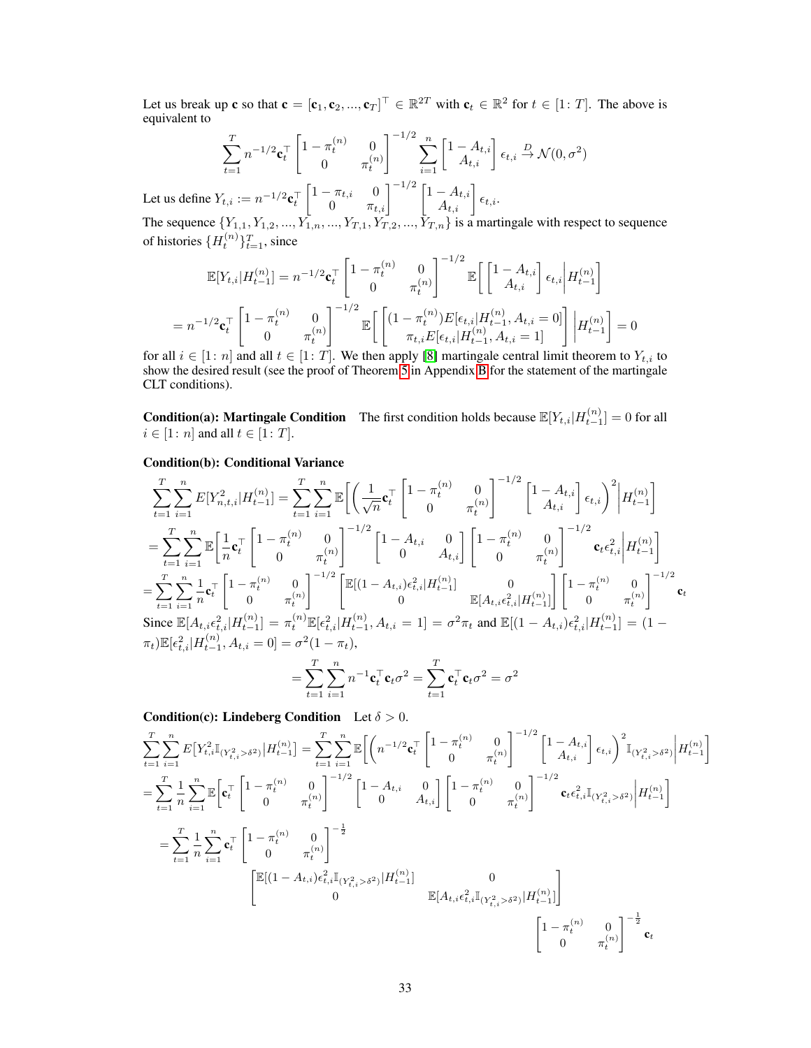Let us break up $\mathbf{c}$ so that $\mathbf{c} = [\mathbf{c}_1, \mathbf{c}_2, ..., \mathbf{c}_T]^\top \in \mathbb{R}^{2T}$ with $\mathbf{c}_t \in \mathbb{R}^2$ for $t \in [1\colon T]$. The above is equivalent to

$$\sum_{t=1}^{T} n^{-1/2} \mathbf{c}_t^\top \begin{bmatrix} 1-\pi_t^{(n)} & 0 \\ 0 & \pi_t^{(n)} \end{bmatrix}^{-1/2} \sum_{i=1}^{n} \begin{bmatrix} 1-A_{t,i} \\ A_{t,i} \end{bmatrix} \epsilon_{t,i} \xrightarrow{D} \mathcal{N}(0, \sigma^2)$$

Let us define $Y_{t,i} := n^{-1/2} \mathbf{c}_t^\top \begin{bmatrix} 1-\pi_{t,i} & 0 \\ 0 & \pi_{t,i} \end{bmatrix}^{-1/2} \begin{bmatrix} 1-A_{t,i} \\ A_{t,i} \end{bmatrix} \epsilon_{t,i}$.

The sequence $\{Y_{1,1}, Y_{1,2}, ..., Y_{1,n}, ..., Y_{T,1}, Y_{T,2}, ..., Y_{T,n}\}$ is a martingale with respect to sequence of histories $\{H_t^{(n)}\}_{t=1}^T$, since

$$\mathbb{E}[Y_{t,i} | H_{t-1}^{(n)}] = n^{-1/2} \mathbf{c}_t^\top \begin{bmatrix} 1-\pi_t^{(n)} & 0 \\ 0 & \pi_t^{(n)} \end{bmatrix}^{-1/2} \mathbb{E}\bigg[ \begin{bmatrix} 1-A_{t,i} \\ A_{t,i} \end{bmatrix} \epsilon_{t,i} \bigg| H_{t-1}^{(n)} \bigg]$$

$$= n^{-1/2} \mathbf{c}_t^\top \begin{bmatrix} 1-\pi_t^{(n)} & 0 \\ 0 & \pi_t^{(n)} \end{bmatrix}^{-1/2} \mathbb{E}\bigg[ \begin{bmatrix} (1-\pi_t^{(n)}) E[\epsilon_{t,i} | H_{t-1}^{(n)}, A_{t,i} = 0] \\ \pi_{t,i} E[\epsilon_{t,i} | H_{t-1}^{(n)}, A_{t,i} = 1] \end{bmatrix} \bigg| H_{t-1}^{(n)} \bigg] = 0$$

for all $i \in [1\colon n]$ and all $t \in [1\colon T]$. We then apply [8] martingale central limit theorem to $Y_{t,i}$ to show the desired result (see the proof of Theorem 5 in Appendix B for the statement of the martingale CLT conditions).

**Condition(a): Martingale Condition** The first condition holds because $\mathbb{E}[Y_{t,i} | H_{t-1}^{(n)}] = 0$ for all $i \in [1\colon n]$ and all $t \in [1\colon T]$.

**Condition(b): Conditional Variance**

$$\sum_{t=1}^{T} \sum_{i=1}^{n} E[Y_{n,t,i}^2 | H_{t-1}^{(n)}] = \sum_{t=1}^{T} \sum_{i=1}^{n} \mathbb{E}\bigg[ \bigg( \frac{1}{\sqrt{n}} \mathbf{c}_t^\top \begin{bmatrix} 1-\pi_t^{(n)} & 0 \\ 0 & \pi_t^{(n)} \end{bmatrix}^{-1/2} \begin{bmatrix} 1-A_{t,i} \\ A_{t,i} \end{bmatrix} \epsilon_{t,i} \bigg)^2 \bigg| H_{t-1}^{(n)} \bigg]$$

$$= \sum_{t=1}^{T} \sum_{i=1}^{n} \mathbb{E}\bigg[ \frac{1}{n} \mathbf{c}_t^\top \begin{bmatrix} 1-\pi_t^{(n)} & 0 \\ 0 & \pi_t^{(n)} \end{bmatrix}^{-1/2} \begin{bmatrix} 1-A_{t,i} & 0 \\ 0 & A_{t,i} \end{bmatrix} \begin{bmatrix} 1-\pi_t^{(n)} & 0 \\ 0 & \pi_t^{(n)} \end{bmatrix}^{-1/2} \mathbf{c}_t \epsilon_{t,i}^2 \bigg| H_{t-1}^{(n)} \bigg]$$

$$= \sum_{t=1}^{T} \sum_{i=1}^{n} \frac{1}{n} \mathbf{c}_t^\top \begin{bmatrix} 1-\pi_t^{(n)} & 0 \\ 0 & \pi_t^{(n)} \end{bmatrix}^{-1/2} \begin{bmatrix} \mathbb{E}[(1-A_{t,i})\epsilon_{t,i}^2 | H_{t-1}^{(n)}] & 0 \\ 0 & \mathbb{E}[A_{t,i}\epsilon_{t,i}^2 | H_{t-1}^{(n)}] \end{bmatrix} \begin{bmatrix} 1-\pi_t^{(n)} & 0 \\ 0 & \pi_t^{(n)} \end{bmatrix}^{-1/2} \mathbf{c}_t$$

Since $\mathbb{E}[A_{t,i}\epsilon_{t,i}^2 | H_{t-1}^{(n)}] = \pi_t^{(n)} \mathbb{E}[\epsilon_{t,i}^2 | H_{t-1}^{(n)}, A_{t,i} = 1] = \sigma^2 \pi_t$ and $\mathbb{E}[(1-A_{t,i})\epsilon_{t,i}^2 | H_{t-1}^{(n)}] = (1-\pi_t) \mathbb{E}[\epsilon_{t,i}^2 | H_{t-1}^{(n)}, A_{t,i} = 0] = \sigma^2(1-\pi_t)$,

$$= \sum_{t=1}^{T} \sum_{i=1}^{n} n^{-1} \mathbf{c}_t^\top \mathbf{c}_t \sigma^2 = \sum_{t=1}^{T} \mathbf{c}_t^\top \mathbf{c}_t \sigma^2 = \sigma^2$$

**Condition(c): Lindeberg Condition** Let $\delta > 0$.

$$\sum_{t=1}^{T} \sum_{i=1}^{n} E\big[Y_{t,i}^2 \mathbb{I}_{(Y_{t,i}^2 > \delta^2)} | H_{t-1}^{(n)}\big] = \sum_{t=1}^{T} \sum_{i=1}^{n} \mathbb{E}\bigg[ \bigg( n^{-1/2} \mathbf{c}_t^\top \begin{bmatrix} 1-\pi_t^{(n)} & 0 \\ 0 & \pi_t^{(n)} \end{bmatrix}^{-1/2} \begin{bmatrix} 1-A_{t,i} \\ A_{t,i} \end{bmatrix} \epsilon_{t,i} \bigg)^2 \mathbb{I}_{(Y_{t,i}^2 > \delta^2)} \bigg| H_{t-1}^{(n)} \bigg]$$

$$= \sum_{t=1}^{T} \frac{1}{n} \sum_{i=1}^{n} \mathbb{E}\bigg[ \mathbf{c}_t^\top \begin{bmatrix} 1-\pi_t^{(n)} & 0 \\ 0 & \pi_t^{(n)} \end{bmatrix}^{-1/2} \begin{bmatrix} 1-A_{t,i} & 0 \\ 0 & A_{t,i} \end{bmatrix} \begin{bmatrix} 1-\pi_t^{(n)} & 0 \\ 0 & \pi_t^{(n)} \end{bmatrix}^{-1/2} \mathbf{c}_t \epsilon_{t,i}^2 \mathbb{I}_{(Y_{t,i}^2 > \delta^2)} \bigg| H_{t-1}^{(n)} \bigg]$$

$$= \sum_{t=1}^{T} \frac{1}{n} \sum_{i=1}^{n} \mathbf{c}_t^\top \begin{bmatrix} 1-\pi_t^{(n)} & 0 \\ 0 & \pi_t^{(n)} \end{bmatrix}^{-\frac{1}{2}} \begin{bmatrix} \mathbb{E}[(1-A_{t,i})\epsilon_{t,i}^2 \mathbb{I}_{(Y_{t,i}^2 > \delta^2)} | H_{t-1}^{(n)}] & 0 \\ 0 & \mathbb{E}[A_{t,i}\epsilon_{t,i}^2 \mathbb{I}_{(Y_{t,i}^2 > \delta^2)} | H_{t-1}^{(n)}] \end{bmatrix} \begin{bmatrix} 1-\pi_t^{(n)} & 0 \\ 0 & \pi_t^{(n)} \end{bmatrix}^{-\frac{1}{2}} \mathbf{c}_t$$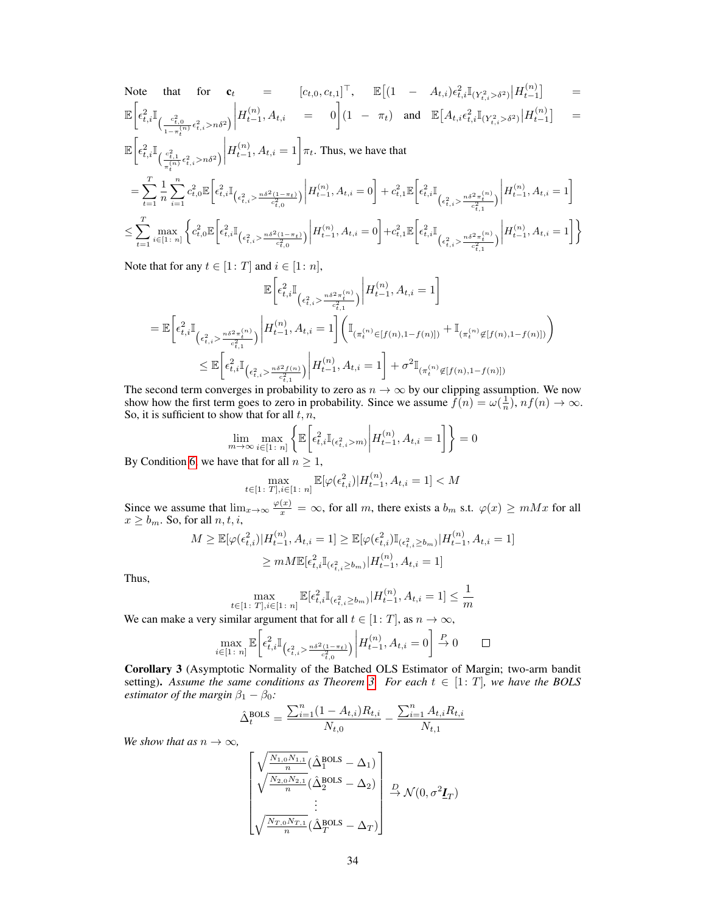Note that for $\mathbf{c}_t = [c_{t,0}, c_{t,1}]^\top$, $\mathbb{E}\big[(1 - A_{t,i})\epsilon_{t,i}^2 \mathbb{I}_{(Y_{t,i}^2 > \delta^2)} \big| H_{t-1}^{(n)}\big] = \mathbb{E}\left[\epsilon_{t,i}^2 \mathbb{I}_{\left(\frac{c_{t,0}^2}{1-\pi_t^{(n)}}\epsilon_{t,i}^2 > n\delta^2\right)} \middle| H_{t-1}^{(n)}, A_{t,i} = 0\right](1 - \pi_t)$ and $\mathbb{E}\big[A_{t,i}\epsilon_{t,i}^2 \mathbb{I}_{(Y_{t,i}^2 > \delta^2)} \big| H_{t-1}^{(n)}\big] = \mathbb{E}\left[\epsilon_{t,i}^2 \mathbb{I}_{\left(\frac{c_{t,1}^2}{\pi_t^{(n)}}\epsilon_{t,i}^2 > n\delta^2\right)} \middle| H_{t-1}^{(n)}, A_{t,i} = 1\right]\pi_t$. Thus, we have that

$$
= \sum_{t=1}^T \frac{1}{n} \sum_{i=1}^n c_{t,0}^2 \mathbb{E}\left[\epsilon_{t,i}^2 \mathbb{I}_{\left(\epsilon_{t,i}^2 > \frac{n\delta^2(1-\pi_t)}{c_{t,0}^2}\right)} \middle| H_{t-1}^{(n)}, A_{t,i} = 0\right] + c_{t,1}^2 \mathbb{E}\left[\epsilon_{t,i}^2 \mathbb{I}_{\left(\epsilon_{t,i}^2 > \frac{n\delta^2 \pi_t^{(n)}}{c_{t,1}^2}\right)} \middle| H_{t-1}^{(n)}, A_{t,i} = 1\right]
$$

$$
\leq \sum_{t=1}^T \max_{i \in [1:\, n]} \left\{ c_{t,0}^2 \mathbb{E}\left[\epsilon_{t,i}^2 \mathbb{I}_{\left(\epsilon_{t,i}^2 > \frac{n\delta^2(1-\pi_t)}{c_{t,0}^2}\right)} \middle| H_{t-1}^{(n)}, A_{t,i} = 0\right] + c_{t,1}^2 \mathbb{E}\left[\epsilon_{t,i}^2 \mathbb{I}_{\left(\epsilon_{t,i}^2 > \frac{n\delta^2 \pi_t^{(n)}}{c_{t,1}^2}\right)} \middle| H_{t-1}^{(n)}, A_{t,i} = 1\right] \right\}
$$

Note that for any $t \in [1:\, T]$ and $i \in [1:\, n]$,

$$
\mathbb{E}\left[\epsilon_{t,i}^2 \mathbb{I}_{\left(\epsilon_{t,i}^2 > \frac{n\delta^2 \pi_t^{(n)}}{c_{t,1}^2}\right)} \middle| H_{t-1}^{(n)}, A_{t,i} = 1\right]
$$

$$
= \mathbb{E}\left[\epsilon_{t,i}^2 \mathbb{I}_{\left(\epsilon_{t,i}^2 > \frac{n\delta^2 \pi_t^{(n)}}{c_{t,1}^2}\right)} \middle| H_{t-1}^{(n)}, A_{t,i} = 1\right] \left( \mathbb{I}_{(\pi_t^{(n)} \in [f(n), 1-f(n)])} + \mathbb{I}_{(\pi_t^{(n)} \notin [f(n), 1-f(n)])} \right)
$$

$$
\leq \mathbb{E}\left[\epsilon_{t,i}^2 \mathbb{I}_{\left(\epsilon_{t,i}^2 > \frac{n\delta^2 f(n)}{c_{t,1}^2}\right)} \middle| H_{t-1}^{(n)}, A_{t,i} = 1\right] + \sigma^2 \mathbb{I}_{(\pi_t^{(n)} \notin [f(n), 1-f(n)])}
$$

The second term converges in probability to zero as $n \to \infty$ by our clipping assumption. We now show how the first term goes to zero in probability. Since we assume $f(n) = \omega(\frac{1}{n})$, $nf(n) \to \infty$. So, it is sufficient to show that for all $t, n$,

$$
\lim_{m \to \infty} \max_{i \in [1:\, n]} \left\{ \mathbb{E}\left[\epsilon_{t,i}^2 \mathbb{I}_{(\epsilon_{t,i}^2 > m)} \middle| H_{t-1}^{(n)}, A_{t,i} = 1\right] \right\} = 0
$$

By Condition 6, we have that for all $n \geq 1$,

$$
\max_{t \in [1:\, T], i \in [1:\, n]} \mathbb{E}[\varphi(\epsilon_{t,i}^2) | H_{t-1}^{(n)}, A_{t,i} = 1] < M
$$

Since we assume that $\lim_{x \to \infty} \frac{\varphi(x)}{x} = \infty$, for all $m$, there exists a $b_m$ s.t. $\varphi(x) \geq mMx$ for all $x \geq b_m$. So, for all $n, t, i$,

$$
M \geq \mathbb{E}[\varphi(\epsilon_{t,i}^2) | H_{t-1}^{(n)}, A_{t,i} = 1] \geq \mathbb{E}[\varphi(\epsilon_{t,i}^2) \mathbb{I}_{(\epsilon_{t,i}^2 \geq b_m)} | H_{t-1}^{(n)}, A_{t,i} = 1]
$$

$$
\geq mM \mathbb{E}[\epsilon_{t,i}^2 \mathbb{I}_{(\epsilon_{t,i}^2 \geq b_m)} | H_{t-1}^{(n)}, A_{t,i} = 1]
$$

Thus,

$$
\max_{t \in [1:\, T], i \in [1:\, n]} \mathbb{E}[\epsilon_{t,i}^2 \mathbb{I}_{(\epsilon_{t,i}^2 \geq b_m)} | H_{t-1}^{(n)}, A_{t,i} = 1] \leq \frac{1}{m}
$$

We can make a very similar argument that for all $t \in [1:\, T]$, as $n \to \infty$,

$$
\max_{i \in [1:\, n]} \mathbb{E}\left[\epsilon_{t,i}^2 \mathbb{I}_{\left(\epsilon_{t,i}^2 > \frac{n\delta^2(1-\pi_t)}{c_{t,0}^2}\right)} \middle| H_{t-1}^{(n)}, A_{t,i} = 0\right] \xrightarrow{P} 0 \qquad \square
$$

**Corollary 3** (Asymptotic Normality of the Batched OLS Estimator of Margin; two-arm bandit setting)**.** *Assume the same conditions as Theorem 3. For each $t \in [1:\, T]$, we have the BOLS estimator of the margin $\beta_1 - \beta_0$:*

$$
\hat{\Delta}_t^{\text{BOLS}} = \frac{\sum_{i=1}^n (1 - A_{t,i}) R_{t,i}}{N_{t,0}} - \frac{\sum_{i=1}^n A_{t,i} R_{t,i}}{N_{t,1}}
$$

*We show that as $n \to \infty$,*

$$
\begin{bmatrix}
\sqrt{\frac{N_{1,0}N_{1,1}}{n}} (\hat{\Delta}_1^{\text{BOLS}} - \Delta_1) \\
\sqrt{\frac{N_{2,0}N_{2,1}}{n}} (\hat{\Delta}_2^{\text{BOLS}} - \Delta_2) \\
\vdots \\
\sqrt{\frac{N_{T,0}N_{T,1}}{n}} (\hat{\Delta}_T^{\text{BOLS}} - \Delta_T)
\end{bmatrix}
\xrightarrow{D} \mathcal{N}(0, \sigma^2 \underline{\boldsymbol{I}}_T)
$$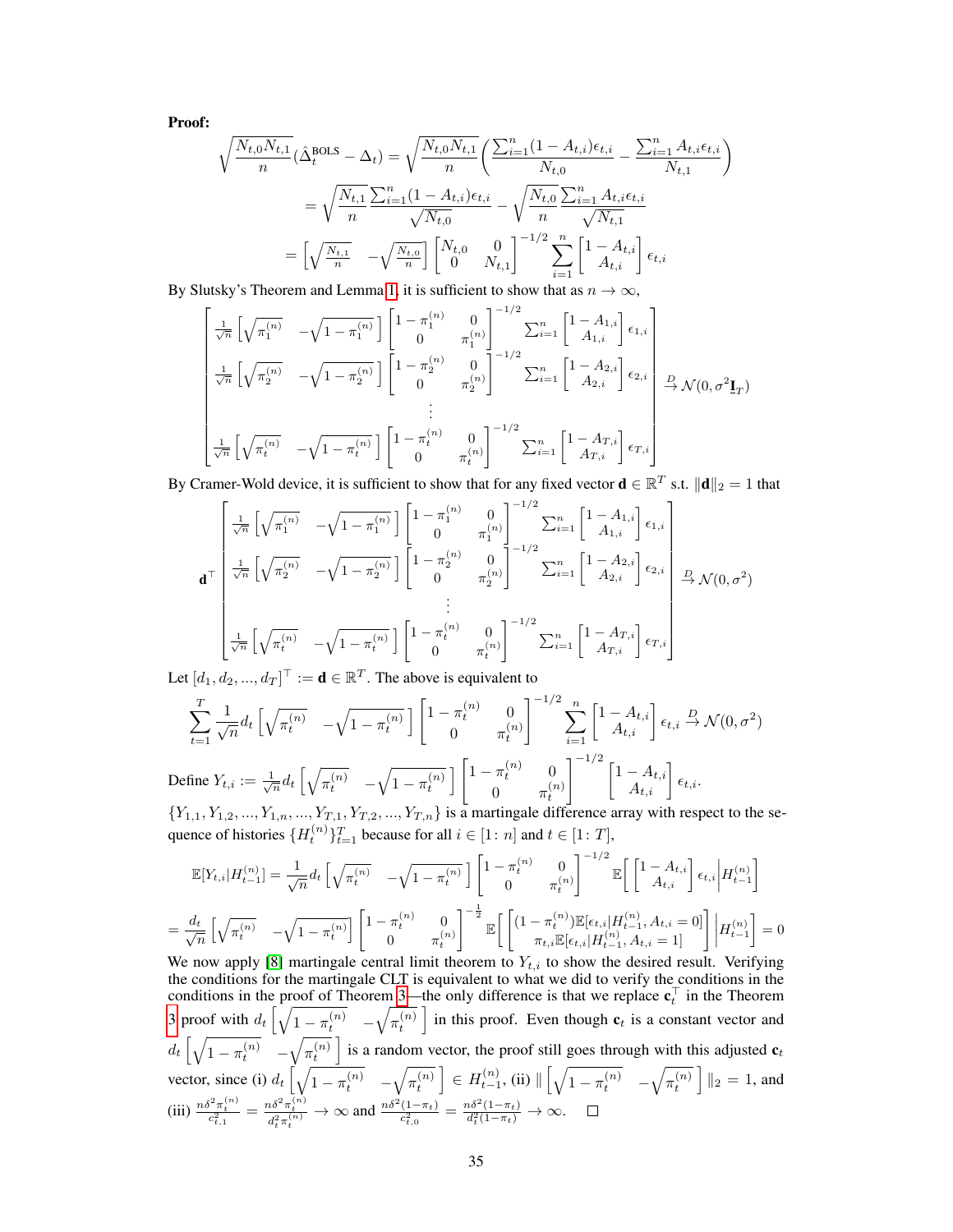**Proof:**

$$\sqrt{\frac{N_{t,0}N_{t,1}}{n}}(\hat{\Delta}_t^{\text{BOLS}} - \Delta_t) = \sqrt{\frac{N_{t,0}N_{t,1}}{n}}\bigg(\frac{\sum_{i=1}^n (1-A_{t,i})\epsilon_{t,i}}{N_{t,0}} - \frac{\sum_{i=1}^n A_{t,i}\epsilon_{t,i}}{N_{t,1}}\bigg)$$

$$= \sqrt{\frac{N_{t,1}}{n}} \frac{\sum_{i=1}^n (1-A_{t,i})\epsilon_{t,i}}{\sqrt{N_{t,0}}} - \sqrt{\frac{N_{t,0}}{n}} \frac{\sum_{i=1}^n A_{t,i}\epsilon_{t,i}}{\sqrt{N_{t,1}}}$$

$$= \begin{bmatrix} \sqrt{\frac{N_{t,1}}{n}} & -\sqrt{\frac{N_{t,0}}{n}} \end{bmatrix} \begin{bmatrix} N_{t,0} & 0 \\ 0 & N_{t,1} \end{bmatrix}^{-1/2} \sum_{i=1}^n \begin{bmatrix} 1-A_{t,i} \\ A_{t,i} \end{bmatrix} \epsilon_{t,i}$$

By Slutsky's Theorem and Lemma 1, it is sufficient to show that as $n \to \infty$,

$$\begin{bmatrix} \frac{1}{\sqrt{n}} \begin{bmatrix} \sqrt{\pi_1^{(n)}} & -\sqrt{1-\pi_1^{(n)}} \end{bmatrix} \begin{bmatrix} 1-\pi_1^{(n)} & 0 \\ 0 & \pi_1^{(n)} \end{bmatrix}^{-1/2} \sum_{i=1}^n \begin{bmatrix} 1-A_{1,i} \\ A_{1,i} \end{bmatrix} \epsilon_{1,i} \\ \frac{1}{\sqrt{n}} \begin{bmatrix} \sqrt{\pi_2^{(n)}} & -\sqrt{1-\pi_2^{(n)}} \end{bmatrix} \begin{bmatrix} 1-\pi_2^{(n)} & 0 \\ 0 & \pi_2^{(n)} \end{bmatrix}^{-1/2} \sum_{i=1}^n \begin{bmatrix} 1-A_{2,i} \\ A_{2,i} \end{bmatrix} \epsilon_{2,i} \\ \vdots \\ \frac{1}{\sqrt{n}} \begin{bmatrix} \sqrt{\pi_t^{(n)}} & -\sqrt{1-\pi_t^{(n)}} \end{bmatrix} \begin{bmatrix} 1-\pi_t^{(n)} & 0 \\ 0 & \pi_t^{(n)} \end{bmatrix}^{-1/2} \sum_{i=1}^n \begin{bmatrix} 1-A_{T,i} \\ A_{T,i} \end{bmatrix} \epsilon_{T,i} \end{bmatrix} \xrightarrow{D} \mathcal{N}(0, \sigma^2 \underline{\mathbf{I}}_T)$$

By Cramer-Wold device, it is sufficient to show that for any fixed vector $\mathbf{d} \in \mathbb{R}^T$ s.t. $\|\mathbf{d}\|_2 = 1$ that

$$\mathbf{d}^\top \begin{bmatrix} \frac{1}{\sqrt{n}} \begin{bmatrix} \sqrt{\pi_1^{(n)}} & -\sqrt{1-\pi_1^{(n)}} \end{bmatrix} \begin{bmatrix} 1-\pi_1^{(n)} & 0 \\ 0 & \pi_1^{(n)} \end{bmatrix}^{-1/2} \sum_{i=1}^n \begin{bmatrix} 1-A_{1,i} \\ A_{1,i} \end{bmatrix} \epsilon_{1,i} \\ \frac{1}{\sqrt{n}} \begin{bmatrix} \sqrt{\pi_2^{(n)}} & -\sqrt{1-\pi_2^{(n)}} \end{bmatrix} \begin{bmatrix} 1-\pi_2^{(n)} & 0 \\ 0 & \pi_2^{(n)} \end{bmatrix}^{-1/2} \sum_{i=1}^n \begin{bmatrix} 1-A_{2,i} \\ A_{2,i} \end{bmatrix} \epsilon_{2,i} \\ \vdots \\ \frac{1}{\sqrt{n}} \begin{bmatrix} \sqrt{\pi_t^{(n)}} & -\sqrt{1-\pi_t^{(n)}} \end{bmatrix} \begin{bmatrix} 1-\pi_t^{(n)} & 0 \\ 0 & \pi_t^{(n)} \end{bmatrix}^{-1/2} \sum_{i=1}^n \begin{bmatrix} 1-A_{T,i} \\ A_{T,i} \end{bmatrix} \epsilon_{T,i} \end{bmatrix} \xrightarrow{D} \mathcal{N}(0, \sigma^2)$$

Let $[d_1, d_2, ..., d_T]^\top := \mathbf{d} \in \mathbb{R}^T$. The above is equivalent to

$$\sum_{t=1}^T \frac{1}{\sqrt{n}} d_t \begin{bmatrix} \sqrt{\pi_t^{(n)}} & -\sqrt{1-\pi_t^{(n)}} \end{bmatrix} \begin{bmatrix} 1-\pi_t^{(n)} & 0 \\ 0 & \pi_t^{(n)} \end{bmatrix}^{-1/2} \sum_{i=1}^n \begin{bmatrix} 1-A_{t,i} \\ A_{t,i} \end{bmatrix} \epsilon_{t,i} \xrightarrow{D} \mathcal{N}(0, \sigma^2)$$

Define $Y_{t,i} := \frac{1}{\sqrt{n}} d_t \begin{bmatrix} \sqrt{\pi_t^{(n)}} & -\sqrt{1-\pi_t^{(n)}} \end{bmatrix} \begin{bmatrix} 1-\pi_t^{(n)} & 0 \\ 0 & \pi_t^{(n)} \end{bmatrix}^{-1/2} \begin{bmatrix} 1-A_{t,i} \\ A_{t,i} \end{bmatrix} \epsilon_{t,i}$.

$\{Y_{1,1}, Y_{1,2}, ..., Y_{1,n}, ..., Y_{T,1}, Y_{T,2}, ..., Y_{T,n}\}$ is a martingale difference array with respect to the sequence of histories $\{H_t^{(n)}\}_{t=1}^T$ because for all $i \in [1\colon n]$ and $t \in [1\colon T]$,

$$\mathbb{E}[Y_{t,i} | H_{t-1}^{(n)}] = \frac{1}{\sqrt{n}} d_t \begin{bmatrix} \sqrt{\pi_t^{(n)}} & -\sqrt{1-\pi_t^{(n)}} \end{bmatrix} \begin{bmatrix} 1-\pi_t^{(n)} & 0 \\ 0 & \pi_t^{(n)} \end{bmatrix}^{-1/2} \mathbb{E}\bigg[ \begin{bmatrix} 1-A_{t,i} \\ A_{t,i} \end{bmatrix} \epsilon_{t,i} \bigg| H_{t-1}^{(n)} \bigg]$$

$$= \frac{d_t}{\sqrt{n}} \begin{bmatrix} \sqrt{\pi_t^{(n)}} & -\sqrt{1-\pi_t^{(n)}} \end{bmatrix} \begin{bmatrix} 1-\pi_t^{(n)} & 0 \\ 0 & \pi_t^{(n)} \end{bmatrix}^{-\frac{1}{2}} \mathbb{E}\bigg[ \begin{bmatrix} (1-\pi_t^{(n)})\mathbb{E}[\epsilon_{t,i} | H_{t-1}^{(n)}, A_{t,i}=0] \\ \pi_{t,i}\mathbb{E}[\epsilon_{t,i} | H_{t-1}^{(n)}, A_{t,i}=1] \end{bmatrix} \bigg| H_{t-1}^{(n)} \bigg] = 0$$

We now apply [8] martingale central limit theorem to $Y_{t,i}$ to show the desired result. Verifying the conditions for the martingale CLT is equivalent to what we did to verify the conditions in the conditions in the proof of Theorem 3—the only difference is that we replace $\mathbf{c}_t^\top$ in the Theorem 3 proof with $d_t \begin{bmatrix} \sqrt{1-\pi_t^{(n)}} & -\sqrt{\pi_t^{(n)}} \end{bmatrix}$ in this proof. Even though $\mathbf{c}_t$ is a constant vector and $d_t \begin{bmatrix} \sqrt{1-\pi_t^{(n)}} & -\sqrt{\pi_t^{(n)}} \end{bmatrix}$ is a random vector, the proof still goes through with this adjusted $\mathbf{c}_t$ vector, since (i) $d_t \begin{bmatrix} \sqrt{1-\pi_t^{(n)}} & -\sqrt{\pi_t^{(n)}} \end{bmatrix} \in H_{t-1}^{(n)}$, (ii) $\| \begin{bmatrix} \sqrt{1-\pi_t^{(n)}} & -\sqrt{\pi_t^{(n)}} \end{bmatrix} \|_2 = 1$, and (iii) $\frac{n\delta^2 \pi_t^{(n)}}{c_{t,1}^2} = \frac{n\delta^2 \pi_t^{(n)}}{d_t^2 \pi_t^{(n)}} \to \infty$ and $\frac{n\delta^2(1-\pi_t)}{c_{t,0}^2} = \frac{n\delta^2(1-\pi_t)}{d_t^2(1-\pi_t)} \to \infty$. $\square$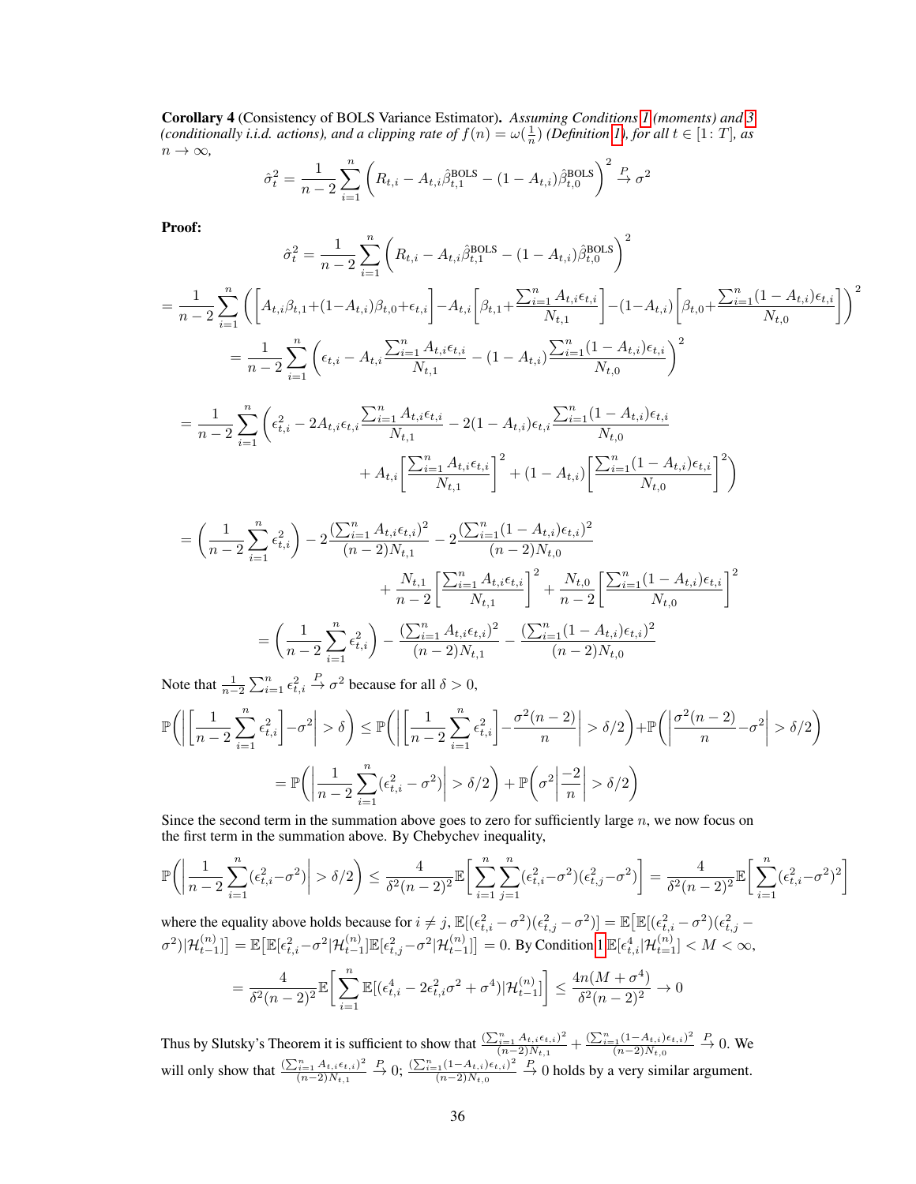**Corollary 4** (Consistency of BOLS Variance Estimator). *Assuming Conditions 1 (moments) and 3 (conditionally i.i.d. actions), and a clipping rate of $f(n) = \omega(\frac{1}{n})$ (Definition 1), for all $t \in [1: T]$, as $n \to \infty$,*

$$\hat{\sigma}_t^2 = \frac{1}{n-2} \sum_{i=1}^n \left( R_{t,i} - A_{t,i} \hat{\beta}_{t,1}^{\text{BOLS}} - (1 - A_{t,i}) \hat{\beta}_{t,0}^{\text{BOLS}} \right)^2 \xrightarrow{P} \sigma^2$$

**Proof:**

$$\hat{\sigma}_t^2 = \frac{1}{n-2} \sum_{i=1}^n \left( R_{t,i} - A_{t,i} \hat{\beta}_{t,1}^{\text{BOLS}} - (1 - A_{t,i}) \hat{\beta}_{t,0}^{\text{BOLS}} \right)^2$$

$$= \frac{1}{n-2} \sum_{i=1}^n \left( \left[ A_{t,i}\beta_{t,1} + (1-A_{t,i})\beta_{t,0} + \epsilon_{t,i} \right] - A_{t,i} \left[ \beta_{t,1} + \frac{\sum_{i=1}^n A_{t,i}\epsilon_{t,i}}{N_{t,1}} \right] - (1-A_{t,i}) \left[ \beta_{t,0} + \frac{\sum_{i=1}^n (1-A_{t,i})\epsilon_{t,i}}{N_{t,0}} \right] \right)^2$$

$$= \frac{1}{n-2} \sum_{i=1}^n \left( \epsilon_{t,i} - A_{t,i} \frac{\sum_{i=1}^n A_{t,i}\epsilon_{t,i}}{N_{t,1}} - (1-A_{t,i}) \frac{\sum_{i=1}^n (1-A_{t,i})\epsilon_{t,i}}{N_{t,0}} \right)^2$$

$$= \frac{1}{n-2} \sum_{i=1}^n \left( \epsilon_{t,i}^2 - 2A_{t,i}\epsilon_{t,i} \frac{\sum_{i=1}^n A_{t,i}\epsilon_{t,i}}{N_{t,1}} - 2(1-A_{t,i})\epsilon_{t,i} \frac{\sum_{i=1}^n (1-A_{t,i})\epsilon_{t,i}}{N_{t,0}} + A_{t,i} \left[ \frac{\sum_{i=1}^n A_{t,i}\epsilon_{t,i}}{N_{t,1}} \right]^2 + (1-A_{t,i}) \left[ \frac{\sum_{i=1}^n (1-A_{t,i})\epsilon_{t,i}}{N_{t,0}} \right]^2 \right)$$

$$= \left( \frac{1}{n-2} \sum_{i=1}^n \epsilon_{t,i}^2 \right) - 2\frac{(\sum_{i=1}^n A_{t,i}\epsilon_{t,i})^2}{(n-2)N_{t,1}} - 2\frac{(\sum_{i=1}^n (1-A_{t,i})\epsilon_{t,i})^2}{(n-2)N_{t,0}} + \frac{N_{t,1}}{n-2} \left[ \frac{\sum_{i=1}^n A_{t,i}\epsilon_{t,i}}{N_{t,1}} \right]^2 + \frac{N_{t,0}}{n-2} \left[ \frac{\sum_{i=1}^n (1-A_{t,i})\epsilon_{t,i}}{N_{t,0}} \right]^2$$

$$= \left( \frac{1}{n-2} \sum_{i=1}^n \epsilon_{t,i}^2 \right) - \frac{(\sum_{i=1}^n A_{t,i}\epsilon_{t,i})^2}{(n-2)N_{t,1}} - \frac{(\sum_{i=1}^n (1-A_{t,i})\epsilon_{t,i})^2}{(n-2)N_{t,0}}$$

Note that $\frac{1}{n-2} \sum_{i=1}^n \epsilon_{t,i}^2 \xrightarrow{P} \sigma^2$ because for all $\delta > 0$,

$$\mathbb{P}\left( \left| \left[ \frac{1}{n-2} \sum_{i=1}^n \epsilon_{t,i}^2 \right] - \sigma^2 \right| > \delta \right) \leq \mathbb{P}\left( \left| \left[ \frac{1}{n-2} \sum_{i=1}^n \epsilon_{t,i}^2 \right] - \frac{\sigma^2(n-2)}{n} \right| > \delta/2 \right) + \mathbb{P}\left( \left| \frac{\sigma^2(n-2)}{n} - \sigma^2 \right| > \delta/2 \right)$$

$$= \mathbb{P}\left( \left| \frac{1}{n-2} \sum_{i=1}^n (\epsilon_{t,i}^2 - \sigma^2) \right| > \delta/2 \right) + \mathbb{P}\left( \sigma^2 \left| \frac{-2}{n} \right| > \delta/2 \right)$$

Since the second term in the summation above goes to zero for sufficiently large $n$, we now focus on the first term in the summation above. By Chebychev inequality,

$$\mathbb{P}\left( \left| \frac{1}{n-2} \sum_{i=1}^n (\epsilon_{t,i}^2 - \sigma^2) \right| > \delta/2 \right) \leq \frac{4}{\delta^2(n-2)^2} \mathbb{E}\left[ \sum_{i=1}^n \sum_{j=1}^n (\epsilon_{t,i}^2 - \sigma^2)(\epsilon_{t,j}^2 - \sigma^2) \right] = \frac{4}{\delta^2(n-2)^2} \mathbb{E}\left[ \sum_{i=1}^n (\epsilon_{t,i}^2 - \sigma^2)^2 \right]$$

where the equality above holds because for $i \neq j$, $\mathbb{E}[(\epsilon_{t,i}^2 - \sigma^2)(\epsilon_{t,j}^2 - \sigma^2)] = \mathbb{E}\big[\mathbb{E}[(\epsilon_{t,i}^2 - \sigma^2)(\epsilon_{t,j}^2 - \sigma^2)|\mathcal{H}_{t-1}^{(n)}]\big] = \mathbb{E}\big[\mathbb{E}[\epsilon_{t,i}^2 - \sigma^2|\mathcal{H}_{t-1}^{(n)}]\mathbb{E}[\epsilon_{t,j}^2 - \sigma^2|\mathcal{H}_{t-1}^{(n)}]\big] = 0$. By Condition 1 $\mathbb{E}[\epsilon_{t,i}^4|\mathcal{H}_{t=1}^{(n)}] < M < \infty$,

$$= \frac{4}{\delta^2(n-2)^2} \mathbb{E}\left[ \sum_{i=1}^n \mathbb{E}[(\epsilon_{t,i}^4 - 2\epsilon_{t,i}^2\sigma^2 + \sigma^4)|\mathcal{H}_{t-1}^{(n)}] \right] \leq \frac{4n(M + \sigma^4)}{\delta^2(n-2)^2} \to 0$$

Thus by Slutsky's Theorem it is sufficient to show that $\frac{(\sum_{i=1}^n A_{t,i}\epsilon_{t,i})^2}{(n-2)N_{t,1}} + \frac{(\sum_{i=1}^n (1-A_{t,i})\epsilon_{t,i})^2}{(n-2)N_{t,0}} \xrightarrow{P} 0$. We will only show that $\frac{(\sum_{i=1}^n A_{t,i}\epsilon_{t,i})^2}{(n-2)N_{t,1}} \xrightarrow{P} 0$; $\frac{(\sum_{i=1}^n (1-A_{t,i})\epsilon_{t,i})^2}{(n-2)N_{t,0}} \xrightarrow{P} 0$ holds by a very similar argument.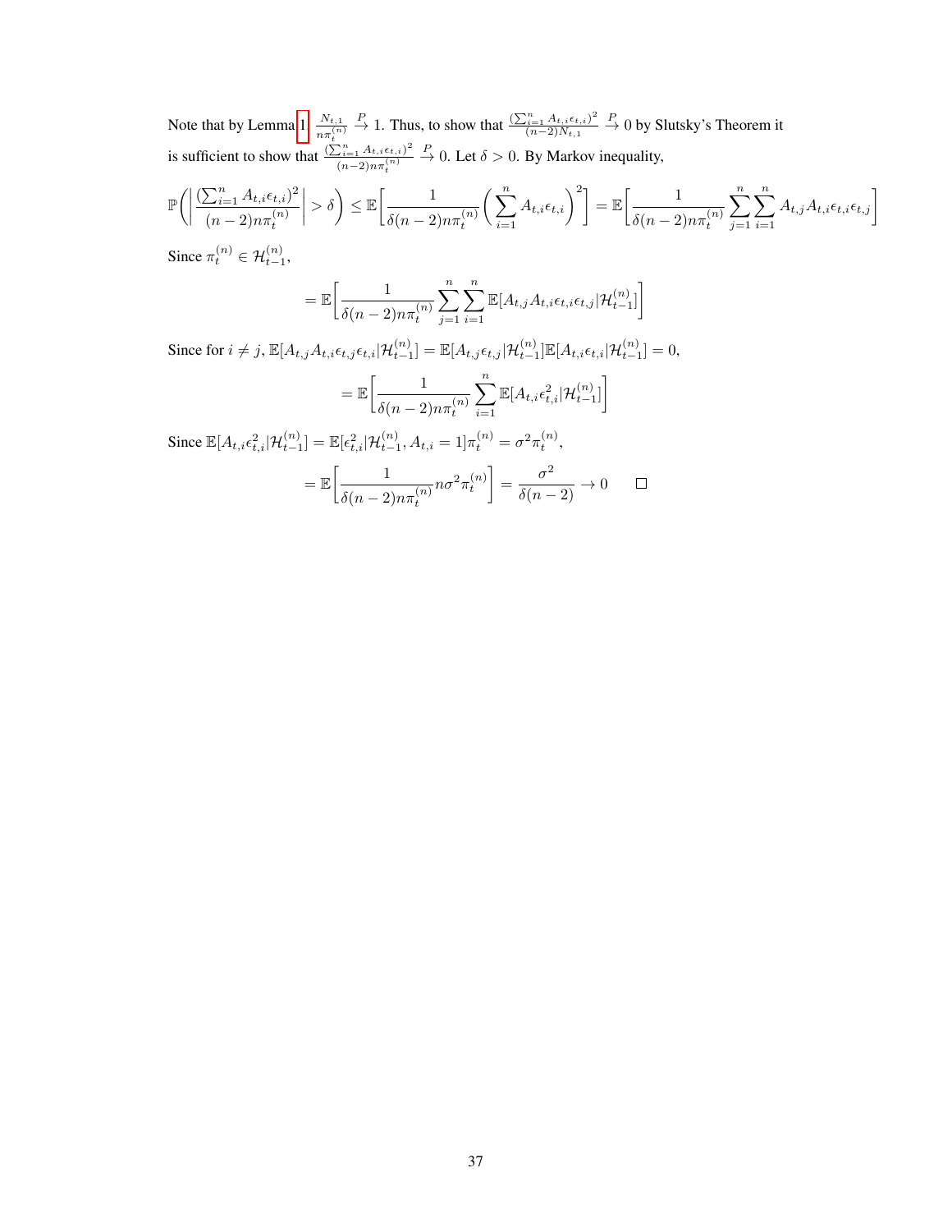Note that by Lemma 1 $\frac{N_{t,1}}{n\pi_t^{(n)}} \xrightarrow{P} 1$. Thus, to show that $\frac{(\sum_{i=1}^n A_{t,i}\epsilon_{t,i})^2}{(n-2)N_{t,1}} \xrightarrow{P} 0$ by Slutsky's Theorem it is sufficient to show that $\frac{(\sum_{i=1}^n A_{t,i}\epsilon_{t,i})^2}{(n-2)n\pi_t^{(n)}} \xrightarrow{P} 0$. Let $\delta > 0$. By Markov inequality,

$$\mathbb{P}\left( \left| \frac{(\sum_{i=1}^n A_{t,i}\epsilon_{t,i})^2}{(n-2)n\pi_t^{(n)}} \right| > \delta \right) \leq \mathbb{E}\left[ \frac{1}{\delta(n-2)n\pi_t^{(n)}} \left( \sum_{i=1}^n A_{t,i}\epsilon_{t,i} \right)^2 \right] = \mathbb{E}\left[ \frac{1}{\delta(n-2)n\pi_t^{(n)}} \sum_{j=1}^n \sum_{i=1}^n A_{t,j}A_{t,i}\epsilon_{t,i}\epsilon_{t,j} \right]$$

Since $\pi_t^{(n)} \in \mathcal{H}_{t-1}^{(n)}$,

$$= \mathbb{E}\left[ \frac{1}{\delta(n-2)n\pi_t^{(n)}} \sum_{j=1}^n \sum_{i=1}^n \mathbb{E}[A_{t,j}A_{t,i}\epsilon_{t,i}\epsilon_{t,j} | \mathcal{H}_{t-1}^{(n)}] \right]$$

Since for $i \neq j$, $\mathbb{E}[A_{t,j}A_{t,i}\epsilon_{t,j}\epsilon_{t,i} | \mathcal{H}_{t-1}^{(n)}] = \mathbb{E}[A_{t,j}\epsilon_{t,j} | \mathcal{H}_{t-1}^{(n)}]\mathbb{E}[A_{t,i}\epsilon_{t,i} | \mathcal{H}_{t-1}^{(n)}] = 0$,

$$= \mathbb{E}\left[ \frac{1}{\delta(n-2)n\pi_t^{(n)}} \sum_{i=1}^n \mathbb{E}[A_{t,i}\epsilon_{t,i}^2 | \mathcal{H}_{t-1}^{(n)}] \right]$$

Since $\mathbb{E}[A_{t,i}\epsilon_{t,i}^2 | \mathcal{H}_{t-1}^{(n)}] = \mathbb{E}[\epsilon_{t,i}^2 | \mathcal{H}_{t-1}^{(n)}, A_{t,i} = 1]\pi_t^{(n)} = \sigma^2\pi_t^{(n)}$,

$$= \mathbb{E}\left[ \frac{1}{\delta(n-2)n\pi_t^{(n)}} n\sigma^2\pi_t^{(n)} \right] = \frac{\sigma^2}{\delta(n-2)} \to 0 \qquad \square$$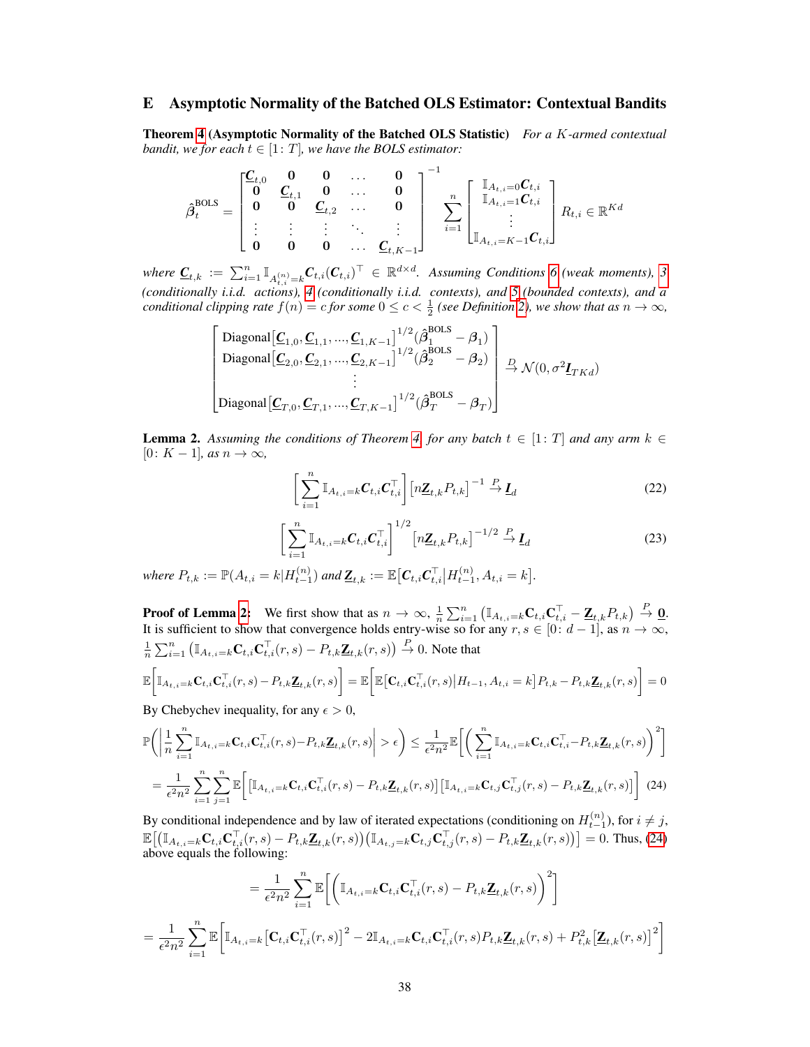## E Asymptotic Normality of the Batched OLS Estimator: Contextual Bandits

**Theorem 4 (Asymptotic Normality of the Batched OLS Statistic)** *For a $K$-armed contextual bandit, we for each $t \in [1\colon T]$, we have the BOLS estimator:*

$$
\hat{\boldsymbol{\beta}}_t^{\text{BOLS}} = \begin{bmatrix} \underline{\boldsymbol{C}}_{t,0} & \mathbf{0} & \mathbf{0} & \dots & \mathbf{0} \\ \mathbf{0} & \underline{\boldsymbol{C}}_{t,1} & \mathbf{0} & \dots & \mathbf{0} \\ \mathbf{0} & \mathbf{0} & \underline{\boldsymbol{C}}_{t,2} & \dots & \mathbf{0} \\ \vdots & \vdots & \vdots & \ddots & \vdots \\ \mathbf{0} & \mathbf{0} & \mathbf{0} & \dots & \underline{\boldsymbol{C}}_{t,K-1} \end{bmatrix}^{-1} \sum_{i=1}^n \begin{bmatrix} \mathbb{I}_{A_{t,i}=0} \boldsymbol{C}_{t,i} \\ \mathbb{I}_{A_{t,i}=1} \boldsymbol{C}_{t,i} \\ \vdots \\ \mathbb{I}_{A_{t,i}=K-1} \boldsymbol{C}_{t,i} \end{bmatrix} R_{t,i} \in \mathbb{R}^{Kd}
$$

*where $\underline{\boldsymbol{C}}_{t,k} := \sum_{i=1}^n \mathbb{I}_{A_{t,i}^{(n)}=k} \boldsymbol{C}_{t,i} (\boldsymbol{C}_{t,i})^\top \in \mathbb{R}^{d \times d}$. Assuming Conditions 6 (weak moments), 3 (conditionally i.i.d. actions), 4 (conditionally i.i.d. contexts), and 5 (bounded contexts), and a conditional clipping rate $f(n) = c$ for some $0 \leq c < \frac{1}{2}$ (see Definition 2), we show that as $n \to \infty$,*

$$
\begin{bmatrix} \text{Diagonal}\big[\underline{\boldsymbol{C}}_{1,0}, \underline{\boldsymbol{C}}_{1,1}, ..., \underline{\boldsymbol{C}}_{1,K-1}\big]^{1/2} (\hat{\boldsymbol{\beta}}_1^{\text{BOLS}} - \boldsymbol{\beta}_1) \\ \text{Diagonal}\big[\underline{\boldsymbol{C}}_{2,0}, \underline{\boldsymbol{C}}_{2,1}, ..., \underline{\boldsymbol{C}}_{2,K-1}\big]^{1/2} (\hat{\boldsymbol{\beta}}_2^{\text{BOLS}} - \boldsymbol{\beta}_2) \\ \vdots \\ \text{Diagonal}\big[\underline{\boldsymbol{C}}_{T,0}, \underline{\boldsymbol{C}}_{T,1}, ..., \underline{\boldsymbol{C}}_{T,K-1}\big]^{1/2} (\hat{\boldsymbol{\beta}}_T^{\text{BOLS}} - \boldsymbol{\beta}_T) \end{bmatrix} \xrightarrow{D} \mathcal{N}(0, \sigma^2 \underline{\boldsymbol{I}}_{TKd})
$$

**Lemma 2.** *Assuming the conditions of Theorem 4, for any batch $t \in [1\colon T]$ and any arm $k \in [0\colon K-1]$, as $n \to \infty$,*

$$
\left[ \sum_{i=1}^n \mathbb{I}_{A_{t,i}=k} \boldsymbol{C}_{t,i} \boldsymbol{C}_{t,i}^\top \right] \left[ n \underline{\boldsymbol{Z}}_{t,k} P_{t,k} \right]^{-1} \xrightarrow{P} \underline{\boldsymbol{I}}_d \tag{22}
$$

$$
\left[ \sum_{i=1}^n \mathbb{I}_{A_{t,i}=k} \boldsymbol{C}_{t,i} \boldsymbol{C}_{t,i}^\top \right]^{1/2} \left[ n \underline{\boldsymbol{Z}}_{t,k} P_{t,k} \right]^{-1/2} \xrightarrow{P} \underline{\boldsymbol{I}}_d \tag{23}
$$

*where $P_{t,k} := \mathbb{P}(A_{t,i} = k | H_{t-1}^{(n)})$ and $\underline{\boldsymbol{Z}}_{t,k} := \mathbb{E}\big[ \boldsymbol{C}_{t,i} \boldsymbol{C}_{t,i}^\top \big| H_{t-1}^{(n)}, A_{t,i} = k \big]$.*

**Proof of Lemma 2:** We first show that as $n \to \infty$, $\frac{1}{n} \sum_{i=1}^n \left( \mathbb{I}_{A_{t,i}=k} \mathbf{C}_{t,i} \mathbf{C}_{t,i}^\top - \underline{\mathbf{Z}}_{t,k} P_{t,k} \right) \xrightarrow{P} \underline{\mathbf{0}}$. It is sufficient to show that convergence holds entry-wise so for any $r, s \in [0\colon d-1]$, as $n \to \infty$, $\frac{1}{n} \sum_{i=1}^n \left( \mathbb{I}_{A_{t,i}=k} \mathbf{C}_{t,i} \mathbf{C}_{t,i}^\top (r,s) - P_{t,k} \underline{\mathbf{Z}}_{t,k}(r,s) \right) \xrightarrow{P} 0$. Note that

$$
\mathbb{E}\bigg[ \mathbb{I}_{A_{t,i}=k} \mathbf{C}_{t,i} \mathbf{C}_{t,i}^\top (r,s) - P_{t,k} \underline{\mathbf{Z}}_{t,k}(r,s) \bigg] = \mathbb{E}\bigg[ \mathbb{E}\big[ \mathbf{C}_{t,i} \mathbf{C}_{t,i}^\top (r,s) \big| H_{t-1}, A_{t,i} = k \big] P_{t,k} - P_{t,k} \underline{\mathbf{Z}}_{t,k}(r,s) \bigg] = 0
$$

By Chebychev inequality, for any $\epsilon > 0$,

$$
\mathbb{P}\bigg( \bigg| \frac{1}{n} \sum_{i=1}^n \mathbb{I}_{A_{t,i}=k} \mathbf{C}_{t,i} \mathbf{C}_{t,i}^\top (r,s) - P_{t,k} \underline{\mathbf{Z}}_{t,k}(r,s) \bigg| > \epsilon \bigg) \leq \frac{1}{\epsilon^2 n^2} \mathbb{E}\bigg[ \bigg( \sum_{i=1}^n \mathbb{I}_{A_{t,i}=k} \mathbf{C}_{t,i} \mathbf{C}_{t,i}^\top - P_{t,k} \underline{\mathbf{Z}}_{t,k}(r,s) \bigg)^2 \bigg]
$$

$$
= \frac{1}{\epsilon^2 n^2} \sum_{i=1}^n \sum_{j=1}^n \mathbb{E}\bigg[ \big[ \mathbb{I}_{A_{t,i}=k} \mathbf{C}_{t,i} \mathbf{C}_{t,i}^\top (r,s) - P_{t,k} \underline{\mathbf{Z}}_{t,k}(r,s) \big] \big[ \mathbb{I}_{A_{t,i}=k} \mathbf{C}_{t,j} \mathbf{C}_{t,j}^\top (r,s) - P_{t,k} \underline{\mathbf{Z}}_{t,k}(r,s) \big] \bigg] \tag{24}
$$

By conditional independence and by law of iterated expectations (conditioning on $H_{t-1}^{(n)}$), for $i \neq j$, $\mathbb{E}\big[ \big( \mathbb{I}_{A_{t,i}=k} \mathbf{C}_{t,i} \mathbf{C}_{t,i}^\top (r,s) - P_{t,k} \underline{\mathbf{Z}}_{t,k}(r,s) \big) \big( \mathbb{I}_{A_{t,j}=k} \mathbf{C}_{t,j} \mathbf{C}_{t,j}^\top (r,s) - P_{t,k} \underline{\mathbf{Z}}_{t,k}(r,s) \big) \big] = 0$. Thus, (24) above equals the following:

$$
= \frac{1}{\epsilon^2 n^2} \sum_{i=1}^n \mathbb{E}\bigg[ \bigg( \mathbb{I}_{A_{t,i}=k} \mathbf{C}_{t,i} \mathbf{C}_{t,i}^\top (r,s) - P_{t,k} \underline{\mathbf{Z}}_{t,k}(r,s) \bigg)^2 \bigg]
$$

$$
= \frac{1}{\epsilon^2 n^2} \sum_{i=1}^n \mathbb{E}\bigg[ \mathbb{I}_{A_{t,i}=k} \big[ \mathbf{C}_{t,i} \mathbf{C}_{t,i}^\top (r,s) \big]^2 - 2 \mathbb{I}_{A_{t,i}=k} \mathbf{C}_{t,i} \mathbf{C}_{t,i}^\top (r,s) P_{t,k} \underline{\mathbf{Z}}_{t,k}(r,s) + P_{t,k}^2 \big[ \underline{\mathbf{Z}}_{t,k}(r,s) \big]^2 \bigg]
$$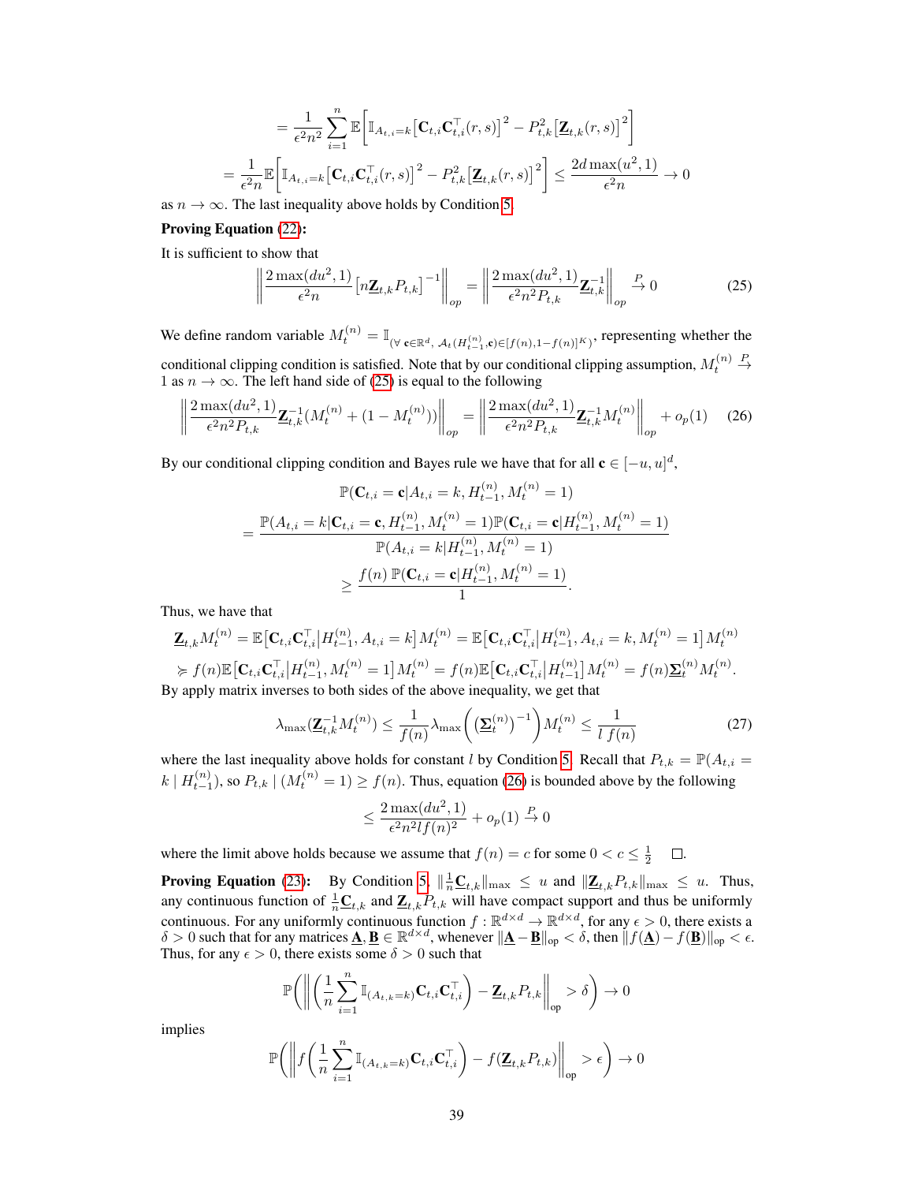$$= \frac{1}{\epsilon^2 n^2} \sum_{i=1}^n \mathbb{E}\bigg[ \mathbb{I}_{A_{t,i}=k} \big[ \mathbf{C}_{t,i} \mathbf{C}_{t,i}^\top (r,s) \big]^2 - P_{t,k}^2 \big[ \underline{\mathbf{Z}}_{t,k}(r,s) \big]^2 \bigg]$$

$$= \frac{1}{\epsilon^2 n} \mathbb{E}\bigg[ \mathbb{I}_{A_{t,i}=k} \big[ \mathbf{C}_{t,i} \mathbf{C}_{t,i}^\top (r,s) \big]^2 - P_{t,k}^2 \big[ \underline{\mathbf{Z}}_{t,k}(r,s) \big]^2 \bigg] \leq \frac{2d \max(u^2, 1)}{\epsilon^2 n} \to 0$$

as $n \to \infty$. The last inequality above holds by Condition 5.

**Proving Equation (22):**

It is sufficient to show that

$$\left\| \frac{2 \max(du^2, 1)}{\epsilon^2 n} \big[ n \underline{\mathbf{Z}}_{t,k} P_{t,k} \big]^{-1} \right\|_{op} = \left\| \frac{2 \max(du^2, 1)}{\epsilon^2 n^2 P_{t,k}} \underline{\mathbf{Z}}_{t,k}^{-1} \right\|_{op} \xrightarrow{P} 0 \tag{25}$$

We define random variable $M_t^{(n)} = \mathbb{I}_{(\forall \, \mathbf{c} \in \mathbb{R}^d, \, \mathcal{A}_t(H_{t-1}^{(n)}, \mathbf{c}) \in [f(n), 1-f(n)]^K)}$, representing whether the conditional clipping condition is satisfied. Note that by our conditional clipping assumption, $M_t^{(n)} \xrightarrow{P} 1$ as $n \to \infty$. The left hand side of (25) is equal to the following

$$\left\| \frac{2 \max(du^2, 1)}{\epsilon^2 n^2 P_{t,k}} \underline{\mathbf{Z}}_{t,k}^{-1} (M_t^{(n)} + (1 - M_t^{(n)})) \right\|_{op} = \left\| \frac{2 \max(du^2, 1)}{\epsilon^2 n^2 P_{t,k}} \underline{\mathbf{Z}}_{t,k}^{-1} M_t^{(n)} \right\|_{op} + o_p(1) \tag{26}$$

By our conditional clipping condition and Bayes rule we have that for all $\mathbf{c} \in [-u, u]^d$,

$$\mathbb{P}(\mathbf{C}_{t,i} = \mathbf{c} | A_{t,i} = k, H_{t-1}^{(n)}, M_t^{(n)} = 1)$$

$$= \frac{\mathbb{P}(A_{t,i} = k | \mathbf{C}_{t,i} = \mathbf{c}, H_{t-1}^{(n)}, M_t^{(n)} = 1) \mathbb{P}(\mathbf{C}_{t,i} = \mathbf{c} | H_{t-1}^{(n)}, M_t^{(n)} = 1)}{\mathbb{P}(A_{t,i} = k | H_{t-1}^{(n)}, M_t^{(n)} = 1)}$$

$$\geq \frac{f(n) \, \mathbb{P}(\mathbf{C}_{t,i} = \mathbf{c} | H_{t-1}^{(n)}, M_t^{(n)} = 1)}{1}.$$

Thus, we have that

$$\underline{\mathbf{Z}}_{t,k} M_t^{(n)} = \mathbb{E}\big[ \mathbf{C}_{t,i} \mathbf{C}_{t,i}^\top \big| H_{t-1}^{(n)}, A_{t,i} = k \big] M_t^{(n)} = \mathbb{E}\big[ \mathbf{C}_{t,i} \mathbf{C}_{t,i}^\top \big| H_{t-1}^{(n)}, A_{t,i} = k, M_t^{(n)} = 1 \big] M_t^{(n)}$$

$$\succcurlyeq f(n) \mathbb{E}\big[ \mathbf{C}_{t,i} \mathbf{C}_{t,i}^\top \big| H_{t-1}^{(n)}, M_t^{(n)} = 1 \big] M_t^{(n)} = f(n) \mathbb{E}\big[ \mathbf{C}_{t,i} \mathbf{C}_{t,i}^\top \big| H_{t-1}^{(n)} \big] M_t^{(n)} = f(n) \underline{\mathbf{\Sigma}}_t^{(n)} M_t^{(n)}.$$

By apply matrix inverses to both sides of the above inequality, we get that

$$\lambda_{\max}(\underline{\mathbf{Z}}_{t,k}^{-1} M_t^{(n)}) \leq \frac{1}{f(n)} \lambda_{\max}\bigg( \big( \underline{\mathbf{\Sigma}}_t^{(n)} \big)^{-1} \bigg) M_t^{(n)} \leq \frac{1}{l \, f(n)} \tag{27}$$

where the last inequality above holds for constant $l$ by Condition 5. Recall that $P_{t,k} = \mathbb{P}(A_{t,i} = k \mid H_{t-1}^{(n)})$, so $P_{t,k} \mid (M_t^{(n)} = 1) \geq f(n)$. Thus, equation (26) is bounded above by the following

$$\leq \frac{2 \max(du^2, 1)}{\epsilon^2 n^2 l f(n)^2} + o_p(1) \xrightarrow{P} 0$$

where the limit above holds because we assume that $f(n) = c$ for some $0 < c \leq \frac{1}{2}$ $\square$.

**Proving Equation (23):** By Condition 5, $\|\frac{1}{n} \underline{\mathbf{C}}_{t,k}\|_{\max} \leq u$ and $\|\underline{\mathbf{Z}}_{t,k} P_{t,k}\|_{\max} \leq u$. Thus, any continuous function of $\frac{1}{n} \underline{\mathbf{C}}_{t,k}$ and $\underline{\mathbf{Z}}_{t,k} P_{t,k}$ will have compact support and thus be uniformly continuous. For any uniformly continuous function $f : \mathbb{R}^{d \times d} \to \mathbb{R}^{d \times d}$, for any $\epsilon > 0$, there exists a $\delta > 0$ such that for any matrices $\underline{\mathbf{A}}, \underline{\mathbf{B}} \in \mathbb{R}^{d \times d}$, whenever $\|\underline{\mathbf{A}} - \underline{\mathbf{B}}\|_{\text{op}} < \delta$, then $\|f(\underline{\mathbf{A}}) - f(\underline{\mathbf{B}})\|_{\text{op}} < \epsilon$. Thus, for any $\epsilon > 0$, there exists some $\delta > 0$ such that

$$\mathbb{P}\left( \left\| \left( \frac{1}{n} \sum_{i=1}^n \mathbb{I}_{(A_{t,k}=k)} \mathbf{C}_{t,i} \mathbf{C}_{t,i}^\top \right) - \underline{\mathbf{Z}}_{t,k} P_{t,k} \right\|_{\text{op}} > \delta \right) \to 0$$

implies

$$\mathbb{P}\left( \left\| f\left( \frac{1}{n} \sum_{i=1}^n \mathbb{I}_{(A_{t,k}=k)} \mathbf{C}_{t,i} \mathbf{C}_{t,i}^\top \right) - f(\underline{\mathbf{Z}}_{t,k} P_{t,k}) \right\|_{\text{op}} > \epsilon \right) \to 0$$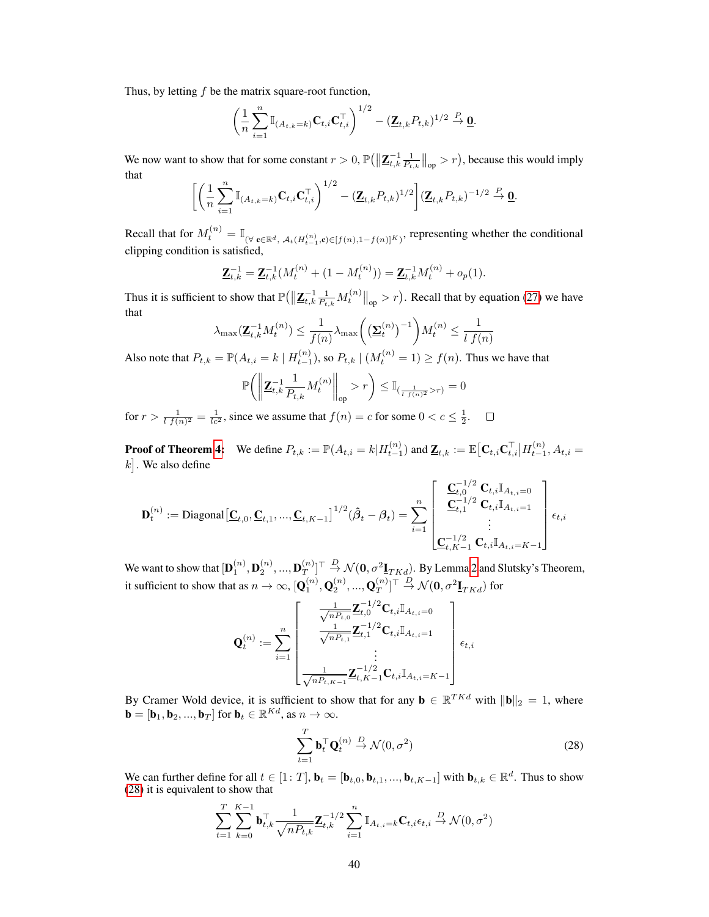Thus, by letting $f$ be the matrix square-root function,

$$\left( \frac{1}{n} \sum_{i=1}^{n} \mathbb{I}_{(A_{t,k}=k)} \mathbf{C}_{t,i} \mathbf{C}_{t,i}^\top \right)^{1/2} - (\underline{\mathbf{Z}}_{t,k} P_{t,k})^{1/2} \xrightarrow{P} \underline{\mathbf{0}}.$$

We now want to show that for some constant $r > 0$, $\mathbb{P}\big( \|\underline{\mathbf{Z}}_{t,k}^{-1} \frac{1}{P_{t,k}} \|_{\text{op}} > r \big)$, because this would imply that

$$\left[ \left( \frac{1}{n} \sum_{i=1}^{n} \mathbb{I}_{(A_{t,k}=k)} \mathbf{C}_{t,i} \mathbf{C}_{t,i}^\top \right)^{1/2} - (\underline{\mathbf{Z}}_{t,k} P_{t,k})^{1/2} \right] (\underline{\mathbf{Z}}_{t,k} P_{t,k})^{-1/2} \xrightarrow{P} \underline{\mathbf{0}}.$$

Recall that for $M_t^{(n)} = \mathbb{I}_{(\forall \, \mathbf{c} \in \mathbb{R}^d, \, \mathcal{A}_t(H_{t-1}^{(n)}, \mathbf{c}) \in [f(n), 1-f(n)]^K)}$, representing whether the conditional clipping condition is satisfied,

$$\underline{\mathbf{Z}}_{t,k}^{-1} = \underline{\mathbf{Z}}_{t,k}^{-1} (M_t^{(n)} + (1 - M_t^{(n)})) = \underline{\mathbf{Z}}_{t,k}^{-1} M_t^{(n)} + o_p(1).$$

Thus it is sufficient to show that $\mathbb{P}\big( \|\underline{\mathbf{Z}}_{t,k}^{-1} \frac{1}{P_{t,k}} M_t^{(n)} \|_{\text{op}} > r \big)$. Recall that by equation (27) we have that

$$\lambda_{\max}(\underline{\mathbf{Z}}_{t,k}^{-1} M_t^{(n)}) \leq \frac{1}{f(n)} \lambda_{\max}\left( \left( \underline{\mathbf{\Sigma}}_t^{(n)} \right)^{-1} \right) M_t^{(n)} \leq \frac{1}{l \; f(n)}$$

Also note that $P_{t,k} = \mathbb{P}(A_{t,i} = k \mid H_{t-1}^{(n)})$, so $P_{t,k} \mid (M_t^{(n)} = 1) \geq f(n)$. Thus we have that

$$\mathbb{P}\left( \left\| \underline{\mathbf{Z}}_{t,k}^{-1} \frac{1}{P_{t,k}} M_t^{(n)} \right\|_{\text{op}} > r \right) \leq \mathbb{I}_{\left( \frac{1}{l \; f(n)^2} > r \right)} = 0$$

for $r > \frac{1}{l \; f(n)^2} = \frac{1}{lc^2}$, since we assume that $f(n) = c$ for some $0 < c \leq \frac{1}{2}$. $\square$

**Proof of Theorem 4:** We define $P_{t,k} := \mathbb{P}(A_{t,i} = k | H_{t-1}^{(n)})$ and $\underline{\mathbf{Z}}_{t,k} := \mathbb{E}\big[ \mathbf{C}_{t,i} \mathbf{C}_{t,i}^\top | H_{t-1}^{(n)}, A_{t,i} = k \big]$. We also define

$$\mathbf{D}_t^{(n)} := \text{Diagonal}\big[ \underline{\mathbf{C}}_{t,0}, \underline{\mathbf{C}}_{t,1}, ..., \underline{\mathbf{C}}_{t,K-1} \big]^{1/2} (\hat{\boldsymbol{\beta}}_t - \boldsymbol{\beta}_t) = \sum_{i=1}^{n} \begin{bmatrix} \underline{\mathbf{C}}_{t,0}^{-1/2} \, \mathbf{C}_{t,i} \mathbb{I}_{A_{t,i}=0} \\ \underline{\mathbf{C}}_{t,1}^{-1/2} \, \mathbf{C}_{t,i} \mathbb{I}_{A_{t,i}=1} \\ \vdots \\ \underline{\mathbf{C}}_{t,K-1}^{-1/2} \, \mathbf{C}_{t,i} \mathbb{I}_{A_{t,i}=K-1} \end{bmatrix} \epsilon_{t,i}$$

We want to show that $[\mathbf{D}_1^{(n)}, \mathbf{D}_2^{(n)}, ..., \mathbf{D}_T^{(n)}]^\top \xrightarrow{D} \mathcal{N}(\mathbf{0}, \sigma^2 \mathbf{I}_{TKd})$. By Lemma 2 and Slutsky's Theorem, it sufficient to show that as $n \to \infty$, $[\mathbf{Q}_1^{(n)}, \mathbf{Q}_2^{(n)}, ..., \mathbf{Q}_T^{(n)}]^\top \xrightarrow{D} \mathcal{N}(\mathbf{0}, \sigma^2 \underline{\mathbf{I}}_{TKd})$ for

$$\mathbf{Q}_t^{(n)} := \sum_{i=1}^{n} \begin{bmatrix} \frac{1}{\sqrt{nP_{t,0}}} \underline{\mathbf{Z}}_{t,0}^{-1/2} \mathbf{C}_{t,i} \mathbb{I}_{A_{t,i}=0} \\ \frac{1}{\sqrt{nP_{t,1}}} \underline{\mathbf{Z}}_{t,1}^{-1/2} \mathbf{C}_{t,i} \mathbb{I}_{A_{t,i}=1} \\ \vdots \\ \frac{1}{\sqrt{nP_{t,K-1}}} \underline{\mathbf{Z}}_{t,K-1}^{-1/2} \mathbf{C}_{t,i} \mathbb{I}_{A_{t,i}=K-1} \end{bmatrix} \epsilon_{t,i}$$

By Cramer Wold device, it is sufficient to show that for any $\mathbf{b} \in \mathbb{R}^{TKd}$ with $\|\mathbf{b}\|_2 = 1$, where $\mathbf{b} = [\mathbf{b}_1, \mathbf{b}_2, ..., \mathbf{b}_T]$ for $\mathbf{b}_t \in \mathbb{R}^{Kd}$, as $n \to \infty$.

$$\sum_{t=1}^{T} \mathbf{b}_t^\top \mathbf{Q}_t^{(n)} \xrightarrow{D} \mathcal{N}(0, \sigma^2) \tag{28}$$

We can further define for all $t \in [1:T]$, $\mathbf{b}_t = [\mathbf{b}_{t,0}, \mathbf{b}_{t,1}, ..., \mathbf{b}_{t,K-1}]$ with $\mathbf{b}_{t,k} \in \mathbb{R}^d$. Thus to show (28) it is equivalent to show that

$$\sum_{t=1}^{T} \sum_{k=0}^{K-1} \mathbf{b}_{t,k}^\top \frac{1}{\sqrt{nP_{t,k}}} \underline{\mathbf{Z}}_{t,k}^{-1/2} \sum_{i=1}^{n} \mathbb{I}_{A_{t,i}=k} \mathbf{C}_{t,i} \epsilon_{t,i} \xrightarrow{D} \mathcal{N}(0, \sigma^2)$$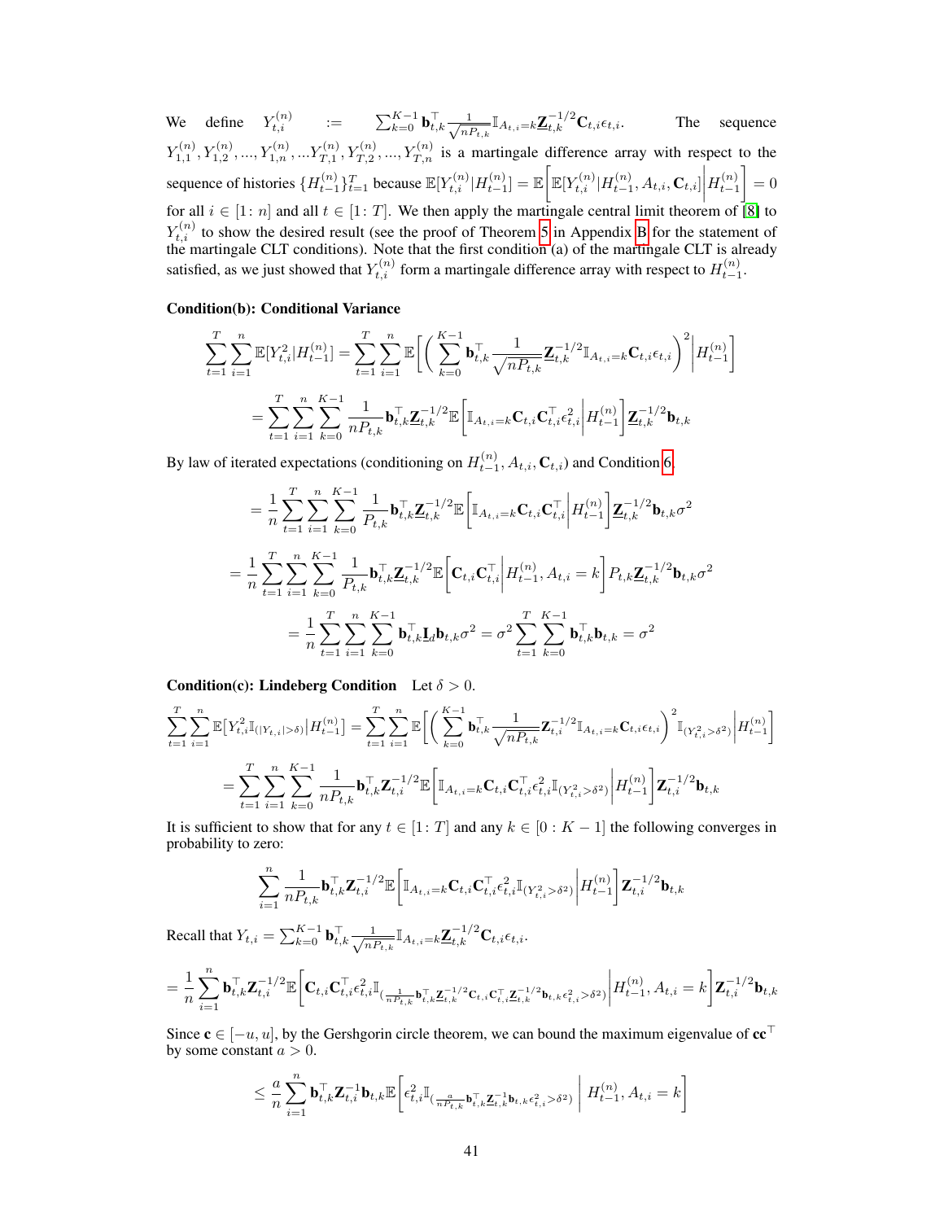We define $Y_{t,i}^{(n)} := \sum_{k=0}^{K-1} \mathbf{b}_{t,k}^\top \frac{1}{\sqrt{nP_{t,k}}} \mathbb{I}_{A_{t,i}=k} \underline{\mathbf{Z}}_{t,k}^{-1/2} \mathbf{C}_{t,i} \epsilon_{t,i}$. The sequence $Y_{1,1}^{(n)}, Y_{1,2}^{(n)}, ..., Y_{1,n}^{(n)}, ... Y_{T,1}^{(n)}, Y_{T,2}^{(n)}, ..., Y_{T,n}^{(n)}$ is a martingale difference array with respect to the sequence of histories $\{H_{t-1}^{(n)}\}_{t=1}^T$ because $\mathbb{E}[Y_{t,i}^{(n)} | H_{t-1}^{(n)}] = \mathbb{E}\left[ \mathbb{E}[Y_{t,i}^{(n)} | H_{t-1}^{(n)}, A_{t,i}, \mathbf{C}_{t,i}] \middle| H_{t-1}^{(n)} \right] = 0$ for all $i \in [1 \colon n]$ and all $t \in [1 \colon T]$. We then apply the martingale central limit theorem of [8] to $Y_{t,i}^{(n)}$ to show the desired result (see the proof of Theorem 5 in Appendix B for the statement of the martingale CLT conditions). Note that the first condition (a) of the martingale CLT is already satisfied, as we just showed that $Y_{t,i}^{(n)}$ form a martingale difference array with respect to $H_{t-1}^{(n)}$.

**Condition(b): Conditional Variance**

$$\sum_{t=1}^T \sum_{i=1}^n \mathbb{E}[Y_{t,i}^2 | H_{t-1}^{(n)}] = \sum_{t=1}^T \sum_{i=1}^n \mathbb{E}\left[ \left( \sum_{k=0}^{K-1} \mathbf{b}_{t,k}^\top \frac{1}{\sqrt{nP_{t,k}}} \underline{\mathbf{Z}}_{t,k}^{-1/2} \mathbb{I}_{A_{t,i}=k} \mathbf{C}_{t,i} \epsilon_{t,i} \right)^2 \middle| H_{t-1}^{(n)} \right]$$

$$= \sum_{t=1}^T \sum_{i=1}^n \sum_{k=0}^{K-1} \frac{1}{nP_{t,k}} \mathbf{b}_{t,k}^\top \underline{\mathbf{Z}}_{t,k}^{-1/2} \mathbb{E}\left[ \mathbb{I}_{A_{t,i}=k} \mathbf{C}_{t,i} \mathbf{C}_{t,i}^\top \epsilon_{t,i}^2 \middle| H_{t-1}^{(n)} \right] \underline{\mathbf{Z}}_{t,k}^{-1/2} \mathbf{b}_{t,k}$$

By law of iterated expectations (conditioning on $H_{t-1}^{(n)}, A_{t,i}, \mathbf{C}_{t,i}$) and Condition 6,

$$= \frac{1}{n} \sum_{t=1}^T \sum_{i=1}^n \sum_{k=0}^{K-1} \frac{1}{P_{t,k}} \mathbf{b}_{t,k}^\top \underline{\mathbf{Z}}_{t,k}^{-1/2} \mathbb{E}\left[ \mathbb{I}_{A_{t,i}=k} \mathbf{C}_{t,i} \mathbf{C}_{t,i}^\top \middle| H_{t-1}^{(n)} \right] \underline{\mathbf{Z}}_{t,k}^{-1/2} \mathbf{b}_{t,k} \sigma^2$$

$$= \frac{1}{n} \sum_{t=1}^T \sum_{i=1}^n \sum_{k=0}^{K-1} \frac{1}{P_{t,k}} \mathbf{b}_{t,k}^\top \underline{\mathbf{Z}}_{t,k}^{-1/2} \mathbb{E}\left[ \mathbf{C}_{t,i} \mathbf{C}_{t,i}^\top \middle| H_{t-1}^{(n)}, A_{t,i} = k \right] P_{t,k} \underline{\mathbf{Z}}_{t,k}^{-1/2} \mathbf{b}_{t,k} \sigma^2$$

$$= \frac{1}{n} \sum_{t=1}^T \sum_{i=1}^n \sum_{k=0}^{K-1} \mathbf{b}_{t,k}^\top \underline{\mathbf{I}}_d \mathbf{b}_{t,k} \sigma^2 = \sigma^2 \sum_{t=1}^T \sum_{k=0}^{K-1} \mathbf{b}_{t,k}^\top \mathbf{b}_{t,k} = \sigma^2$$

**Condition(c): Lindeberg Condition** Let $\delta > 0$.

$$\sum_{t=1}^T \sum_{i=1}^n \mathbb{E}\left[ Y_{t,i}^2 \mathbb{I}_{(|Y_{t,i}| > \delta)} \middle| H_{t-1}^{(n)} \right] = \sum_{t=1}^T \sum_{i=1}^n \mathbb{E}\left[ \left( \sum_{k=0}^{K-1} \mathbf{b}_{t,k}^\top \frac{1}{\sqrt{nP_{t,k}}} \mathbf{Z}_{t,i}^{-1/2} \mathbb{I}_{A_{t,i}=k} \mathbf{C}_{t,i} \epsilon_{t,i} \right)^2 \mathbb{I}_{(Y_{t,i}^2 > \delta^2)} \middle| H_{t-1}^{(n)} \right]$$

$$= \sum_{t=1}^T \sum_{i=1}^n \sum_{k=0}^{K-1} \frac{1}{nP_{t,k}} \mathbf{b}_{t,k}^\top \mathbf{Z}_{t,i}^{-1/2} \mathbb{E}\left[ \mathbb{I}_{A_{t,i}=k} \mathbf{C}_{t,i} \mathbf{C}_{t,i}^\top \epsilon_{t,i}^2 \mathbb{I}_{(Y_{t,i}^2 > \delta^2)} \middle| H_{t-1}^{(n)} \right] \mathbf{Z}_{t,i}^{-1/2} \mathbf{b}_{t,k}$$

It is sufficient to show that for any $t \in [1 \colon T]$ and any $k \in [0 : K-1]$ the following converges in probability to zero:

$$\sum_{i=1}^n \frac{1}{nP_{t,k}} \mathbf{b}_{t,k}^\top \mathbf{Z}_{t,i}^{-1/2} \mathbb{E}\left[ \mathbb{I}_{A_{t,i}=k} \mathbf{C}_{t,i} \mathbf{C}_{t,i}^\top \epsilon_{t,i}^2 \mathbb{I}_{(Y_{t,i}^2 > \delta^2)} \middle| H_{t-1}^{(n)} \right] \mathbf{Z}_{t,i}^{-1/2} \mathbf{b}_{t,k}$$

Recall that $Y_{t,i} = \sum_{k=0}^{K-1} \mathbf{b}_{t,k}^\top \frac{1}{\sqrt{nP_{t,k}}} \mathbb{I}_{A_{t,i}=k} \underline{\mathbf{Z}}_{t,k}^{-1/2} \mathbf{C}_{t,i} \epsilon_{t,i}$.

$$= \frac{1}{n} \sum_{i=1}^n \mathbf{b}_{t,k}^\top \mathbf{Z}_{t,i}^{-1/2} \mathbb{E}\left[ \mathbf{C}_{t,i} \mathbf{C}_{t,i}^\top \epsilon_{t,i}^2 \mathbb{I}_{\left( \frac{1}{nP_{t,k}} \mathbf{b}_{t,k}^\top \underline{\mathbf{Z}}_{t,k}^{-1/2} \mathbf{C}_{t,i} \mathbf{C}_{t,i}^\top \underline{\mathbf{Z}}_{t,k}^{-1/2} \mathbf{b}_{t,k} \epsilon_{t,i}^2 > \delta^2 \right)} \middle| H_{t-1}^{(n)}, A_{t,i} = k \right] \mathbf{Z}_{t,i}^{-1/2} \mathbf{b}_{t,k}$$

Since $\mathbf{c} \in [-u, u]$, by the Gershgorin circle theorem, we can bound the maximum eigenvalue of $\mathbf{c}\mathbf{c}^\top$ by some constant $a > 0$.

$$\leq \frac{a}{n} \sum_{i=1}^n \mathbf{b}_{t,k}^\top \mathbf{Z}_{t,i}^{-1} \mathbf{b}_{t,k} \mathbb{E}\left[ \epsilon_{t,i}^2 \mathbb{I}_{\left( \frac{a}{nP_{t,k}} \mathbf{b}_{t,k}^\top \underline{\mathbf{Z}}_{t,k}^{-1} \mathbf{b}_{t,k} \epsilon_{t,i}^2 > \delta^2 \right)} \;\middle|\; H_{t-1}^{(n)}, A_{t,i} = k \right]$$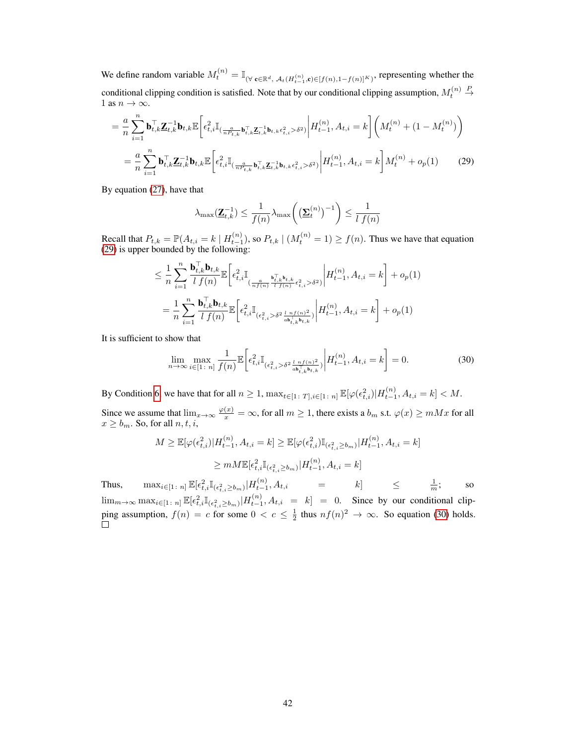We define random variable $M_t^{(n)} = \mathbb{I}_{(\forall\ \mathbf{c} \in \mathbb{R}^d,\ \mathcal{A}_t(H_{t-1}^{(n)}, \mathbf{c}) \in [f(n), 1-f(n)]^K)}$, representing whether the conditional clipping condition is satisfied. Note that by our conditional clipping assumption, $M_t^{(n)} \xrightarrow{P} 1$ as $n \to \infty$.

$$= \frac{a}{n} \sum_{i=1}^{n} \mathbf{b}_{t,k}^\top \underline{\mathbf{Z}}_{t,k}^{-1} \mathbf{b}_{t,k} \mathbb{E}\left[ \epsilon_{t,i}^2 \mathbb{I}_{(\frac{a}{nP_{t,k}} \mathbf{b}_{t,k}^\top \underline{\mathbf{Z}}_{t,k}^{-1} \mathbf{b}_{t,k} \epsilon_{t,i}^2 > \delta^2)} \middle| H_{t-1}^{(n)}, A_{t,i} = k \right] \left( M_t^{(n)} + (1 - M_t^{(n)}) \right)$$

$$= \frac{a}{n} \sum_{i=1}^{n} \mathbf{b}_{t,k}^\top \underline{\mathbf{Z}}_{t,k}^{-1} \mathbf{b}_{t,k} \mathbb{E}\left[ \epsilon_{t,i}^2 \mathbb{I}_{(\frac{a}{nP_{t,k}} \mathbf{b}_{t,k}^\top \underline{\mathbf{Z}}_{t,k}^{-1} \mathbf{b}_{t,k} \epsilon_{t,i}^2 > \delta^2)} \middle| H_{t-1}^{(n)}, A_{t,i} = k \right] M_t^{(n)} + o_p(1) \tag{29}$$

By equation (27), have that

$$\lambda_{\max}(\underline{\mathbf{Z}}_{t,k}^{-1}) \leq \frac{1}{f(n)} \lambda_{\max}\left( (\underline{\mathbf{\Sigma}}_t^{(n)})^{-1} \right) \leq \frac{1}{l\ f(n)}$$

Recall that $P_{t,k} = \mathbb{P}(A_{t,i} = k \mid H_{t-1}^{(n)})$, so $P_{t,k} \mid (M_t^{(n)} = 1) \geq f(n)$. Thus we have that equation (29) is upper bounded by the following:

$$\leq \frac{1}{n} \sum_{i=1}^{n} \frac{\mathbf{b}_{t,k}^\top \mathbf{b}_{t,k}}{l\ f(n)} \mathbb{E}\left[ \epsilon_{t,i}^2 \mathbb{I}_{(\frac{a}{nf(n)} \frac{\mathbf{b}_{t,k}^\top \mathbf{b}_{t,k}}{l\ f(n)} \epsilon_{t,i}^2 > \delta^2)} \middle| H_{t-1}^{(n)}, A_{t,i} = k \right] + o_p(1)$$

$$= \frac{1}{n} \sum_{i=1}^{n} \frac{\mathbf{b}_{t,k}^\top \mathbf{b}_{t,k}}{l\ f(n)} \mathbb{E}\left[ \epsilon_{t,i}^2 \mathbb{I}_{(\epsilon_{t,i}^2 > \delta^2 \frac{l\ nf(n)^2}{a\mathbf{b}_{t,k}^\top \mathbf{b}_{t,k}})} \middle| H_{t-1}^{(n)}, A_{t,i} = k \right] + o_p(1)$$

It is sufficient to show that

$$\lim_{n \to \infty} \max_{i \in [1:\ n]} \frac{1}{f(n)} \mathbb{E}\left[ \epsilon_{t,i}^2 \mathbb{I}_{(\epsilon_{t,i}^2 > \delta^2 \frac{l\ nf(n)^2}{a\mathbf{b}_{t,k}^\top \mathbf{b}_{t,k}})} \middle| H_{t-1}^{(n)}, A_{t,i} = k \right] = 0. \tag{30}$$

By Condition 6, we have that for all $n \geq 1$, $\max_{t \in [1:\ T], i \in [1:\ n]} \mathbb{E}[\varphi(\epsilon_{t,i}^2) | H_{t-1}^{(n)}, A_{t,i} = k] < M$.

Since we assume that $\lim_{x \to \infty} \frac{\varphi(x)}{x} = \infty$, for all $m \geq 1$, there exists a $b_m$ s.t. $\varphi(x) \geq mMx$ for all $x \geq b_m$. So, for all $n, t, i$,

$$M \geq \mathbb{E}[\varphi(\epsilon_{t,i}^2) | H_{t-1}^{(n)}, A_{t,i} = k] \geq \mathbb{E}[\varphi(\epsilon_{t,i}^2) \mathbb{I}_{(\epsilon_{t,i}^2 \geq b_m)} | H_{t-1}^{(n)}, A_{t,i} = k]$$

$$\geq mM \mathbb{E}[\epsilon_{t,i}^2 \mathbb{I}_{(\epsilon_{t,i}^2 \geq b_m)} | H_{t-1}^{(n)}, A_{t,i} = k]$$

Thus, $\max_{i \in [1:\ n]} \mathbb{E}[\epsilon_{t,i}^2 \mathbb{I}_{(\epsilon_{t,i}^2 \geq b_m)} | H_{t-1}^{(n)}, A_{t,i} = k] \leq \frac{1}{m}$; so $\lim_{m \to \infty} \max_{i \in [1:\ n]} \mathbb{E}[\epsilon_{t,i}^2 \mathbb{I}_{(\epsilon_{t,i}^2 \geq b_m)} | H_{t-1}^{(n)}, A_{t,i} = k] = 0$. Since by our conditional clipping assumption, $f(n) = c$ for some $0 < c \leq \frac{1}{2}$ thus $nf(n)^2 \to \infty$. So equation (30) holds. □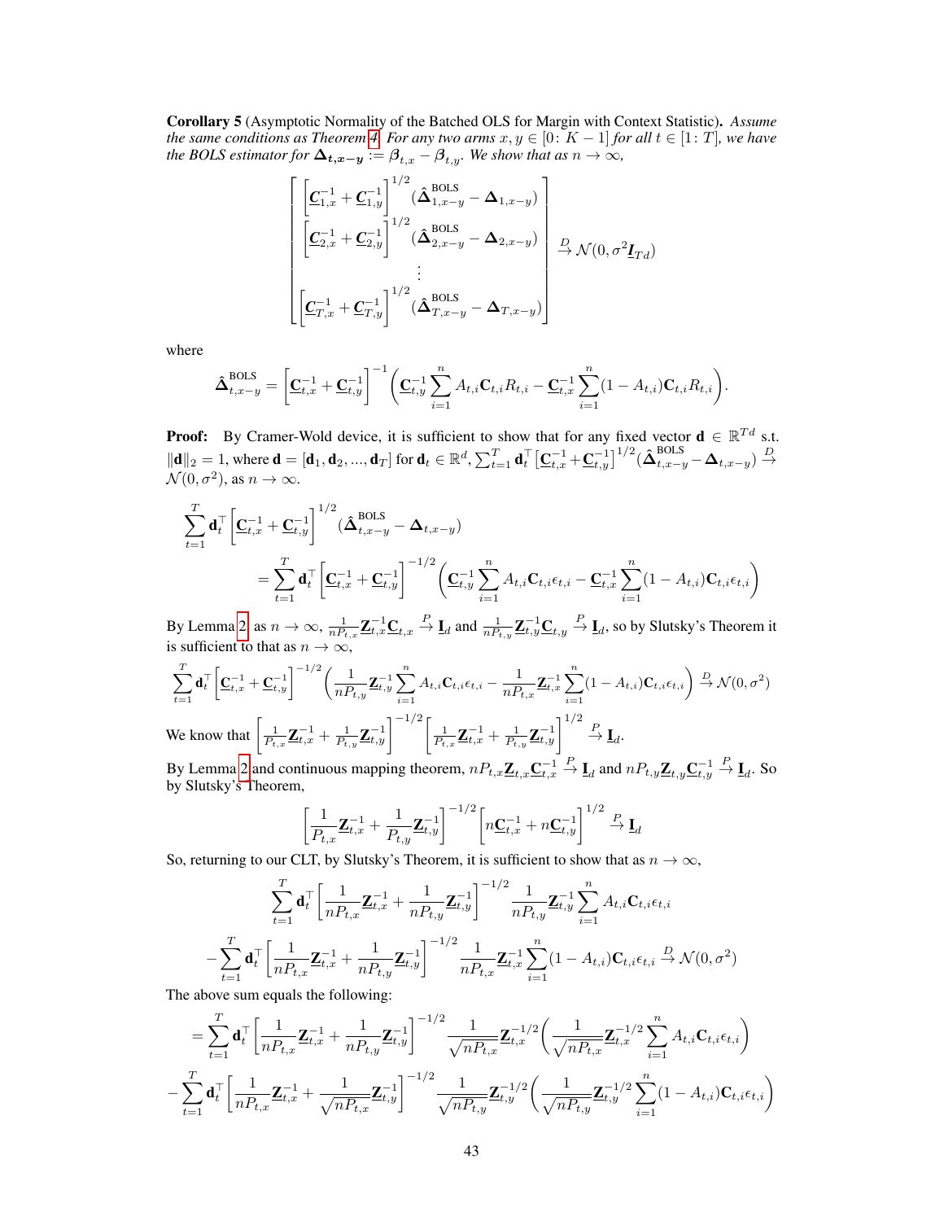**Corollary 5** (Asymptotic Normality of the Batched OLS for Margin with Context Statistic). *Assume the same conditions as Theorem 4. For any two arms $x, y \in [0\colon K-1]$ for all $t \in [1\colon T]$, we have the BOLS estimator for $\boldsymbol{\Delta_{t,x-y}} := \boldsymbol{\beta}_{t,x} - \boldsymbol{\beta}_{t,y}$. We show that as $n \to \infty$,*

$$
\begin{bmatrix}
\left[\underline{\boldsymbol{C}}_{1,x}^{-1} + \underline{\boldsymbol{C}}_{1,y}^{-1}\right]^{1/2} (\hat{\boldsymbol{\Delta}}_{1,x-y}^{\text{BOLS}} - \boldsymbol{\Delta}_{1,x-y}) \\
\left[\underline{\boldsymbol{C}}_{2,x}^{-1} + \underline{\boldsymbol{C}}_{2,y}^{-1}\right]^{1/2} (\hat{\boldsymbol{\Delta}}_{2,x-y}^{\text{BOLS}} - \boldsymbol{\Delta}_{2,x-y}) \\
\vdots \\
\left[\underline{\boldsymbol{C}}_{T,x}^{-1} + \underline{\boldsymbol{C}}_{T,y}^{-1}\right]^{1/2} (\hat{\boldsymbol{\Delta}}_{T,x-y}^{\text{BOLS}} - \boldsymbol{\Delta}_{T,x-y})
\end{bmatrix}
\xrightarrow{D} \mathcal{N}(0, \sigma^2 \underline{\boldsymbol{I}}_{Td})
$$

where

$$
\hat{\boldsymbol{\Delta}}_{t,x-y}^{\text{BOLS}} = \left[\underline{\mathbf{C}}_{t,x}^{-1} + \underline{\mathbf{C}}_{t,y}^{-1}\right]^{-1} \left( \underline{\mathbf{C}}_{t,y}^{-1} \sum_{i=1}^{n} A_{t,i} \mathbf{C}_{t,i} R_{t,i} - \underline{\mathbf{C}}_{t,x}^{-1} \sum_{i=1}^{n} (1 - A_{t,i}) \mathbf{C}_{t,i} R_{t,i} \right).
$$

**Proof:** By Cramer-Wold device, it is sufficient to show that for any fixed vector $\mathbf{d} \in \mathbb{R}^{Td}$ s.t. $\|\mathbf{d}\|_2 = 1$, where $\mathbf{d} = [\mathbf{d}_1, \mathbf{d}_2, ..., \mathbf{d}_T]$ for $\mathbf{d}_t \in \mathbb{R}^d$, $\sum_{t=1}^{T} \mathbf{d}_t^\top \left[\underline{\mathbf{C}}_{t,x}^{-1} + \underline{\mathbf{C}}_{t,y}^{-1}\right]^{1/2} (\hat{\boldsymbol{\Delta}}_{t,x-y}^{\text{BOLS}} - \boldsymbol{\Delta}_{t,x-y}) \xrightarrow{D} \mathcal{N}(0, \sigma^2)$, as $n \to \infty$.

$$
\sum_{t=1}^{T} \mathbf{d}_t^\top \left[\underline{\mathbf{C}}_{t,x}^{-1} + \underline{\mathbf{C}}_{t,y}^{-1}\right]^{1/2} (\hat{\boldsymbol{\Delta}}_{t,x-y}^{\text{BOLS}} - \boldsymbol{\Delta}_{t,x-y})
$$
$$
= \sum_{t=1}^{T} \mathbf{d}_t^\top \left[\underline{\mathbf{C}}_{t,x}^{-1} + \underline{\mathbf{C}}_{t,y}^{-1}\right]^{-1/2} \left( \underline{\mathbf{C}}_{t,y}^{-1} \sum_{i=1}^{n} A_{t,i} \mathbf{C}_{t,i} \epsilon_{t,i} - \underline{\mathbf{C}}_{t,x}^{-1} \sum_{i=1}^{n} (1 - A_{t,i}) \mathbf{C}_{t,i} \epsilon_{t,i} \right)
$$

By Lemma 2 as $n \to \infty$, $\frac{1}{nP_{t,x}} \underline{\mathbf{Z}}_{t,x}^{-1} \underline{\mathbf{C}}_{t,x} \xrightarrow{P} \underline{\mathbf{I}}_d$ and $\frac{1}{nP_{t,y}} \underline{\mathbf{Z}}_{t,y}^{-1} \underline{\mathbf{C}}_{t,y} \xrightarrow{P} \underline{\mathbf{I}}_d$, so by Slutsky's Theorem it is sufficient to that as $n \to \infty$,

$$
\sum_{t=1}^{T} \mathbf{d}_t^\top \left[\underline{\mathbf{C}}_{t,x}^{-1} + \underline{\mathbf{C}}_{t,y}^{-1}\right]^{-1/2} \left( \frac{1}{nP_{t,y}} \underline{\mathbf{Z}}_{t,y}^{-1} \sum_{i=1}^{n} A_{t,i} \mathbf{C}_{t,i} \epsilon_{t,i} - \frac{1}{nP_{t,x}} \underline{\mathbf{Z}}_{t,x}^{-1} \sum_{i=1}^{n} (1 - A_{t,i}) \mathbf{C}_{t,i} \epsilon_{t,i} \right) \xrightarrow{D} \mathcal{N}(0, \sigma^2)
$$

We know that $\left[\frac{1}{P_{t,x}} \underline{\mathbf{Z}}_{t,x}^{-1} + \frac{1}{P_{t,y}} \underline{\mathbf{Z}}_{t,y}^{-1}\right]^{-1/2} \left[\frac{1}{P_{t,x}} \underline{\mathbf{Z}}_{t,x}^{-1} + \frac{1}{P_{t,y}} \underline{\mathbf{Z}}_{t,y}^{-1}\right]^{1/2} \xrightarrow{P} \underline{\mathbf{I}}_d$.

By Lemma 2 and continuous mapping theorem, $nP_{t,x} \underline{\mathbf{Z}}_{t,x} \underline{\mathbf{C}}_{t,x}^{-1} \xrightarrow{P} \underline{\mathbf{I}}_d$ and $nP_{t,y} \underline{\mathbf{Z}}_{t,y} \underline{\mathbf{C}}_{t,y}^{-1} \xrightarrow{P} \underline{\mathbf{I}}_d$. So by Slutsky's Theorem,

$$
\left[\frac{1}{P_{t,x}} \underline{\mathbf{Z}}_{t,x}^{-1} + \frac{1}{P_{t,y}} \underline{\mathbf{Z}}_{t,y}^{-1}\right]^{-1/2} \left[n\underline{\mathbf{C}}_{t,x}^{-1} + n\underline{\mathbf{C}}_{t,y}^{-1}\right]^{1/2} \xrightarrow{P} \underline{\mathbf{I}}_d
$$

So, returning to our CLT, by Slutsky's Theorem, it is sufficient to show that as $n \to \infty$,

$$
\sum_{t=1}^{T} \mathbf{d}_t^\top \left[\frac{1}{nP_{t,x}} \underline{\mathbf{Z}}_{t,x}^{-1} + \frac{1}{nP_{t,y}} \underline{\mathbf{Z}}_{t,y}^{-1}\right]^{-1/2} \frac{1}{nP_{t,y}} \underline{\mathbf{Z}}_{t,y}^{-1} \sum_{i=1}^{n} A_{t,i} \mathbf{C}_{t,i} \epsilon_{t,i}
$$
$$
- \sum_{t=1}^{T} \mathbf{d}_t^\top \left[\frac{1}{nP_{t,x}} \underline{\mathbf{Z}}_{t,x}^{-1} + \frac{1}{nP_{t,y}} \underline{\mathbf{Z}}_{t,y}^{-1}\right]^{-1/2} \frac{1}{nP_{t,x}} \underline{\mathbf{Z}}_{t,x}^{-1} \sum_{i=1}^{n} (1 - A_{t,i}) \mathbf{C}_{t,i} \epsilon_{t,i} \xrightarrow{D} \mathcal{N}(0, \sigma^2)
$$

The above sum equals the following:

$$
= \sum_{t=1}^{T} \mathbf{d}_t^\top \left[\frac{1}{nP_{t,x}} \underline{\mathbf{Z}}_{t,x}^{-1} + \frac{1}{nP_{t,y}} \underline{\mathbf{Z}}_{t,y}^{-1}\right]^{-1/2} \frac{1}{\sqrt{nP_{t,x}}} \underline{\mathbf{Z}}_{t,x}^{-1/2} \left( \frac{1}{\sqrt{nP_{t,x}}} \underline{\mathbf{Z}}_{t,x}^{-1/2} \sum_{i=1}^{n} A_{t,i} \mathbf{C}_{t,i} \epsilon_{t,i} \right)
$$
$$
- \sum_{t=1}^{T} \mathbf{d}_t^\top \left[\frac{1}{nP_{t,x}} \underline{\mathbf{Z}}_{t,x}^{-1} + \frac{1}{\sqrt{nP_{t,x}}} \underline{\mathbf{Z}}_{t,y}^{-1}\right]^{-1/2} \frac{1}{\sqrt{nP_{t,y}}} \underline{\mathbf{Z}}_{t,y}^{-1/2} \left( \frac{1}{\sqrt{nP_{t,y}}} \underline{\mathbf{Z}}_{t,y}^{-1/2} \sum_{i=1}^{n} (1 - A_{t,i}) \mathbf{C}_{t,i} \epsilon_{t,i} \right)
$$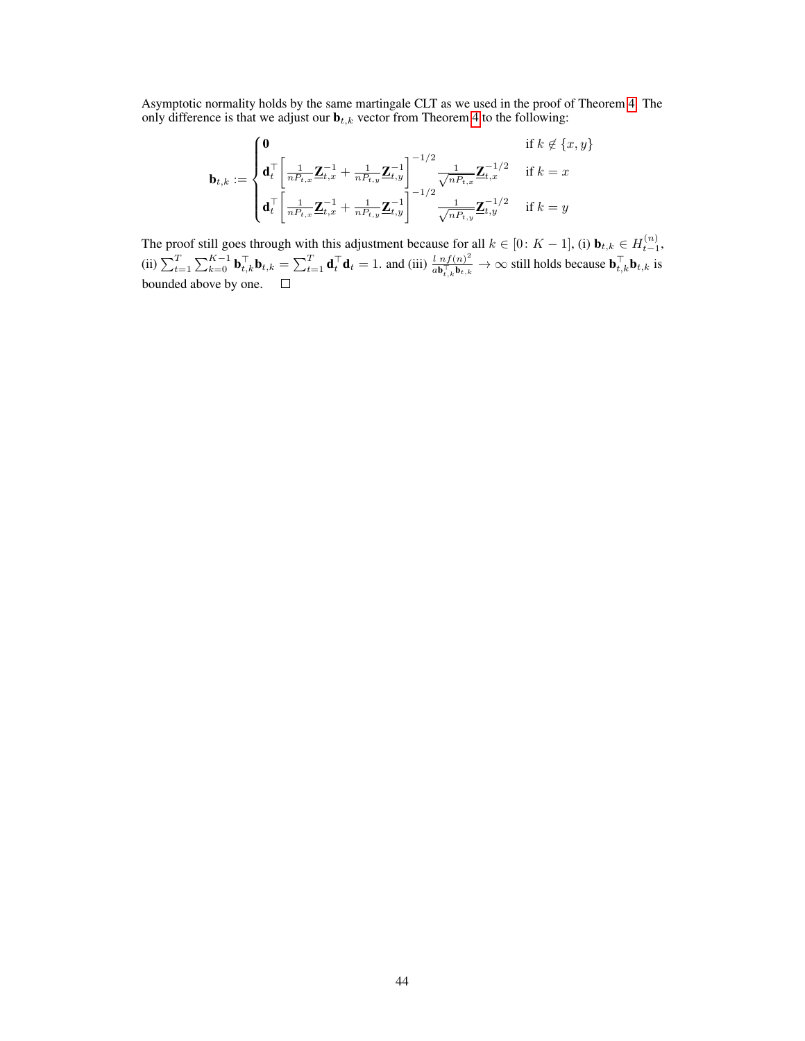Asymptotic normality holds by the same martingale CLT as we used in the proof of Theorem 4. The only difference is that we adjust our $\mathbf{b}_{t,k}$ vector from Theorem 4 to the following:

$$
\mathbf{b}_{t,k} := \begin{cases} \mathbf{0} & \text{if } k \notin \{x, y\} \\ \mathbf{d}_t^\top \left[ \frac{1}{nP_{t,x}} \underline{\mathbf{Z}}_{t,x}^{-1} + \frac{1}{nP_{t,y}} \underline{\mathbf{Z}}_{t,y}^{-1} \right]^{-1/2} \frac{1}{\sqrt{nP_{t,x}}} \underline{\mathbf{Z}}_{t,x}^{-1/2} & \text{if } k = x \\ \mathbf{d}_t^\top \left[ \frac{1}{nP_{t,x}} \underline{\mathbf{Z}}_{t,x}^{-1} + \frac{1}{nP_{t,y}} \underline{\mathbf{Z}}_{t,y}^{-1} \right]^{-1/2} \frac{1}{\sqrt{nP_{t,y}}} \underline{\mathbf{Z}}_{t,y}^{-1/2} & \text{if } k = y \end{cases}
$$

The proof still goes through with this adjustment because for all $k \in [0\colon K-1]$, (i) $\mathbf{b}_{t,k} \in H_{t-1}^{(n)}$, (ii) $\sum_{t=1}^{T} \sum_{k=0}^{K-1} \mathbf{b}_{t,k}^\top \mathbf{b}_{t,k} = \sum_{t=1}^{T} \mathbf{d}_t^\top \mathbf{d}_t = 1$. and (iii) $\frac{l \, nf(n)^2}{a \mathbf{b}_{t,k}^\top \mathbf{b}_{t,k}} \to \infty$ still holds because $\mathbf{b}_{t,k}^\top \mathbf{b}_{t,k}$ is bounded above by one. $\square$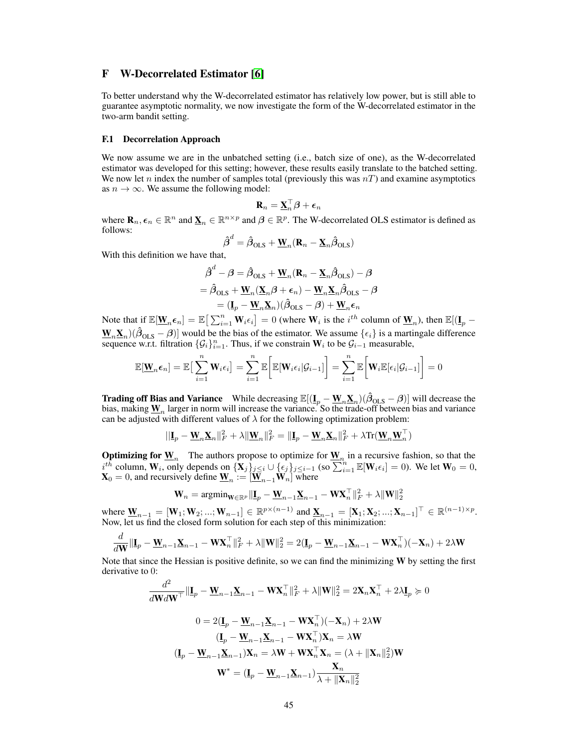# F W-Decorrelated Estimator [6]

To better understand why the W-decorrelated estimator has relatively low power, but is still able to guarantee asymptotic normality, we now investigate the form of the W-decorrelated estimator in the two-arm bandit setting.

## F.1 Decorrelation Approach

We now assume we are in the unbatched setting (i.e., batch size of one), as the W-decorrelated estimator was developed for this setting; however, these results easily translate to the batched setting. We now let $n$ index the number of samples total (previously this was $nT$) and examine asymptotics as $n \to \infty$. We assume the following model:

$$\mathbf{R}_n = \underline{\mathbf{X}}_n^\top \boldsymbol{\beta} + \boldsymbol{\epsilon}_n$$

where $\mathbf{R}_n, \boldsymbol{\epsilon}_n \in \mathbb{R}^n$ and $\underline{\mathbf{X}}_n \in \mathbb{R}^{n \times p}$ and $\boldsymbol{\beta} \in \mathbb{R}^p$. The W-decorrelated OLS estimator is defined as follows:

$$\hat{\boldsymbol{\beta}}^d = \hat{\boldsymbol{\beta}}_{\text{OLS}} + \underline{\mathbf{W}}_n (\mathbf{R}_n - \underline{\mathbf{X}}_n \hat{\boldsymbol{\beta}}_{\text{OLS}})$$

With this definition we have that,

$$\begin{aligned}
\hat{\boldsymbol{\beta}}^d - \boldsymbol{\beta} &= \hat{\boldsymbol{\beta}}_{\text{OLS}} + \underline{\mathbf{W}}_n (\mathbf{R}_n - \underline{\mathbf{X}}_n \hat{\boldsymbol{\beta}}_{\text{OLS}}) - \boldsymbol{\beta} \\
&= \hat{\boldsymbol{\beta}}_{\text{OLS}} + \underline{\mathbf{W}}_n (\underline{\mathbf{X}}_n \boldsymbol{\beta} + \boldsymbol{\epsilon}_n) - \underline{\mathbf{W}}_n \underline{\mathbf{X}}_n \hat{\boldsymbol{\beta}}_{\text{OLS}} - \boldsymbol{\beta} \\
&= (\underline{\mathbf{I}}_p - \underline{\mathbf{W}}_n \underline{\mathbf{X}}_n)(\hat{\boldsymbol{\beta}}_{\text{OLS}} - \boldsymbol{\beta}) + \underline{\mathbf{W}}_n \boldsymbol{\epsilon}_n
\end{aligned}$$

Note that if $\mathbb{E}[\underline{\mathbf{W}}_n \boldsymbol{\epsilon}_n] = \mathbb{E}\big[\sum_{i=1}^n \mathbf{W}_i \epsilon_i\big] = 0$ (where $\mathbf{W}_i$ is the $i^{th}$ column of $\underline{\mathbf{W}}_n$), then $\mathbb{E}[(\underline{\mathbf{I}}_p - \underline{\mathbf{W}}_n \underline{\mathbf{X}}_n)(\hat{\boldsymbol{\beta}}_{\text{OLS}} - \boldsymbol{\beta})]$ would be the bias of the estimator. We assume $\{\epsilon_i\}$ is a martingale difference sequence w.r.t. filtration $\{\mathcal{G}_i\}_{i=1}^n$. Thus, if we constrain $\mathbf{W}_i$ to be $\mathcal{G}_{i-1}$ measurable,

$$\mathbb{E}[\underline{\mathbf{W}}_n \boldsymbol{\epsilon}_n] = \mathbb{E}\big[\sum_{i=1}^n \mathbf{W}_i \epsilon_i\big] = \sum_{i=1}^n \mathbb{E}\bigg[\mathbb{E}[\mathbf{W}_i \epsilon_i | \mathcal{G}_{i-1}]\bigg] = \sum_{i=1}^n \mathbb{E}\bigg[\mathbf{W}_i \mathbb{E}[\epsilon_i | \mathcal{G}_{i-1}]\bigg] = 0$$

**Trading off Bias and Variance** While decreasing $\mathbb{E}[(\underline{\mathbf{I}}_p - \underline{\mathbf{W}}_n \underline{\mathbf{X}}_n)(\hat{\boldsymbol{\beta}}_{\text{OLS}} - \boldsymbol{\beta})]$ will decrease the bias, making $\underline{\mathbf{W}}_n$ larger in norm will increase the variance. So the trade-off between bias and variance can be adjusted with different values of $\lambda$ for the following optimization problem:

$$||\underline{\mathbf{I}}_p - \underline{\mathbf{W}}_n \underline{\mathbf{X}}_n\|_F^2 + \lambda \|\underline{\mathbf{W}}_n\|_F^2 = \|\underline{\mathbf{I}}_p - \underline{\mathbf{W}}_n \underline{\mathbf{X}}_n\|_F^2 + \lambda \text{Tr}(\underline{\mathbf{W}}_n \underline{\mathbf{W}}_n^\top)$$

**Optimizing for $\underline{\mathbf{W}}_n$** The authors propose to optimize for $\underline{\mathbf{W}}_n$ in a recursive fashion, so that the $i^{th}$ column, $\mathbf{W}_i$, only depends on $\{\mathbf{X}_j\}_{j \leq i} \cup \{\epsilon_j\}_{j \leq i-1}$ (so $\sum_{i=1}^n \mathbb{E}[\mathbf{W}_i \epsilon_i] = 0$). We let $\mathbf{W}_0 = 0$, $\mathbf{X}_0 = 0$, and recursively define $\underline{\mathbf{W}}_n := [\underline{\mathbf{W}}_{n-1} \mathbf{W}_n]$ where

$$\mathbf{W}_n = \text{argmin}_{\mathbf{W} \in \mathbb{R}^p} \|\underline{\mathbf{I}}_p - \underline{\mathbf{W}}_{n-1} \underline{\mathbf{X}}_{n-1} - \mathbf{W} \mathbf{X}_n^\top\|_F^2 + \lambda \|\mathbf{W}\|_2^2$$

where $\underline{\mathbf{W}}_{n-1} = [\mathbf{W}_1; \mathbf{W}_2; ...; \mathbf{W}_{n-1}] \in \mathbb{R}^{p \times (n-1)}$ and $\underline{\mathbf{X}}_{n-1} = [\mathbf{X}_1; \mathbf{X}_2; ...; \mathbf{X}_{n-1}]^\top \in \mathbb{R}^{(n-1) \times p}$. Now, let us find the closed form solution for each step of this minimization:

$$\frac{d}{d\mathbf{W}} \|\underline{\mathbf{I}}_p - \underline{\mathbf{W}}_{n-1} \underline{\mathbf{X}}_{n-1} - \mathbf{W} \mathbf{X}_n^\top\|_F^2 + \lambda \|\mathbf{W}\|_2^2 = 2(\underline{\mathbf{I}}_p - \underline{\mathbf{W}}_{n-1} \underline{\mathbf{X}}_{n-1} - \mathbf{W} \mathbf{X}_n^\top)(-\mathbf{X}_n) + 2\lambda \mathbf{W}$$

Note that since the Hessian is positive definite, so we can find the minimizing $\mathbf{W}$ by setting the first derivative to 0:

$$\frac{d^2}{d\mathbf{W} d\mathbf{W}^\top} \|\underline{\mathbf{I}}_p - \underline{\mathbf{W}}_{n-1} \underline{\mathbf{X}}_{n-1} - \mathbf{W} \mathbf{X}_n^\top\|_F^2 + \lambda \|\mathbf{W}\|_2^2 = 2\mathbf{X}_n \mathbf{X}_n^\top + 2\lambda \underline{\mathbf{I}}_p \succcurlyeq 0$$

$$\begin{aligned}
0 &= 2(\underline{\mathbf{I}}_p - \underline{\mathbf{W}}_{n-1} \underline{\mathbf{X}}_{n-1} - \mathbf{W} \mathbf{X}_n^\top)(-\mathbf{X}_n) + 2\lambda \mathbf{W} \\
(\underline{\mathbf{I}}_p &- \underline{\mathbf{W}}_{n-1} \underline{\mathbf{X}}_{n-1} - \mathbf{W} \mathbf{X}_n^\top)\mathbf{X}_n = \lambda \mathbf{W} \\
(\underline{\mathbf{I}}_p &- \underline{\mathbf{W}}_{n-1} \underline{\mathbf{X}}_{n-1})\mathbf{X}_n = \lambda \mathbf{W} + \mathbf{W} \mathbf{X}_n^\top \mathbf{X}_n = (\lambda + \|\mathbf{X}_n\|_2^2)\mathbf{W} \\
\mathbf{W}^* &= (\underline{\mathbf{I}}_p - \underline{\mathbf{W}}_{n-1} \underline{\mathbf{X}}_{n-1}) \frac{\mathbf{X}_n}{\lambda + \|\mathbf{X}_n\|_2^2}
\end{aligned}$$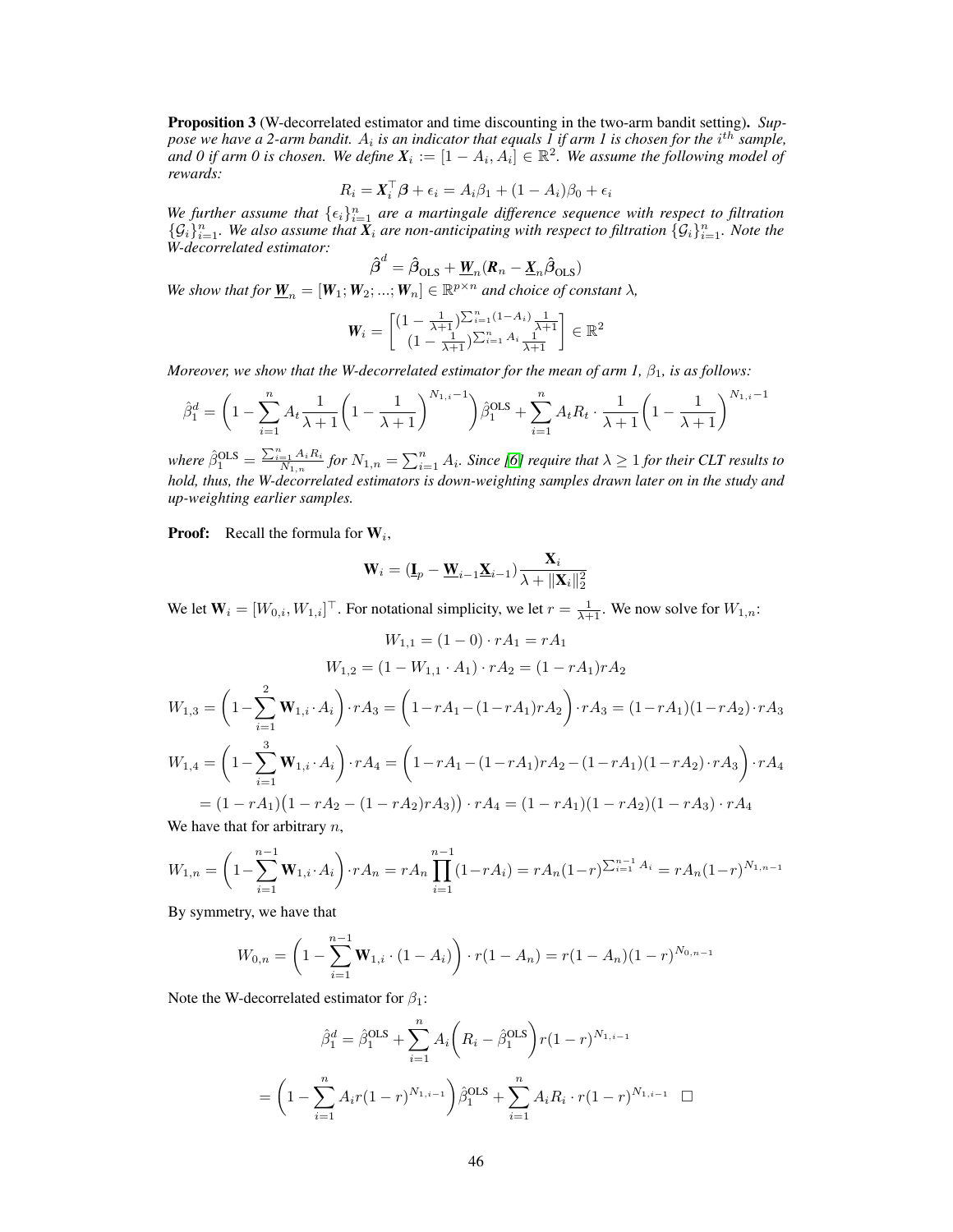**Proposition 3** (W-decorrelated estimator and time discounting in the two-arm bandit setting)**.** *Suppose we have a 2-arm bandit. $A_i$ is an indicator that equals 1 if arm 1 is chosen for the $i^{th}$ sample, and 0 if arm 0 is chosen. We define $\boldsymbol{X}_i := [1 - A_i, A_i] \in \mathbb{R}^2$. We assume the following model of rewards:*

$$R_i = \boldsymbol{X}_i^\top \boldsymbol{\beta} + \epsilon_i = A_i \beta_1 + (1 - A_i)\beta_0 + \epsilon_i$$

*We further assume that $\{\epsilon_i\}_{i=1}^n$ are a martingale difference sequence with respect to filtration $\{\mathcal{G}_i\}_{i=1}^n$. We also assume that $\boldsymbol{X}_i$ are non-anticipating with respect to filtration $\{\mathcal{G}_i\}_{i=1}^n$. Note the W-decorrelated estimator:*

$$\hat{\boldsymbol{\beta}}^d = \hat{\boldsymbol{\beta}}_{\text{OLS}} + \underline{\boldsymbol{W}}_n(\boldsymbol{R}_n - \underline{\boldsymbol{X}}_n \hat{\boldsymbol{\beta}}_{\text{OLS}})$$

*We show that for $\underline{\boldsymbol{W}}_n = [\boldsymbol{W}_1; \boldsymbol{W}_2; ...; \boldsymbol{W}_n] \in \mathbb{R}^{p \times n}$ and choice of constant $\lambda$,*

$$\boldsymbol{W}_i = \begin{bmatrix} (1 - \frac{1}{\lambda+1})^{\sum_{i=1}^n (1-A_i)} \frac{1}{\lambda+1} \\ (1 - \frac{1}{\lambda+1})^{\sum_{i=1}^n A_i} \frac{1}{\lambda+1} \end{bmatrix} \in \mathbb{R}^2$$

*Moreover, we show that the W-decorrelated estimator for the mean of arm 1, $\beta_1$, is as follows:*

$$\hat{\beta}_1^d = \left(1 - \sum_{i=1}^n A_t \frac{1}{\lambda+1}\left(1 - \frac{1}{\lambda+1}\right)^{N_{1,i}-1}\right)\hat{\beta}_1^{\text{OLS}} + \sum_{i=1}^n A_t R_t \cdot \frac{1}{\lambda+1}\left(1 - \frac{1}{\lambda+1}\right)^{N_{1,i}-1}$$

*where $\hat{\beta}_1^{\text{OLS}} = \frac{\sum_{i=1}^n A_i R_i}{N_{1,n}}$ for $N_{1,n} = \sum_{i=1}^n A_i$. Since [6] require that $\lambda \geq 1$ for their CLT results to hold, thus, the W-decorrelated estimators is down-weighting samples drawn later on in the study and up-weighting earlier samples.*

**Proof:** Recall the formula for $\mathbf{W}_i$,

$$\mathbf{W}_i = (\underline{\mathbf{I}}_p - \underline{\mathbf{W}}_{i-1}\underline{\mathbf{X}}_{i-1})\frac{\mathbf{X}_i}{\lambda + \|\mathbf{X}_i\|_2^2}$$

We let $\mathbf{W}_i = [W_{0,i}, W_{1,i}]^\top$. For notational simplicity, we let $r = \frac{1}{\lambda+1}$. We now solve for $W_{1,n}$:

$$W_{1,1} = (1 - 0) \cdot rA_1 = rA_1$$

$$W_{1,2} = (1 - W_{1,1} \cdot A_1) \cdot rA_2 = (1 - rA_1)rA_2$$

$$W_{1,3} = \left(1 - \sum_{i=1}^2 \mathbf{W}_{1,i} \cdot A_i\right) \cdot rA_3 = \left(1 - rA_1 - (1 - rA_1)rA_2\right) \cdot rA_3 = (1 - rA_1)(1 - rA_2) \cdot rA_3$$

$$W_{1,4} = \left(1 - \sum_{i=1}^3 \mathbf{W}_{1,i} \cdot A_i\right) \cdot rA_4 = \left(1 - rA_1 - (1 - rA_1)rA_2 - (1 - rA_1)(1 - rA_2) \cdot rA_3\right) \cdot rA_4$$

$$= (1 - rA_1)\big(1 - rA_2 - (1 - rA_2)rA_3)\big) \cdot rA_4 = (1 - rA_1)(1 - rA_2)(1 - rA_3) \cdot rA_4$$

We have that for arbitrary $n$,

$$W_{1,n} = \left(1 - \sum_{i=1}^{n-1} \mathbf{W}_{1,i} \cdot A_i\right) \cdot rA_n = rA_n \prod_{i=1}^{n-1}(1 - rA_i) = rA_n(1 - r)^{\sum_{i=1}^{n-1} A_i} = rA_n(1 - r)^{N_{1,n-1}}$$

By symmetry, we have that

$$W_{0,n} = \left(1 - \sum_{i=1}^{n-1} \mathbf{W}_{1,i} \cdot (1 - A_i)\right) \cdot r(1 - A_n) = r(1 - A_n)(1 - r)^{N_{0,n-1}}$$

Note the W-decorrelated estimator for $\beta_1$:

$$\hat{\beta}_1^d = \hat{\beta}_1^{\text{OLS}} + \sum_{i=1}^n A_i \left(R_i - \hat{\beta}_1^{\text{OLS}}\right) r(1 - r)^{N_{1,i-1}}$$

$$= \left(1 - \sum_{i=1}^n A_i r(1 - r)^{N_{1,i-1}}\right)\hat{\beta}_1^{\text{OLS}} + \sum_{i=1}^n A_i R_i \cdot r(1 - r)^{N_{1,i-1}} \quad \square$$